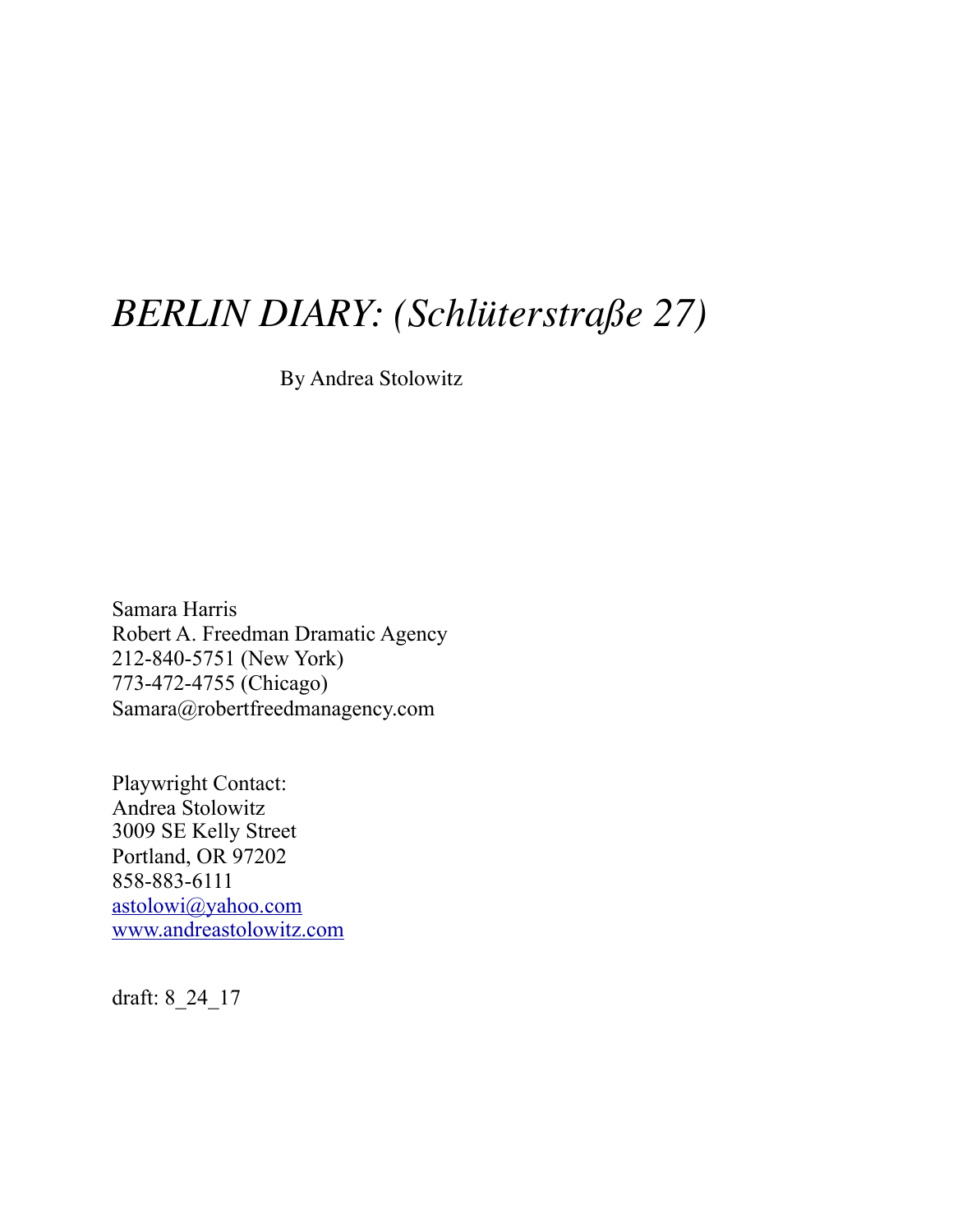# *BERLIN DIARY: (Schlüterstraße 27)*

By Andrea Stolowitz

Samara Harris
Robert A. Freedman Dramatic Agency
212-840-5751 (New York)
773-472-4755 (Chicago)
Samara@robertfreedmanagency.com

Playwright Contact:
Andrea Stolowitz
3009 SE Kelly Street
Portland, OR 97202
858-883-6111
astolowi@yahoo.com
www.andreastolowitz.com

draft: 8_24_17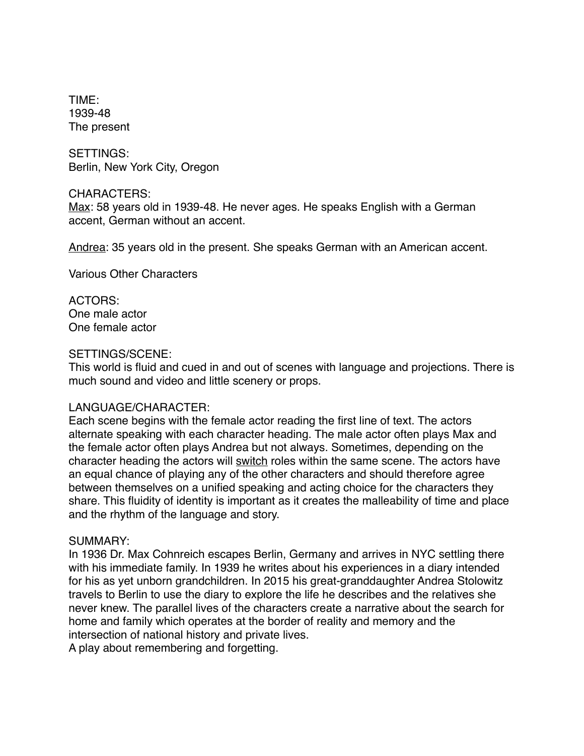TIME:
1939-48
The present

SETTINGS:
Berlin, New York City, Oregon

CHARACTERS:
Max: 58 years old in 1939-48. He never ages. He speaks English with a German accent, German without an accent.

Andrea: 35 years old in the present. She speaks German with an American accent.

Various Other Characters

ACTORS:
One male actor
One female actor

SETTINGS/SCENE:
This world is fluid and cued in and out of scenes with language and projections. There is much sound and video and little scenery or props.

LANGUAGE/CHARACTER:
Each scene begins with the female actor reading the first line of text. The actors alternate speaking with each character heading. The male actor often plays Max and the female actor often plays Andrea but not always. Sometimes, depending on the character heading the actors will switch roles within the same scene. The actors have an equal chance of playing any of the other characters and should therefore agree between themselves on a unified speaking and acting choice for the characters they share. This fluidity of identity is important as it creates the malleability of time and place and the rhythm of the language and story.

SUMMARY:
In 1936 Dr. Max Cohnreich escapes Berlin, Germany and arrives in NYC settling there with his immediate family. In 1939 he writes about his experiences in a diary intended for his as yet unborn grandchildren. In 2015 his great-granddaughter Andrea Stolowitz travels to Berlin to use the diary to explore the life he describes and the relatives she never knew. The parallel lives of the characters create a narrative about the search for home and family which operates at the border of reality and memory and the intersection of national history and private lives.
A play about remembering and forgetting.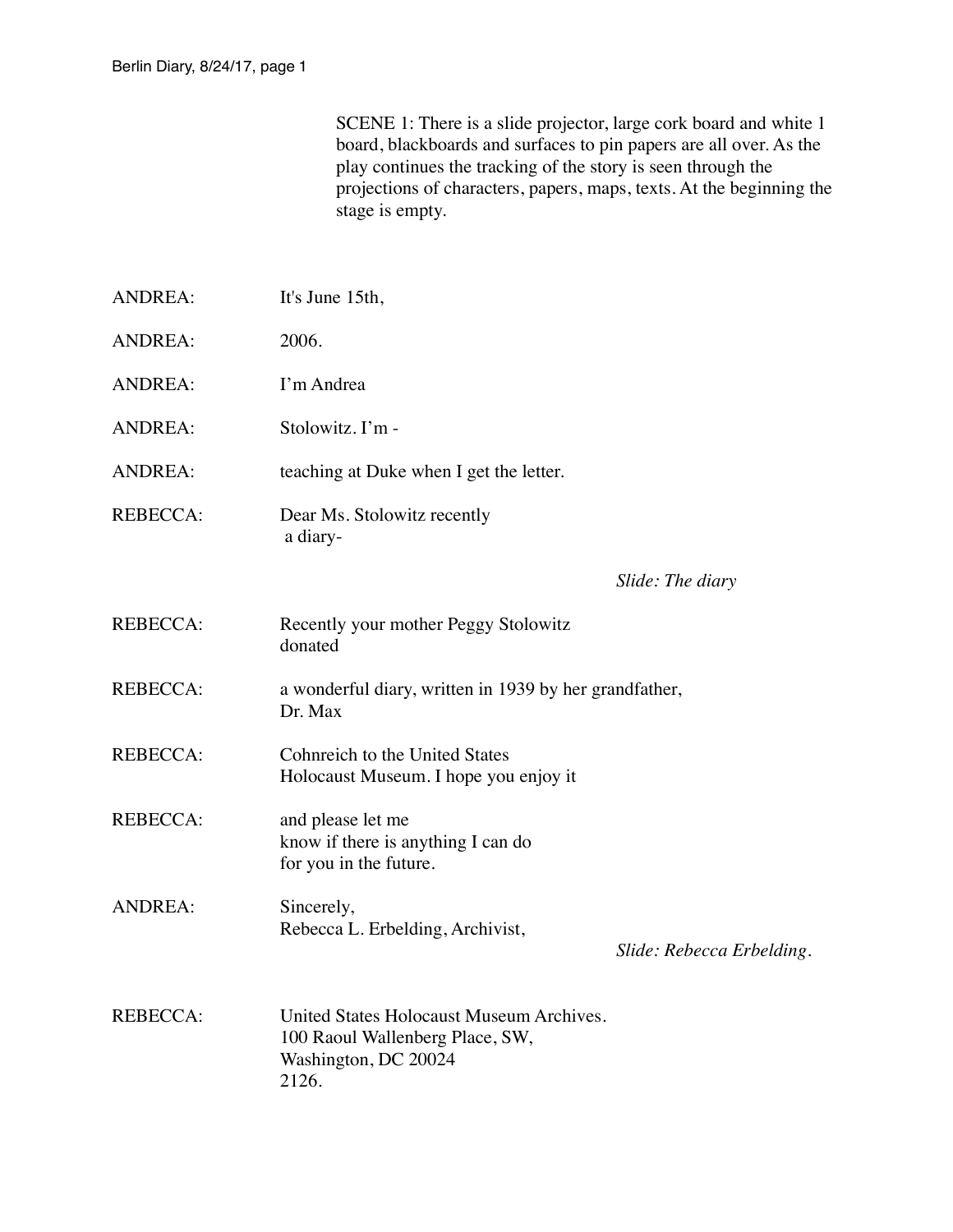SCENE 1: There is a slide projector, large cork board and white 1 board, blackboards and surfaces to pin papers are all over. As the play continues the tracking of the story is seen through the projections of characters, papers, maps, texts. At the beginning the stage is empty.

ANDREA: It's June 15th,

ANDREA: 2006.

ANDREA: I'm Andrea

ANDREA: Stolowitz. I'm -

ANDREA: teaching at Duke when I get the letter.

REBECCA: Dear Ms. Stolowitz recently
a diary-

*Slide: The diary*

REBECCA: Recently your mother Peggy Stolowitz
donated

REBECCA: a wonderful diary, written in 1939 by her grandfather,
Dr. Max

REBECCA: Cohnreich to the United States
Holocaust Museum. I hope you enjoy it

REBECCA: and please let me
know if there is anything I can do
for you in the future.

ANDREA: Sincerely,
Rebecca L. Erbelding, Archivist,

*Slide: Rebecca Erbelding.*

REBECCA: United States Holocaust Museum Archives.
100 Raoul Wallenberg Place, SW,
Washington, DC 20024
2126.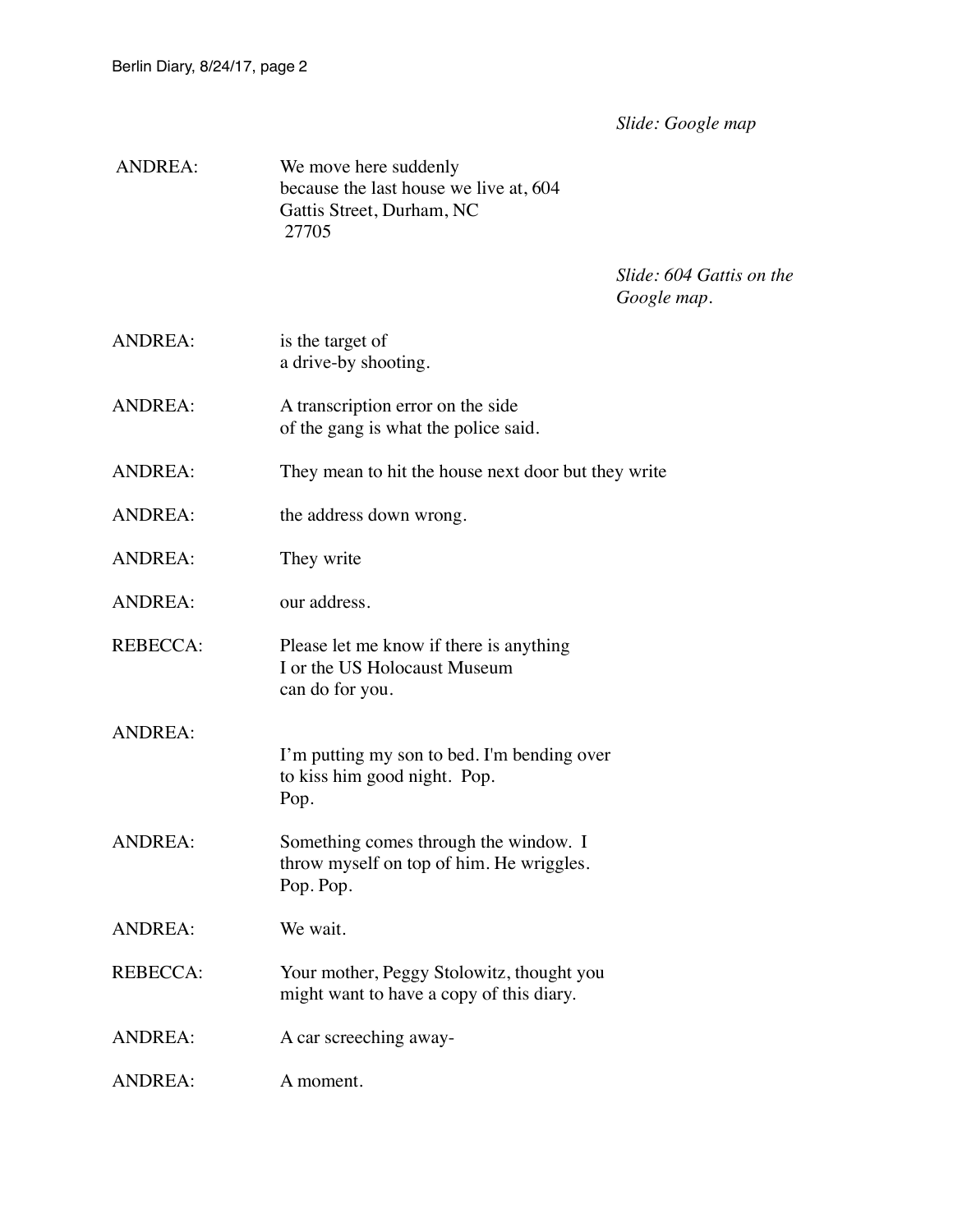*Slide: Google map*

ANDREA: We move here suddenly
because the last house we live at, 604
Gattis Street, Durham, NC
27705

*Slide: 604 Gattis on the Google map.*

ANDREA: is the target of
a drive-by shooting.

ANDREA: A transcription error on the side
of the gang is what the police said.

ANDREA: They mean to hit the house next door but they write

ANDREA: the address down wrong.

ANDREA: They write

ANDREA: our address.

REBECCA: Please let me know if there is anything
I or the US Holocaust Museum
can do for you.

ANDREA: I'm putting my son to bed. I'm bending over
to kiss him good night. Pop.
Pop.

ANDREA: Something comes through the window. I
throw myself on top of him. He wriggles.
Pop. Pop.

ANDREA: We wait.

REBECCA: Your mother, Peggy Stolowitz, thought you
might want to have a copy of this diary.

ANDREA: A car screeching away-

ANDREA: A moment.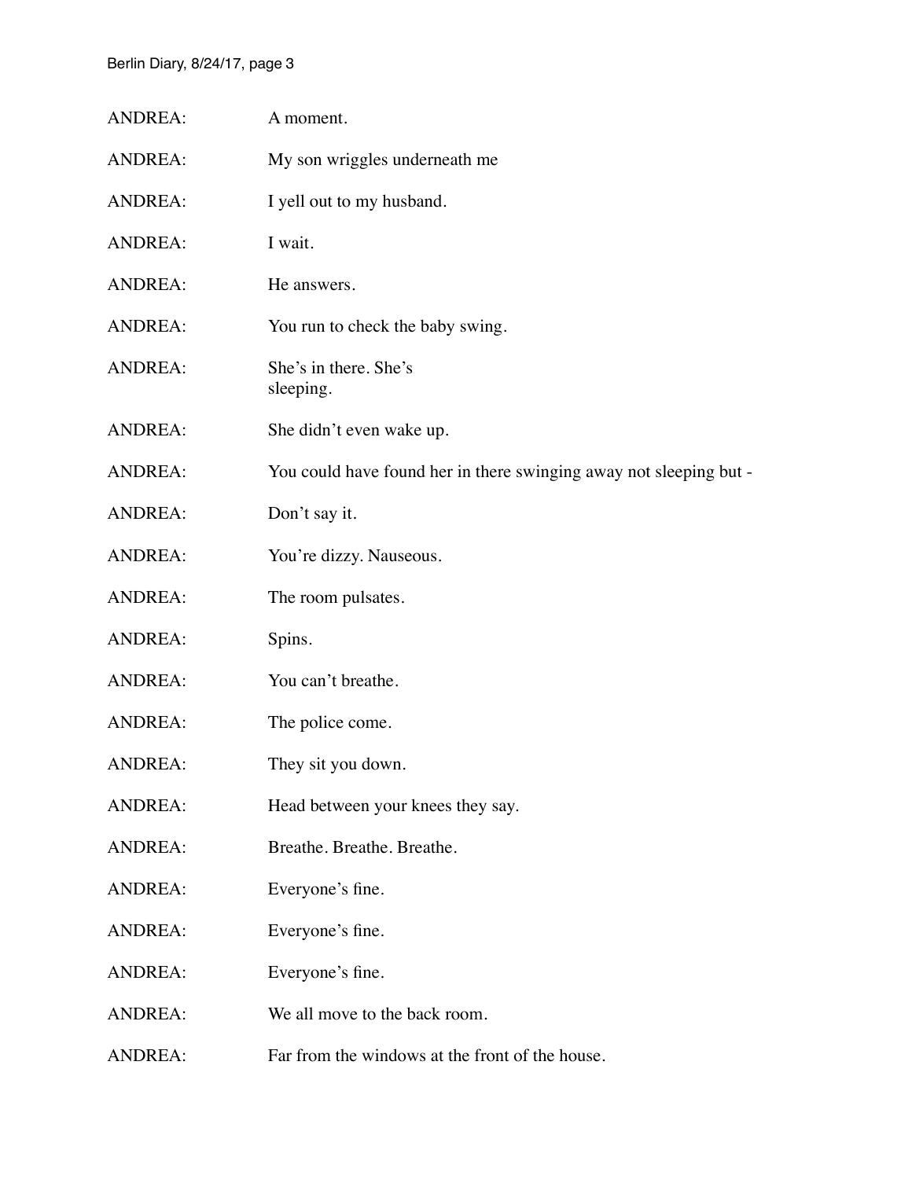ANDREA: A moment.

ANDREA: My son wriggles underneath me

ANDREA: I yell out to my husband.

ANDREA: I wait.

ANDREA: He answers.

ANDREA: You run to check the baby swing.

ANDREA: She's in there. She's
sleeping.

ANDREA: She didn't even wake up.

ANDREA: You could have found her in there swinging away not sleeping but -

ANDREA: Don't say it.

ANDREA: You're dizzy. Nauseous.

ANDREA: The room pulsates.

ANDREA: Spins.

ANDREA: You can't breathe.

ANDREA: The police come.

ANDREA: They sit you down.

ANDREA: Head between your knees they say.

ANDREA: Breathe. Breathe. Breathe.

ANDREA: Everyone's fine.

ANDREA: Everyone's fine.

ANDREA: Everyone's fine.

ANDREA: We all move to the back room.

ANDREA: Far from the windows at the front of the house.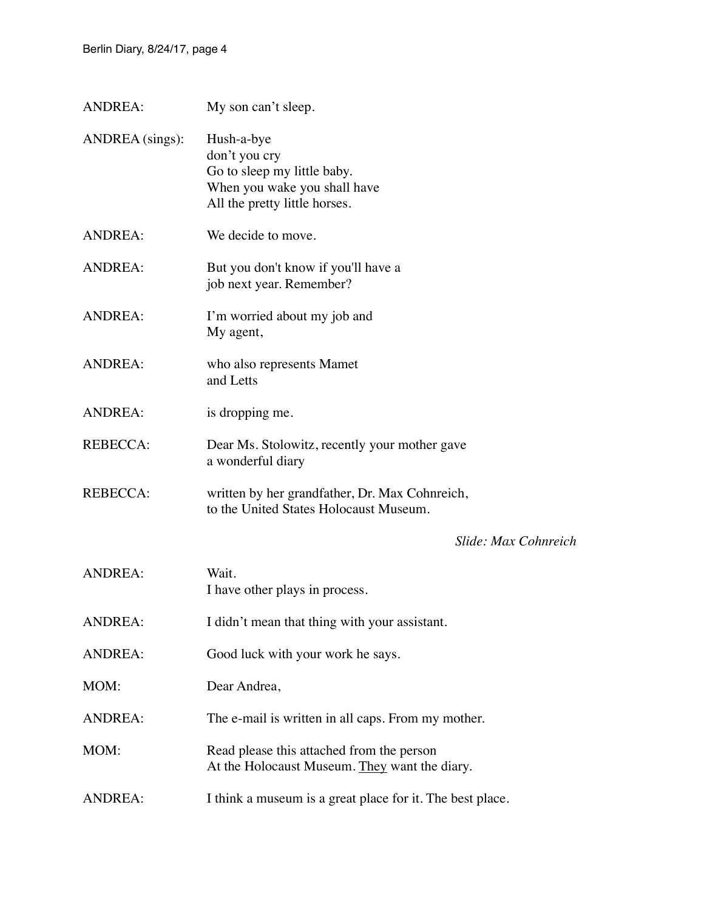ANDREA: My son can't sleep.

ANDREA (sings): Hush-a-bye
don't you cry
Go to sleep my little baby.
When you wake you shall have
All the pretty little horses.

ANDREA: We decide to move.

ANDREA: But you don't know if you'll have a
job next year. Remember?

ANDREA: I'm worried about my job and
My agent,

ANDREA: who also represents Mamet
and Letts

ANDREA: is dropping me.

REBECCA: Dear Ms. Stolowitz, recently your mother gave
a wonderful diary

REBECCA: written by her grandfather, Dr. Max Cohnreich,
to the United States Holocaust Museum.

*Slide: Max Cohnreich*

ANDREA: Wait.
I have other plays in process.

ANDREA: I didn't mean that thing with your assistant.

ANDREA: Good luck with your work he says.

MOM: Dear Andrea,

ANDREA: The e-mail is written in all caps. From my mother.

MOM: Read please this attached from the person
At the Holocaust Museum. <u>They</u> want the diary.

ANDREA: I think a museum is a great place for it. The best place.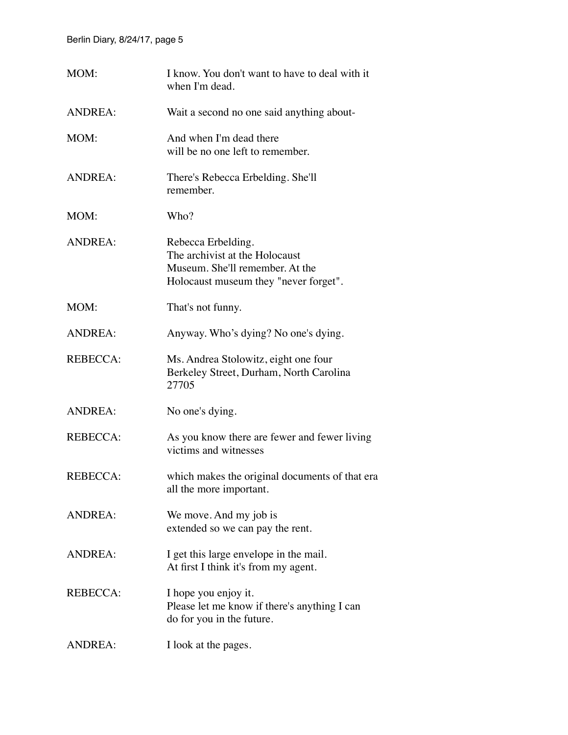MOM: I know. You don't want to have to deal with it when I'm dead.

ANDREA: Wait a second no one said anything about-

MOM: And when I'm dead there will be no one left to remember.

ANDREA: There's Rebecca Erbelding. She'll remember.

MOM: Who?

ANDREA: Rebecca Erbelding. The archivist at the Holocaust Museum. She'll remember. At the Holocaust museum they "never forget".

MOM: That's not funny.

ANDREA: Anyway. Who's dying? No one's dying.

REBECCA: Ms. Andrea Stolowitz, eight one four Berkeley Street, Durham, North Carolina 27705

ANDREA: No one's dying.

REBECCA: As you know there are fewer and fewer living victims and witnesses

REBECCA: which makes the original documents of that era all the more important.

ANDREA: We move. And my job is extended so we can pay the rent.

ANDREA: I get this large envelope in the mail. At first I think it's from my agent.

REBECCA: I hope you enjoy it. Please let me know if there's anything I can do for you in the future.

ANDREA: I look at the pages.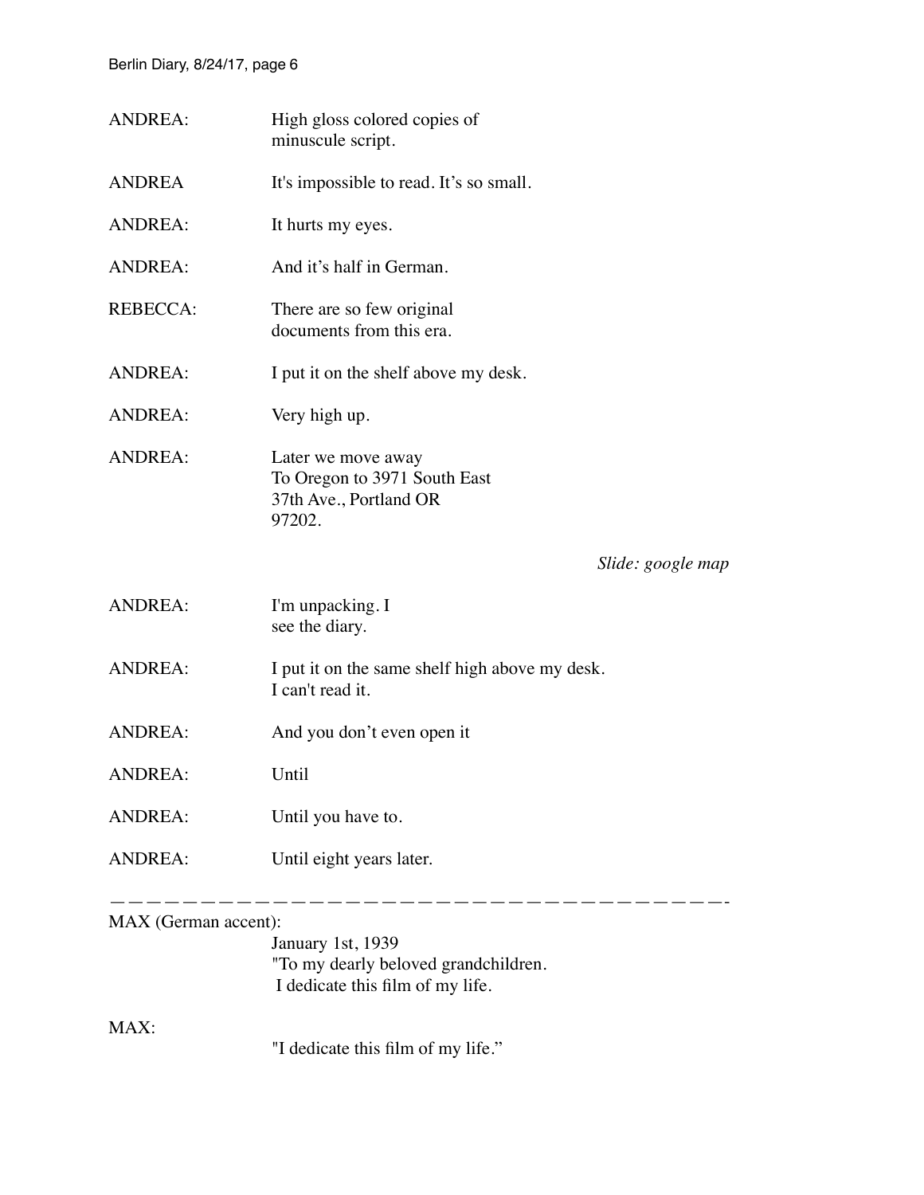ANDREA: High gloss colored copies of
minuscule script.

ANDREA It's impossible to read. It's so small.

ANDREA: It hurts my eyes.

ANDREA: And it's half in German.

REBECCA: There are so few original
documents from this era.

ANDREA: I put it on the shelf above my desk.

ANDREA: Very high up.

ANDREA: Later we move away
To Oregon to 3971 South East
37th Ave., Portland OR
97202.

*Slide: google map*

ANDREA: I'm unpacking. I
see the diary.

ANDREA: I put it on the same shelf high above my desk.
I can't read it.

ANDREA: And you don't even open it

ANDREA: Until

ANDREA: Until you have to.

ANDREA: Until eight years later.

———————————————————————————————————————-

MAX (German accent):
January 1st, 1939
"To my dearly beloved grandchildren.
I dedicate this film of my life.

MAX:
"I dedicate this film of my life."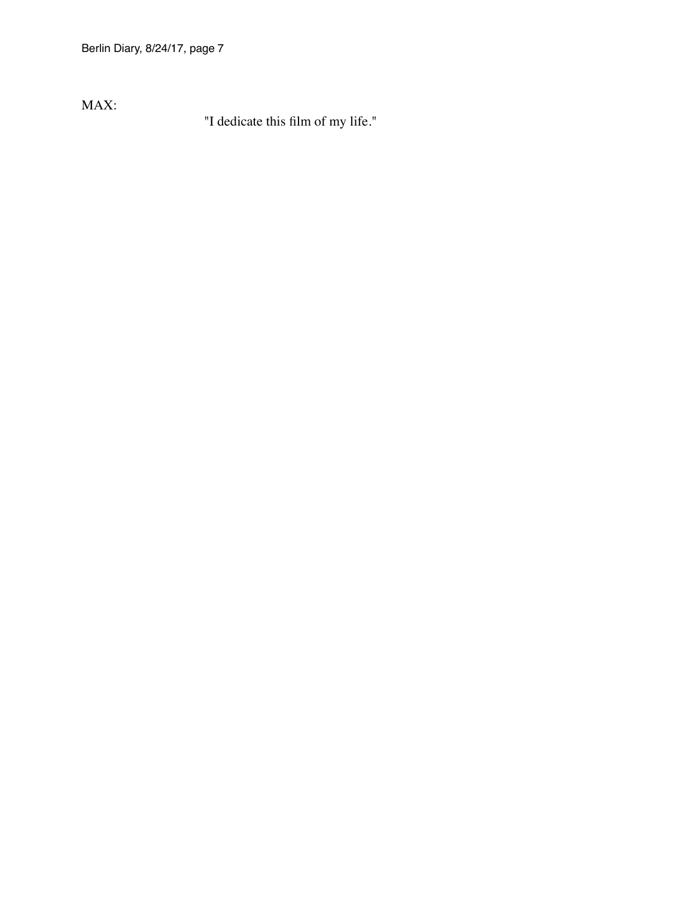MAX:

"I dedicate this film of my life."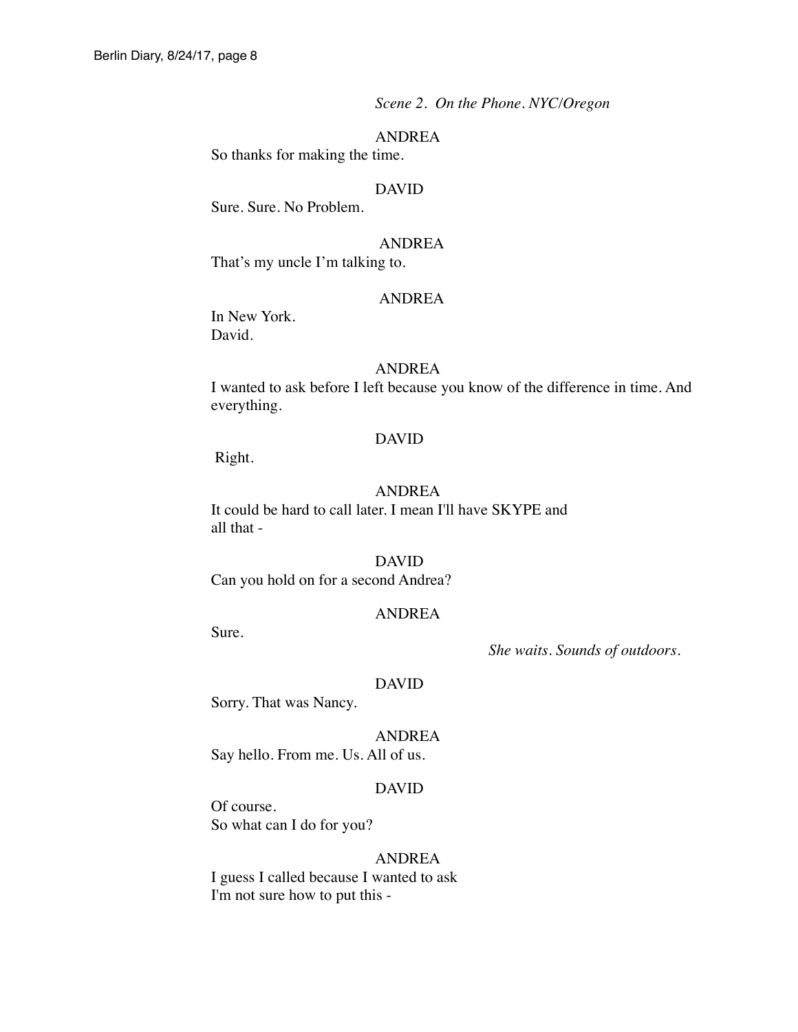*Scene 2. On the Phone. NYC/Oregon*

ANDREA

So thanks for making the time.

DAVID

Sure. Sure. No Problem.

ANDREA

That's my uncle I'm talking to.

ANDREA

In New York.
David.

ANDREA

I wanted to ask before I left because you know of the difference in time. And everything.

DAVID

Right.

ANDREA

It could be hard to call later. I mean I'll have SKYPE and all that -

DAVID

Can you hold on for a second Andrea?

ANDREA

Sure.

*She waits. Sounds of outdoors.*

DAVID

Sorry. That was Nancy.

ANDREA

Say hello. From me. Us. All of us.

DAVID

Of course.
So what can I do for you?

ANDREA

I guess I called because I wanted to ask
I'm not sure how to put this -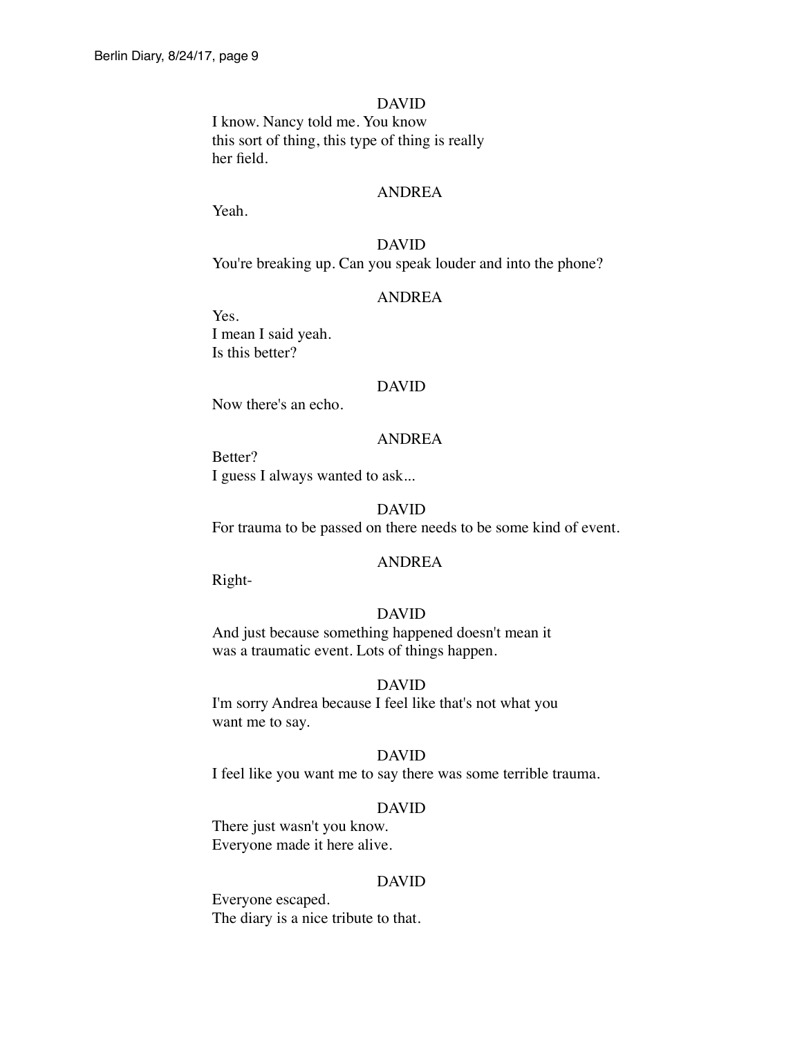DAVID

I know. Nancy told me. You know
this sort of thing, this type of thing is really
her field.

ANDREA

Yeah.

DAVID

You're breaking up. Can you speak louder and into the phone?

ANDREA

Yes.
I mean I said yeah.
Is this better?

DAVID

Now there's an echo.

ANDREA

Better?
I guess I always wanted to ask...

DAVID

For trauma to be passed on there needs to be some kind of event.

ANDREA

Right-

DAVID

And just because something happened doesn't mean it
was a traumatic event. Lots of things happen.

DAVID

I'm sorry Andrea because I feel like that's not what you
want me to say.

DAVID

I feel like you want me to say there was some terrible trauma.

DAVID

There just wasn't you know.
Everyone made it here alive.

DAVID

Everyone escaped.
The diary is a nice tribute to that.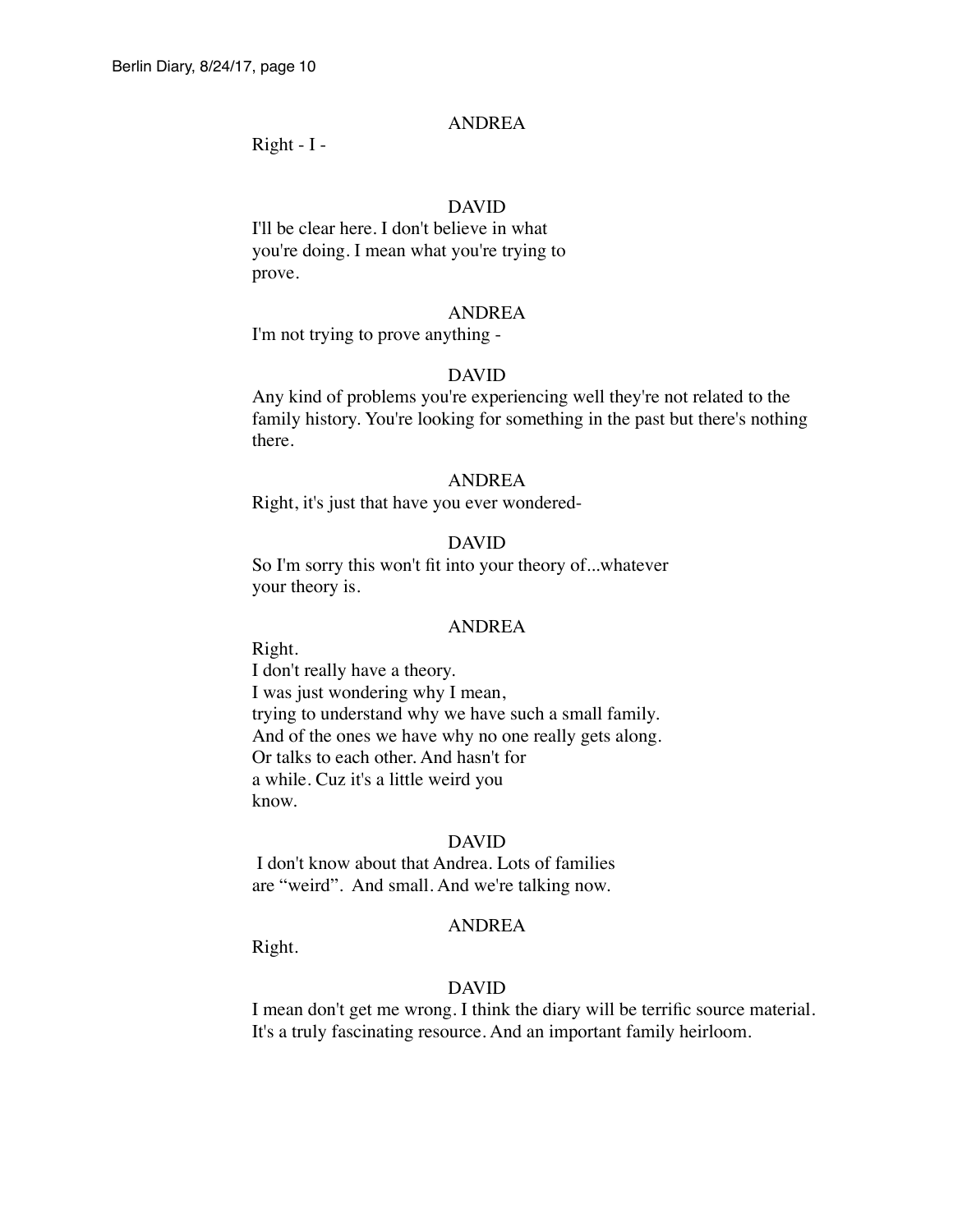ANDREA

Right - I -

DAVID

I'll be clear here. I don't believe in what you're doing. I mean what you're trying to prove.

ANDREA

I'm not trying to prove anything -

DAVID

Any kind of problems you're experiencing well they're not related to the family history. You're looking for something in the past but there's nothing there.

ANDREA

Right, it's just that have you ever wondered-

DAVID

So I'm sorry this won't fit into your theory of...whatever your theory is.

ANDREA

Right.
I don't really have a theory.
I was just wondering why I mean,
trying to understand why we have such a small family.
And of the ones we have why no one really gets along.
Or talks to each other. And hasn't for
a while. Cuz it's a little weird you
know.

DAVID

I don't know about that Andrea. Lots of families are "weird". And small. And we're talking now.

ANDREA

Right.

DAVID

I mean don't get me wrong. I think the diary will be terrific source material. It's a truly fascinating resource. And an important family heirloom.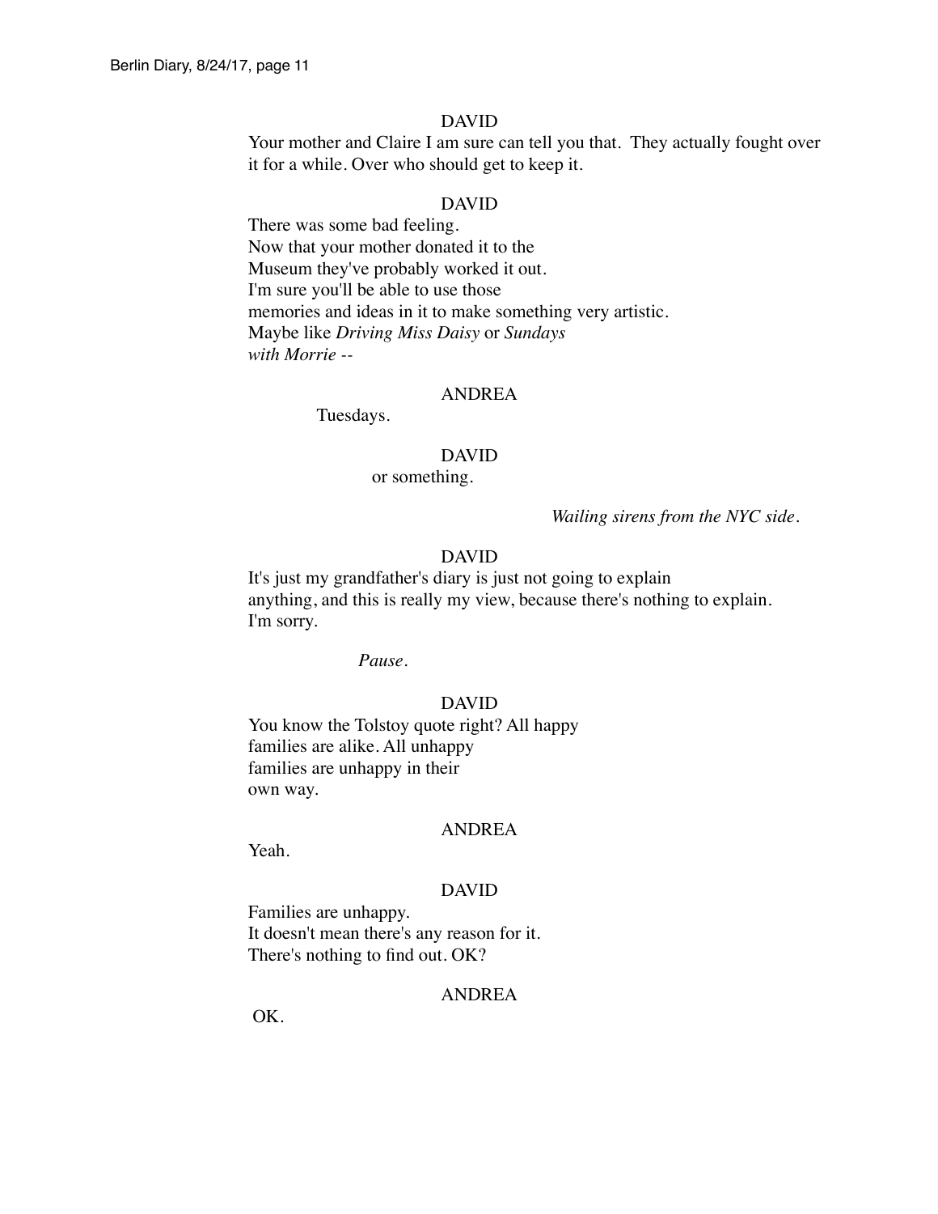DAVID

Your mother and Claire I am sure can tell you that. They actually fought over it for a while. Over who should get to keep it.

DAVID

There was some bad feeling.
Now that your mother donated it to the
Museum they've probably worked it out.
I'm sure you'll be able to use those
memories and ideas in it to make something very artistic.
Maybe like *Driving Miss Daisy* or *Sundays
with Morrie* --

ANDREA

Tuesdays.

DAVID

or something.

*Wailing sirens from the NYC side.*

DAVID

It's just my grandfather's diary is just not going to explain
anything, and this is really my view, because there's nothing to explain.
I'm sorry.

*Pause.*

DAVID

You know the Tolstoy quote right? All happy
families are alike. All unhappy
families are unhappy in their
own way.

ANDREA

Yeah.

DAVID

Families are unhappy.
It doesn't mean there's any reason for it.
There's nothing to find out. OK?

ANDREA

OK.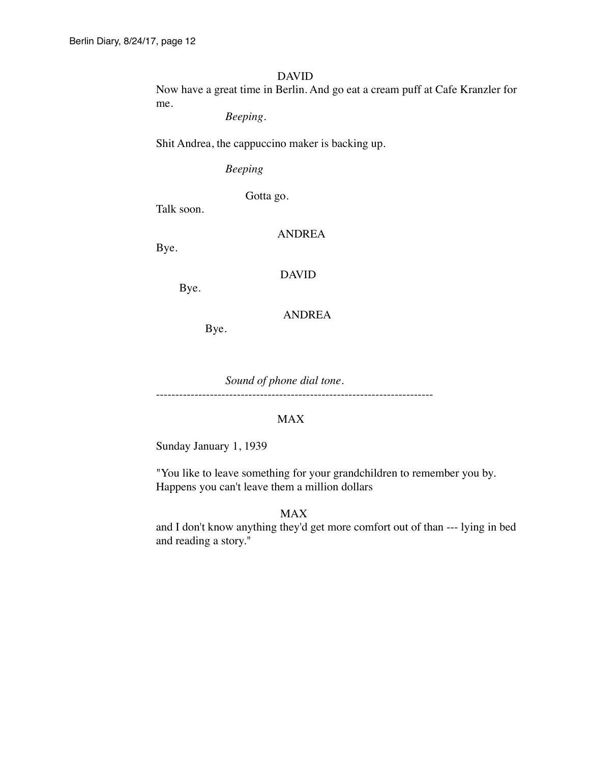DAVID

Now have a great time in Berlin. And go eat a cream puff at Cafe Kranzler for me.

*Beeping.*

Shit Andrea, the cappuccino maker is backing up.

*Beeping*

Gotta go.

Talk soon.

ANDREA

Bye.

DAVID

Bye.

ANDREA

Bye.

*Sound of phone dial tone.*

-----------------------------------------------------------------------

MAX

Sunday January 1, 1939

"You like to leave something for your grandchildren to remember you by. Happens you can't leave them a million dollars

MAX

and I don't know anything they'd get more comfort out of than --- lying in bed and reading a story."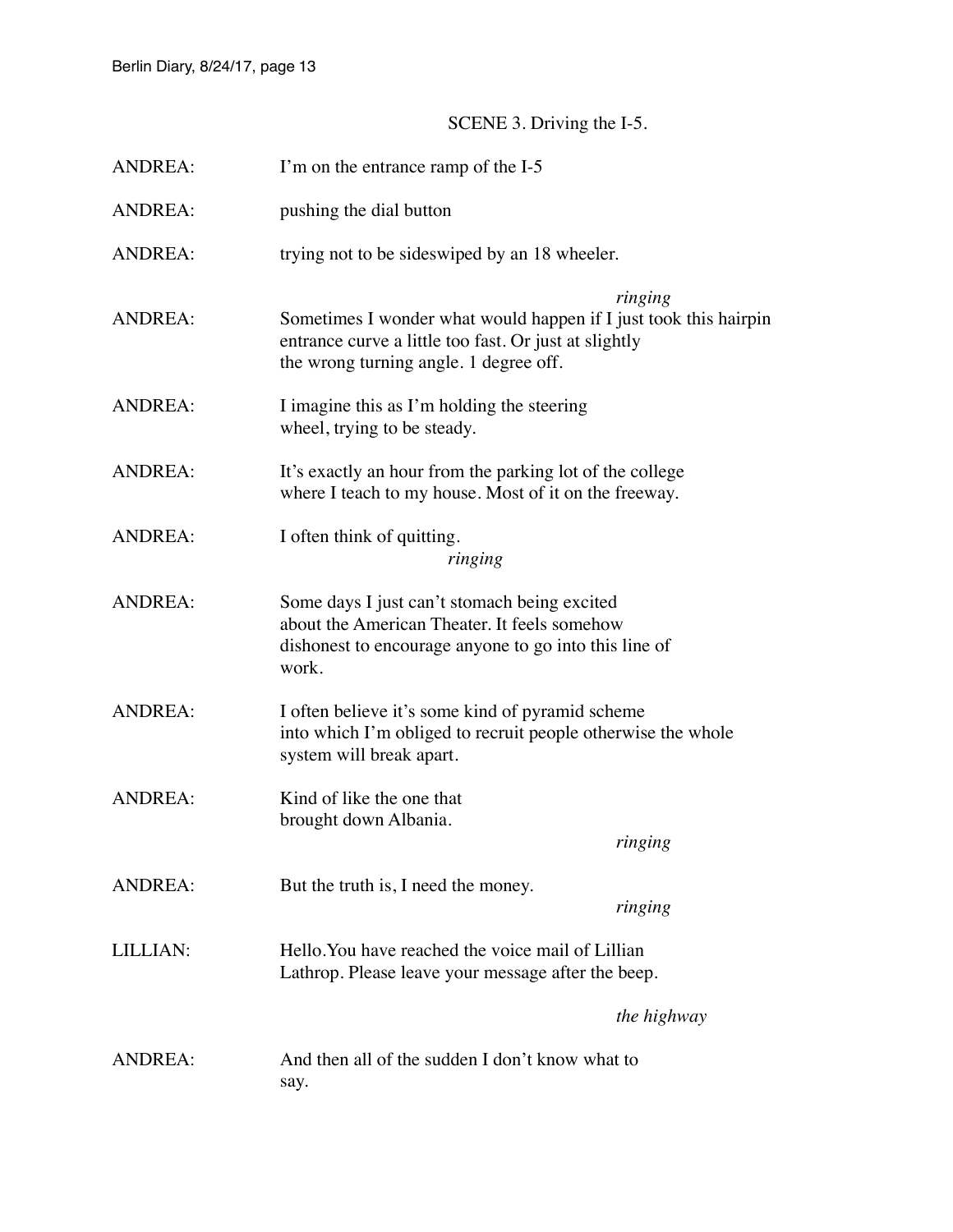SCENE 3. Driving the I-5.

ANDREA: I'm on the entrance ramp of the I-5

ANDREA: pushing the dial button

ANDREA: trying not to be sideswiped by an 18 wheeler.

*ringing*

ANDREA: Sometimes I wonder what would happen if I just took this hairpin entrance curve a little too fast. Or just at slightly the wrong turning angle. 1 degree off.

ANDREA: I imagine this as I'm holding the steering wheel, trying to be steady.

ANDREA: It's exactly an hour from the parking lot of the college where I teach to my house. Most of it on the freeway.

ANDREA: I often think of quitting.

*ringing*

ANDREA: Some days I just can't stomach being excited about the American Theater. It feels somehow dishonest to encourage anyone to go into this line of work.

ANDREA: I often believe it's some kind of pyramid scheme into which I'm obliged to recruit people otherwise the whole system will break apart.

ANDREA: Kind of like the one that brought down Albania.

*ringing*

ANDREA: But the truth is, I need the money.

*ringing*

LILLIAN: Hello.You have reached the voice mail of Lillian Lathrop. Please leave your message after the beep.

*the highway*

ANDREA: And then all of the sudden I don't know what to say.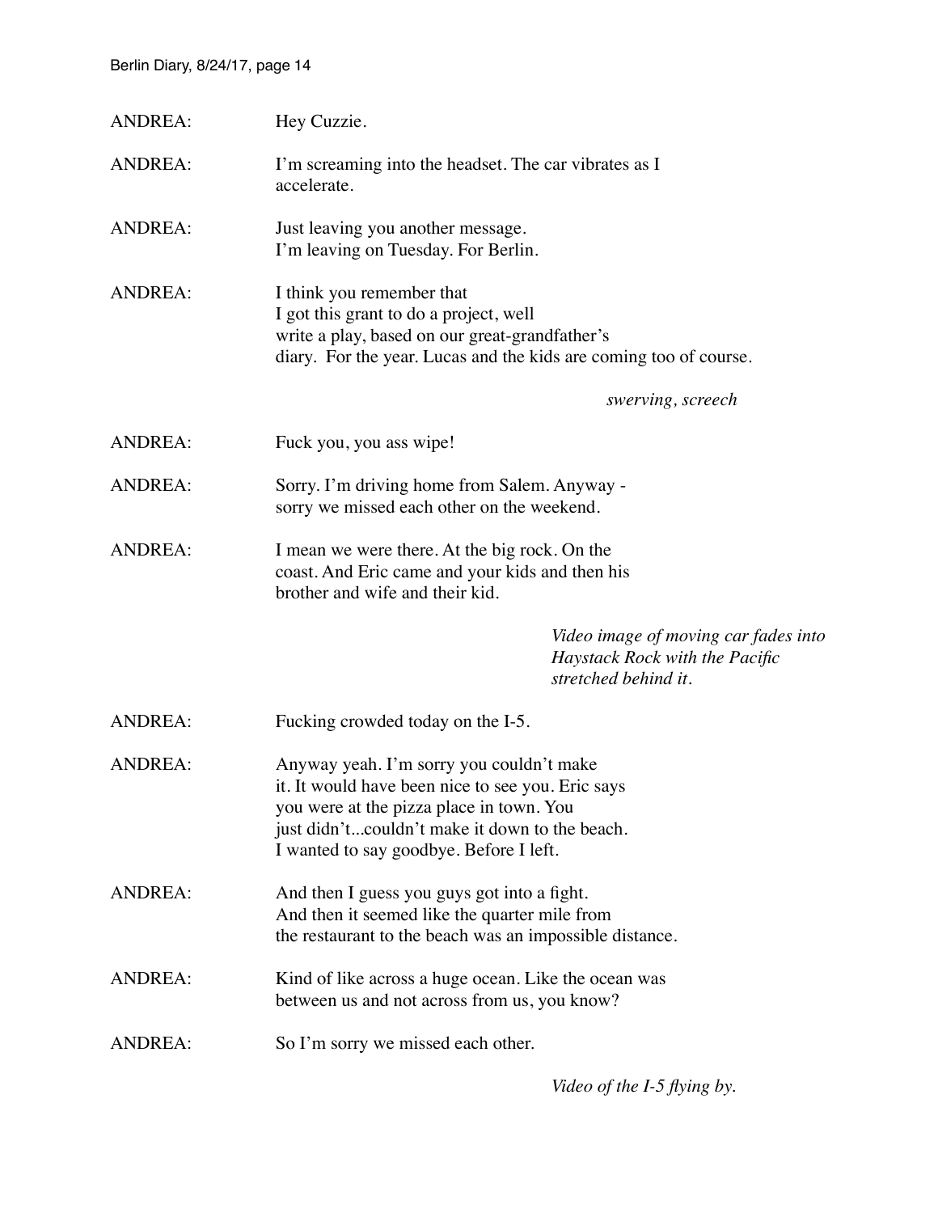ANDREA: Hey Cuzzie.

ANDREA: I'm screaming into the headset. The car vibrates as I accelerate.

ANDREA: Just leaving you another message.
I'm leaving on Tuesday. For Berlin.

ANDREA: I think you remember that
I got this grant to do a project, well
write a play, based on our great-grandfather's
diary. For the year. Lucas and the kids are coming too of course.

*swerving, screech*

ANDREA: Fuck you, you ass wipe!

ANDREA: Sorry. I'm driving home from Salem. Anyway -
sorry we missed each other on the weekend.

ANDREA: I mean we were there. At the big rock. On the
coast. And Eric came and your kids and then his
brother and wife and their kid.

*Video image of moving car fades into Haystack Rock with the Pacific stretched behind it.*

ANDREA: Fucking crowded today on the I-5.

ANDREA: Anyway yeah. I'm sorry you couldn't make
it. It would have been nice to see you. Eric says
you were at the pizza place in town. You
just didn't...couldn't make it down to the beach.
I wanted to say goodbye. Before I left.

ANDREA: And then I guess you guys got into a fight.
And then it seemed like the quarter mile from
the restaurant to the beach was an impossible distance.

ANDREA: Kind of like across a huge ocean. Like the ocean was
between us and not across from us, you know?

ANDREA: So I'm sorry we missed each other.

*Video of the I-5 flying by.*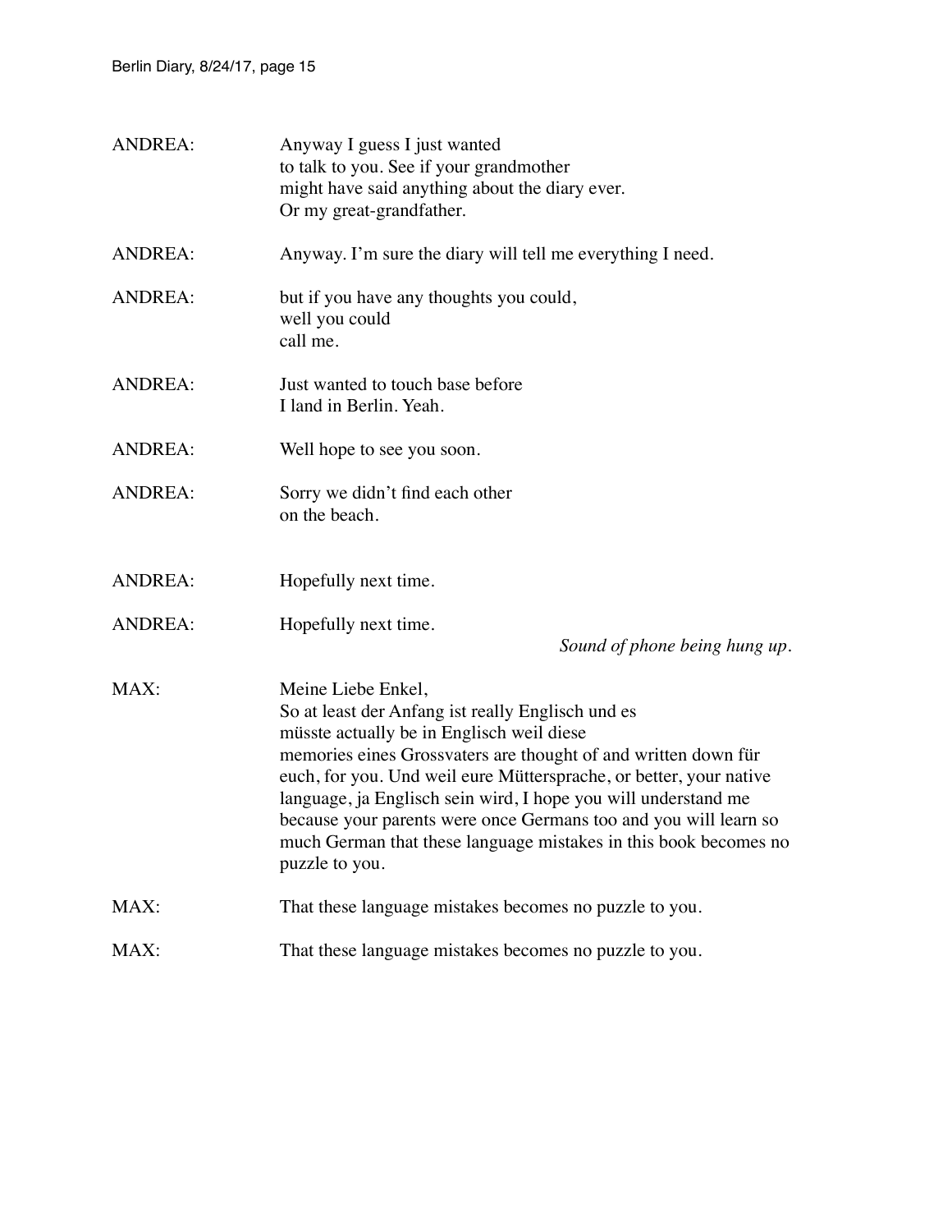ANDREA: Anyway I guess I just wanted
to talk to you. See if your grandmother
might have said anything about the diary ever.
Or my great-grandfather.

ANDREA: Anyway. I'm sure the diary will tell me everything I need.

ANDREA: but if you have any thoughts you could,
well you could
call me.

ANDREA: Just wanted to touch base before
I land in Berlin. Yeah.

ANDREA: Well hope to see you soon.

ANDREA: Sorry we didn't find each other
on the beach.

ANDREA: Hopefully next time.

ANDREA: Hopefully next time.

*Sound of phone being hung up.*

MAX: Meine Liebe Enkel,
So at least der Anfang ist really Englisch und es
müsste actually be in Englisch weil diese
memories eines Grossvaters are thought of and written down für
euch, for you. Und weil eure Müttersprache, or better, your native
language, ja Englisch sein wird, I hope you will understand me
because your parents were once Germans too and you will learn so
much German that these language mistakes in this book becomes no
puzzle to you.

MAX: That these language mistakes becomes no puzzle to you.

MAX: That these language mistakes becomes no puzzle to you.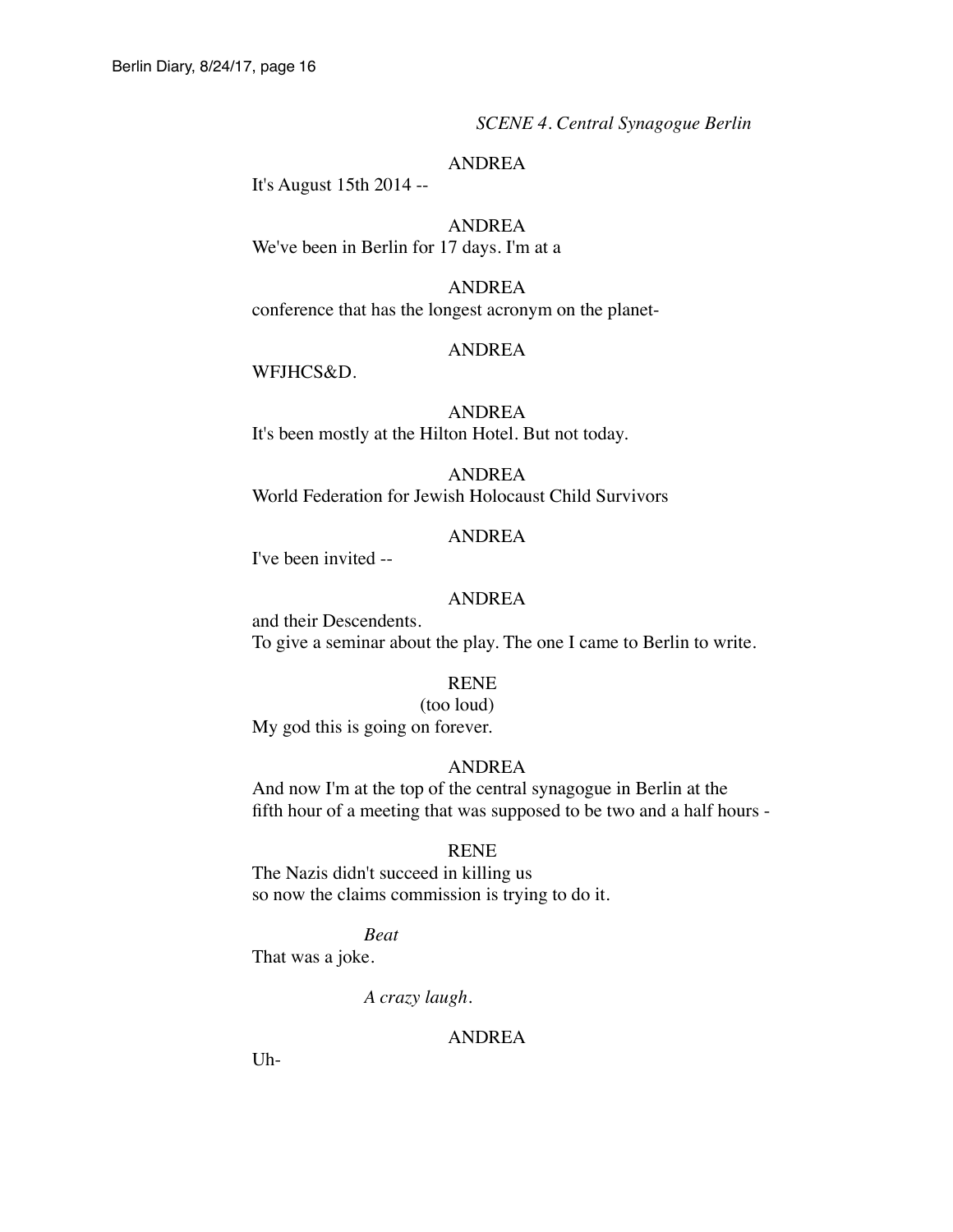*SCENE 4. Central Synagogue Berlin*

ANDREA

It's August 15th 2014 --

ANDREA

We've been in Berlin for 17 days. I'm at a

ANDREA

conference that has the longest acronym on the planet-

ANDREA

WFJHCS&D.

ANDREA

It's been mostly at the Hilton Hotel. But not today.

ANDREA

World Federation for Jewish Holocaust Child Survivors

ANDREA

I've been invited --

ANDREA

and their Descendents.
To give a seminar about the play. The one I came to Berlin to write.

RENE

(too loud)

My god this is going on forever.

ANDREA

And now I'm at the top of the central synagogue in Berlin at the fifth hour of a meeting that was supposed to be two and a half hours -

RENE

The Nazis didn't succeed in killing us
so now the claims commission is trying to do it.

*Beat*

That was a joke.

*A crazy laugh.*

ANDREA

Uh-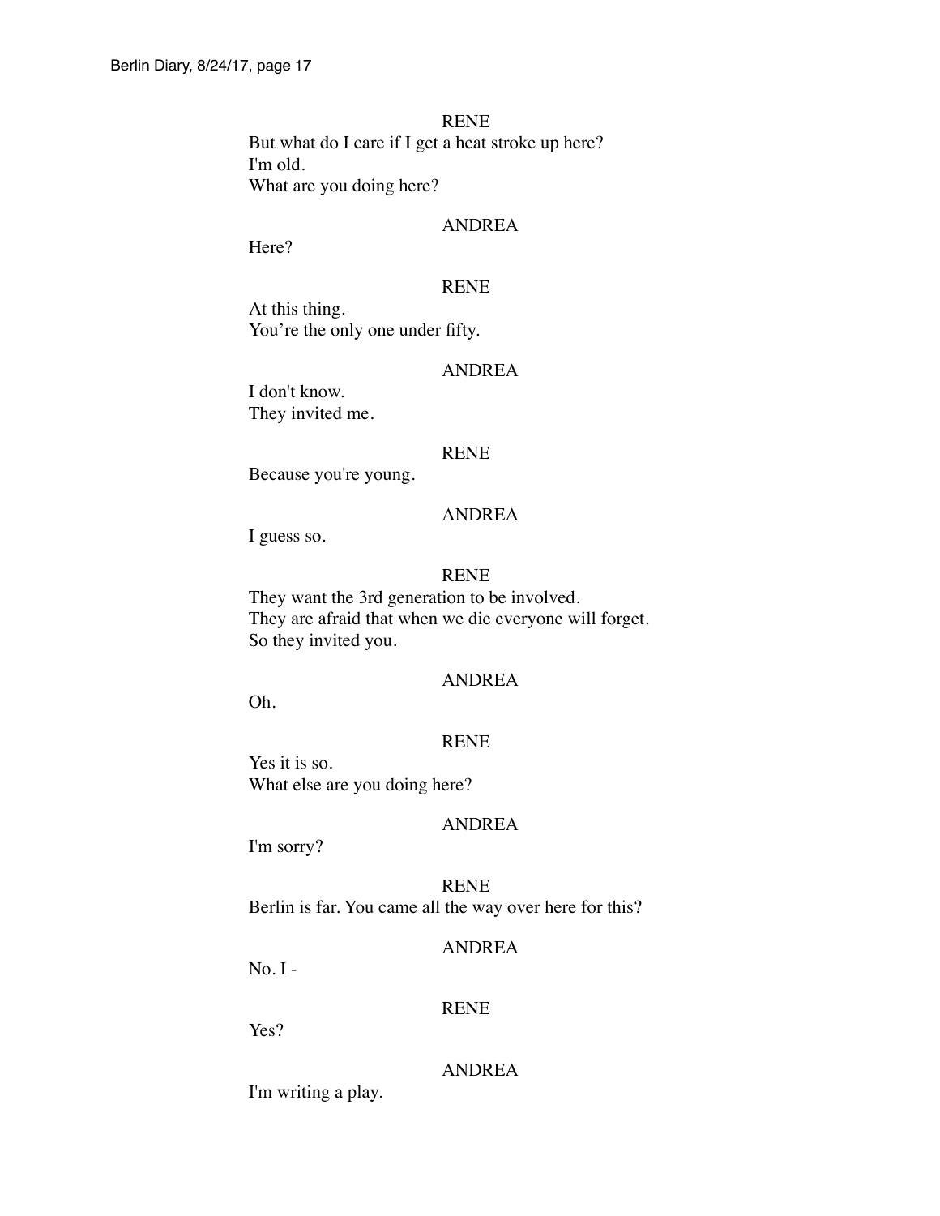RENE

But what do I care if I get a heat stroke up here?
I'm old.
What are you doing here?

ANDREA

Here?

RENE

At this thing.
You're the only one under fifty.

ANDREA

I don't know.
They invited me.

RENE

Because you're young.

ANDREA

I guess so.

RENE

They want the 3rd generation to be involved.
They are afraid that when we die everyone will forget.
So they invited you.

ANDREA

Oh.

RENE

Yes it is so.
What else are you doing here?

ANDREA

I'm sorry?

RENE

Berlin is far. You came all the way over here for this?

ANDREA

No. I -

RENE

Yes?

ANDREA

I'm writing a play.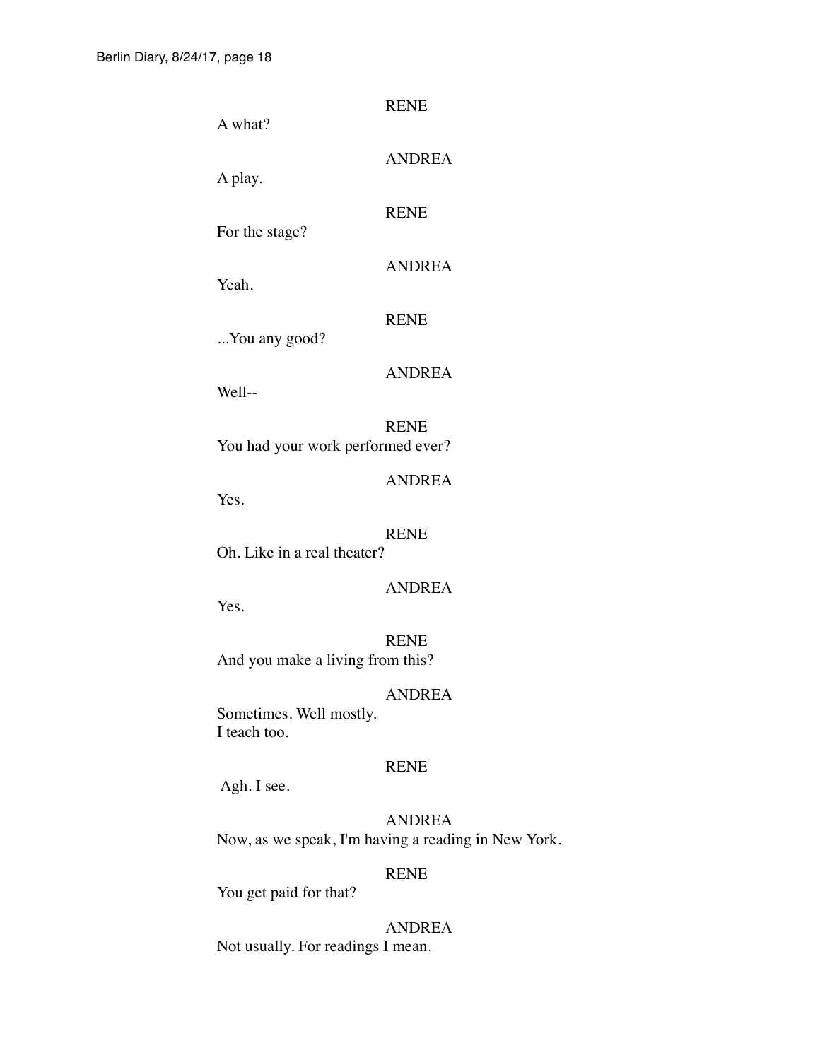RENE

A what?

ANDREA

A play.

RENE

For the stage?

ANDREA

Yeah.

RENE

...You any good?

ANDREA

Well--

RENE

You had your work performed ever?

ANDREA

Yes.

RENE

Oh. Like in a real theater?

ANDREA

Yes.

RENE

And you make a living from this?

ANDREA

Sometimes. Well mostly.
I teach too.

RENE

Agh. I see.

ANDREA

Now, as we speak, I'm having a reading in New York.

RENE

You get paid for that?

ANDREA

Not usually. For readings I mean.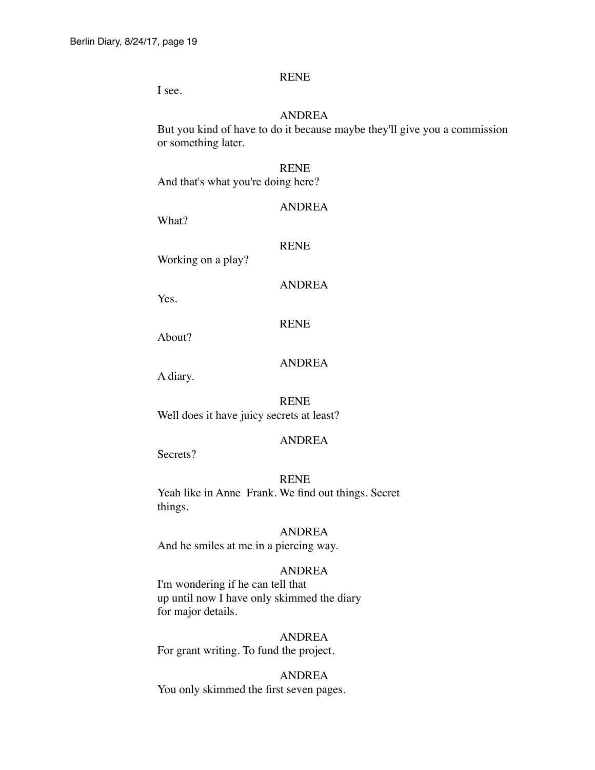RENE

I see.

ANDREA

But you kind of have to do it because maybe they'll give you a commission or something later.

RENE

And that's what you're doing here?

ANDREA

What?

RENE

Working on a play?

ANDREA

Yes.

RENE

About?

ANDREA

A diary.

RENE

Well does it have juicy secrets at least?

ANDREA

Secrets?

RENE

Yeah like in Anne  Frank. We find out things. Secret things.

ANDREA

And he smiles at me in a piercing way.

ANDREA

I'm wondering if he can tell that
up until now I have only skimmed the diary
for major details.

ANDREA

For grant writing. To fund the project.

ANDREA

You only skimmed the first seven pages.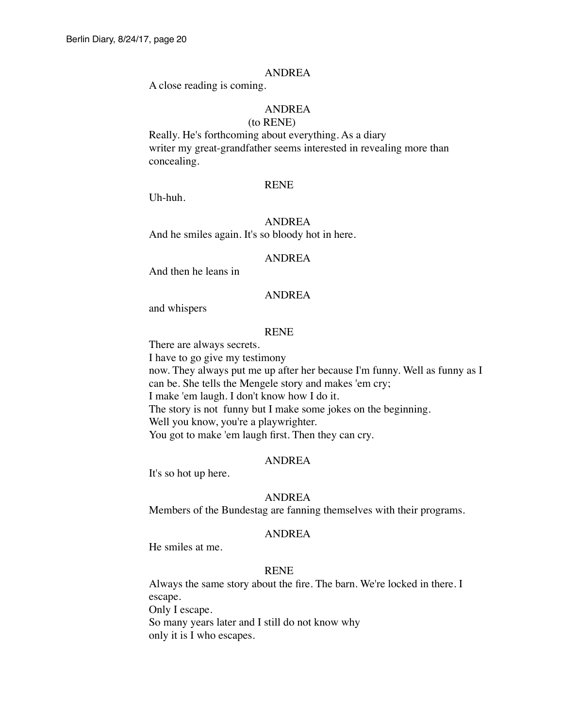ANDREA

A close reading is coming.

ANDREA

(to RENE)

Really. He's forthcoming about everything. As a diary
writer my great-grandfather seems interested in revealing more than
concealing.

RENE

Uh-huh.

ANDREA

And he smiles again. It's so bloody hot in here.

ANDREA

And then he leans in

ANDREA

and whispers

RENE

There are always secrets.
I have to go give my testimony
now. They always put me up after her because I'm funny. Well as funny as I
can be. She tells the Mengele story and makes 'em cry;
I make 'em laugh. I don't know how I do it.
The story is not  funny but I make some jokes on the beginning.
Well you know, you're a playwrighter.
You got to make 'em laugh first. Then they can cry.

ANDREA

It's so hot up here.

ANDREA

Members of the Bundestag are fanning themselves with their programs.

ANDREA

He smiles at me.

RENE

Always the same story about the fire. The barn. We're locked in there. I
escape.
Only I escape.
So many years later and I still do not know why
only it is I who escapes.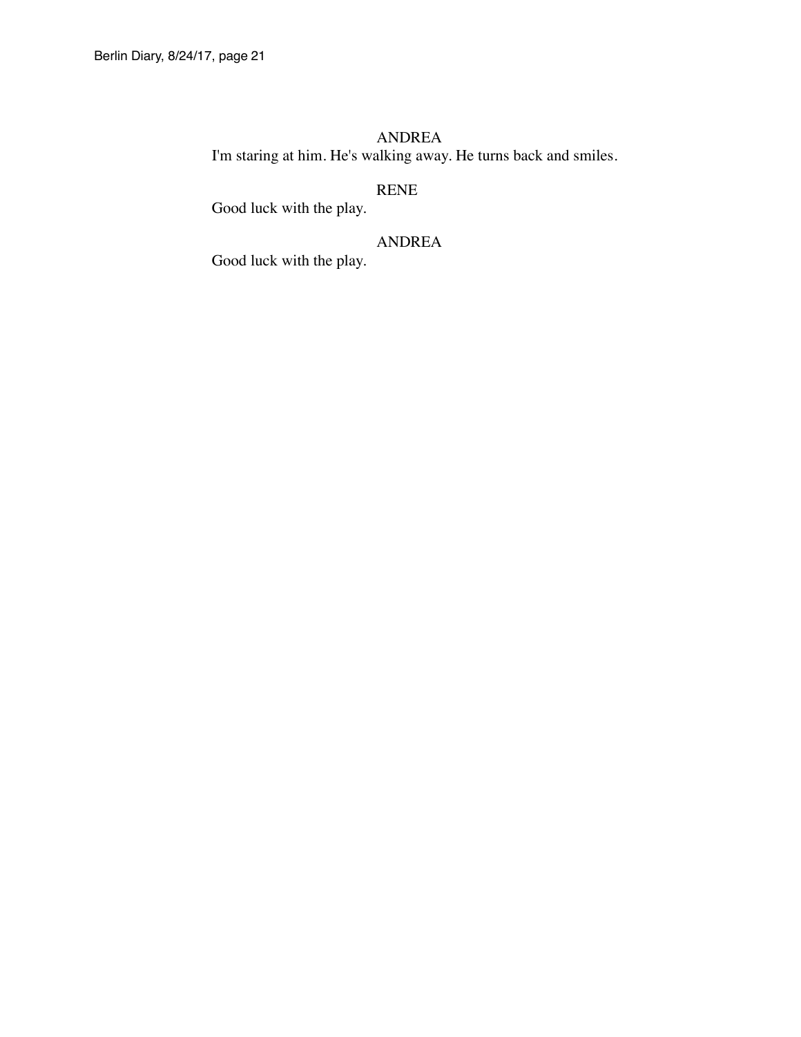ANDREA

I'm staring at him. He's walking away. He turns back and smiles.

RENE

Good luck with the play.

ANDREA

Good luck with the play.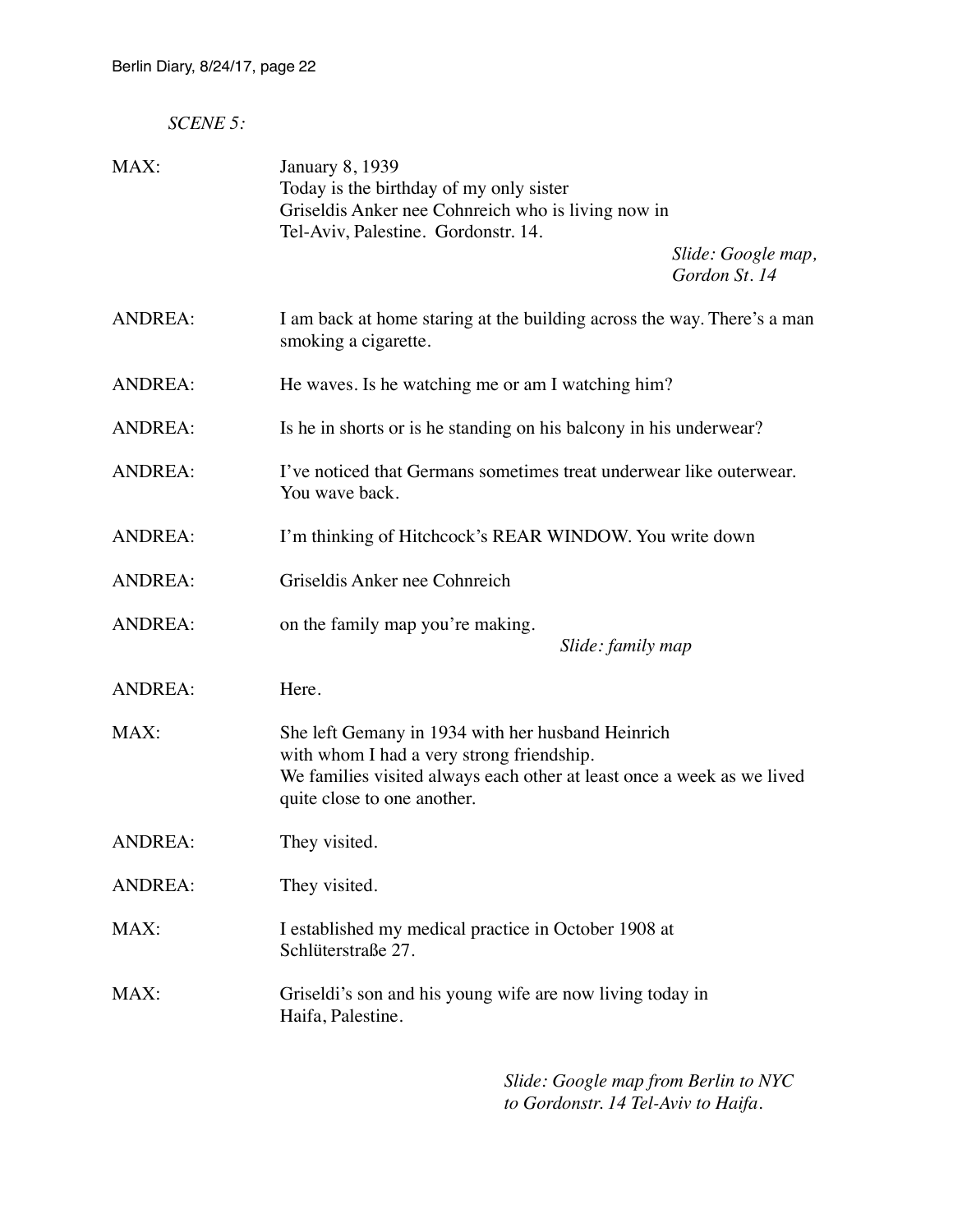*SCENE 5:*

MAX: January 8, 1939
Today is the birthday of my only sister
Griseldis Anker nee Cohnreich who is living now in
Tel-Aviv, Palestine. Gordonstr. 14.

*Slide: Google map, Gordon St. 14*

ANDREA: I am back at home staring at the building across the way. There's a man smoking a cigarette.

ANDREA: He waves. Is he watching me or am I watching him?

ANDREA: Is he in shorts or is he standing on his balcony in his underwear?

ANDREA: I've noticed that Germans sometimes treat underwear like outerwear. You wave back.

ANDREA: I'm thinking of Hitchcock's REAR WINDOW. You write down

ANDREA: Griseldis Anker nee Cohnreich

ANDREA: on the family map you're making.

*Slide: family map*

ANDREA: Here.

MAX: She left Gemany in 1934 with her husband Heinrich
with whom I had a very strong friendship.
We families visited always each other at least once a week as we lived quite close to one another.

ANDREA: They visited.

ANDREA: They visited.

MAX: I established my medical practice in October 1908 at
Schlüterstraße 27.

MAX: Griseldi's son and his young wife are now living today in
Haifa, Palestine.

*Slide: Google map from Berlin to NYC to Gordonstr. 14 Tel-Aviv to Haifa.*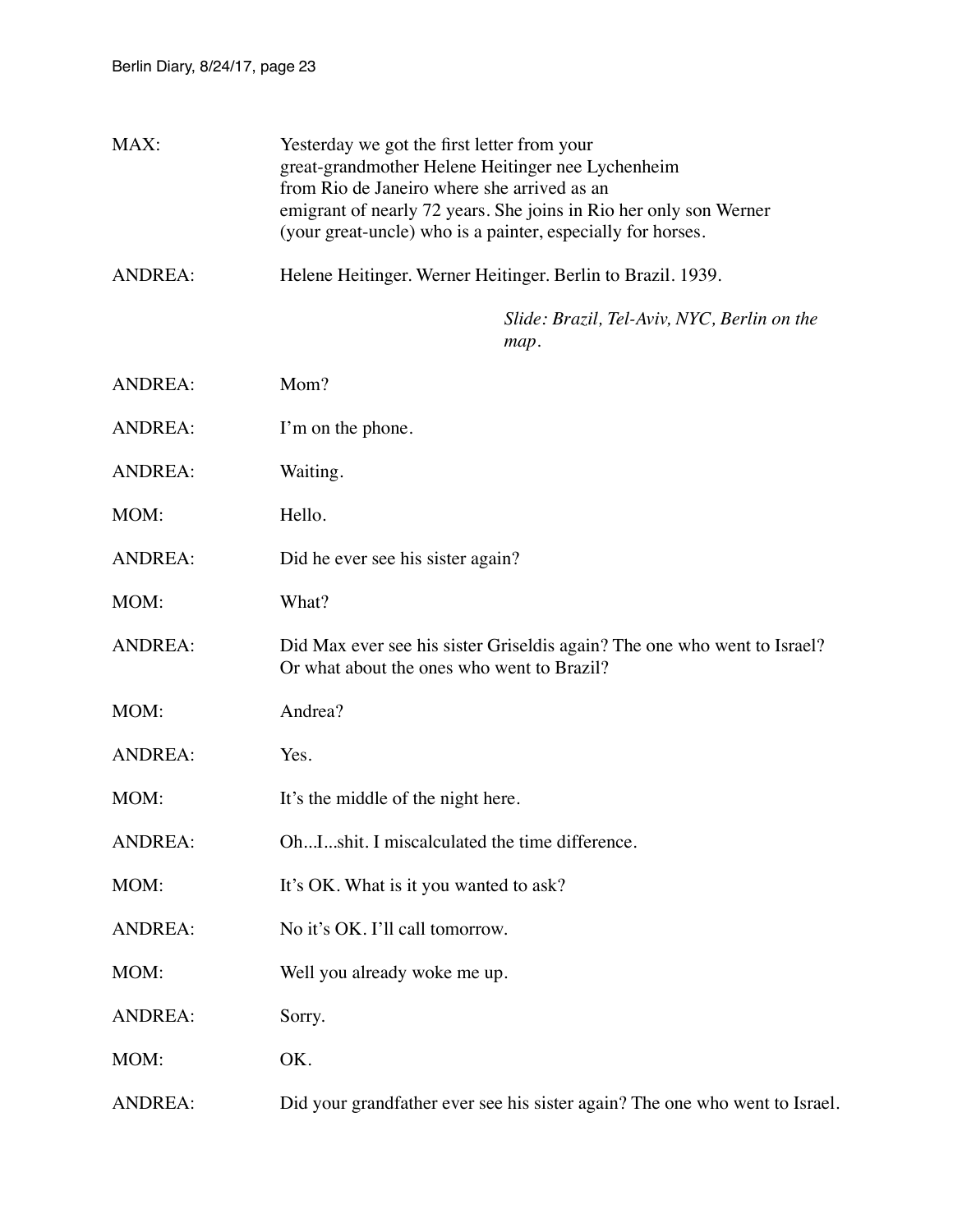MAX: Yesterday we got the first letter from your great-grandmother Helene Heitinger nee Lychenheim from Rio de Janeiro where she arrived as an emigrant of nearly 72 years. She joins in Rio her only son Werner (your great-uncle) who is a painter, especially for horses.

ANDREA: Helene Heitinger. Werner Heitinger. Berlin to Brazil. 1939.

*Slide: Brazil, Tel-Aviv, NYC, Berlin on the map.*

ANDREA: Mom?

ANDREA: I'm on the phone.

ANDREA: Waiting.

MOM: Hello.

ANDREA: Did he ever see his sister again?

MOM: What?

ANDREA: Did Max ever see his sister Griseldis again? The one who went to Israel? Or what about the ones who went to Brazil?

MOM: Andrea?

ANDREA: Yes.

MOM: It's the middle of the night here.

ANDREA: Oh...I...shit. I miscalculated the time difference.

MOM: It's OK. What is it you wanted to ask?

ANDREA: No it's OK. I'll call tomorrow.

MOM: Well you already woke me up.

ANDREA: Sorry.

MOM: OK.

ANDREA: Did your grandfather ever see his sister again? The one who went to Israel.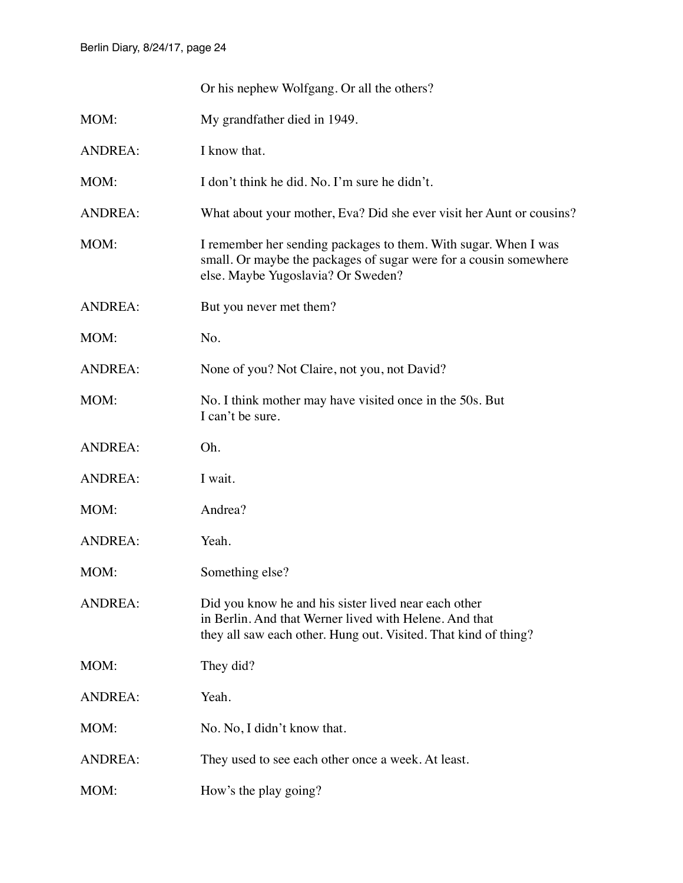Or his nephew Wolfgang. Or all the others?

MOM: My grandfather died in 1949.

ANDREA: I know that.

MOM: I don't think he did. No. I'm sure he didn't.

ANDREA: What about your mother, Eva? Did she ever visit her Aunt or cousins?

MOM: I remember her sending packages to them. With sugar. When I was small. Or maybe the packages of sugar were for a cousin somewhere else. Maybe Yugoslavia? Or Sweden?

ANDREA: But you never met them?

MOM: No.

ANDREA: None of you? Not Claire, not you, not David?

MOM: No. I think mother may have visited once in the 50s. But I can't be sure.

ANDREA: Oh.

ANDREA: I wait.

MOM: Andrea?

ANDREA: Yeah.

MOM: Something else?

ANDREA: Did you know he and his sister lived near each other in Berlin. And that Werner lived with Helene. And that they all saw each other. Hung out. Visited. That kind of thing?

MOM: They did?

ANDREA: Yeah.

MOM: No. No, I didn't know that.

ANDREA: They used to see each other once a week. At least.

MOM: How's the play going?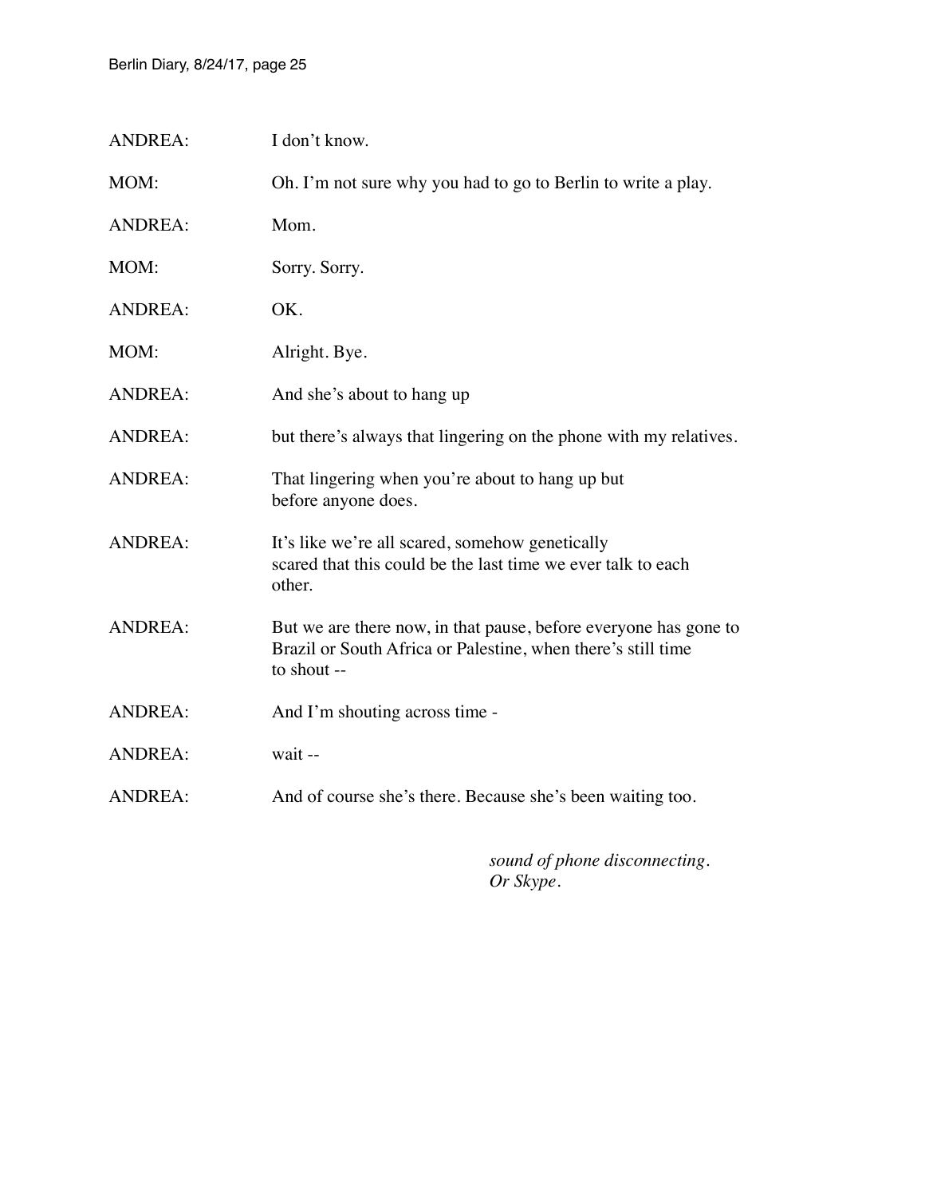ANDREA: I don't know.

MOM: Oh. I'm not sure why you had to go to Berlin to write a play.

ANDREA: Mom.

MOM: Sorry. Sorry.

ANDREA: OK.

MOM: Alright. Bye.

ANDREA: And she's about to hang up

ANDREA: but there's always that lingering on the phone with my relatives.

ANDREA: That lingering when you're about to hang up but
before anyone does.

ANDREA: It's like we're all scared, somehow genetically
scared that this could be the last time we ever talk to each
other.

ANDREA: But we are there now, in that pause, before everyone has gone to
Brazil or South Africa or Palestine, when there's still time
to shout --

ANDREA: And I'm shouting across time -

ANDREA: wait --

ANDREA: And of course she's there. Because she's been waiting too.

*sound of phone disconnecting.*
*Or Skype.*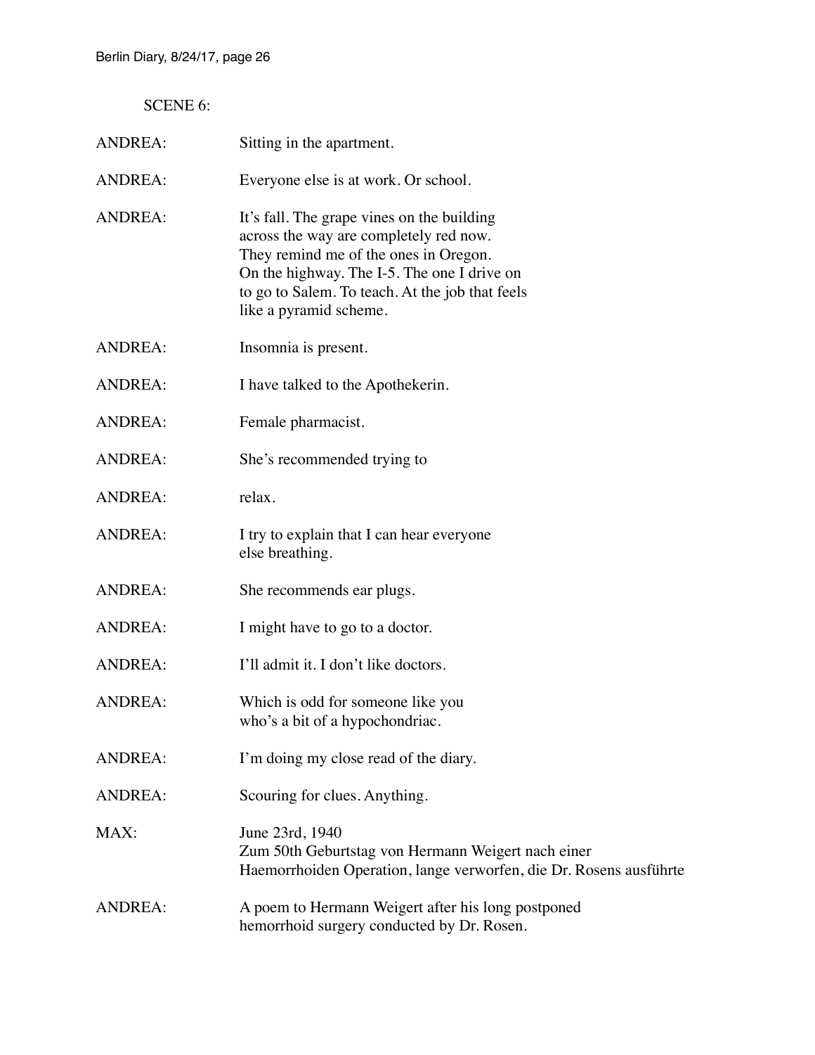SCENE 6:

| | |
|---|---|
| ANDREA: | Sitting in the apartment. |
| ANDREA: | Everyone else is at work. Or school. |
| ANDREA: | It's fall. The grape vines on the building across the way are completely red now. They remind me of the ones in Oregon. On the highway. The I-5. The one I drive on to go to Salem. To teach. At the job that feels like a pyramid scheme. |
| ANDREA: | Insomnia is present. |
| ANDREA: | I have talked to the Apothekerin. |
| ANDREA: | Female pharmacist. |
| ANDREA: | She's recommended trying to |
| ANDREA: | relax. |
| ANDREA: | I try to explain that I can hear everyone else breathing. |
| ANDREA: | She recommends ear plugs. |
| ANDREA: | I might have to go to a doctor. |
| ANDREA: | I'll admit it. I don't like doctors. |
| ANDREA: | Which is odd for someone like you who's a bit of a hypochondriac. |
| ANDREA: | I'm doing my close read of the diary. |
| ANDREA: | Scouring for clues. Anything. |
| MAX: | June 23rd, 1940<br>Zum 50th Geburtstag von Hermann Weigert nach einer Haemorrhoiden Operation, lange verworfen, die Dr. Rosens ausführte |
| ANDREA: | A poem to Hermann Weigert after his long postponed hemorrhoid surgery conducted by Dr. Rosen. |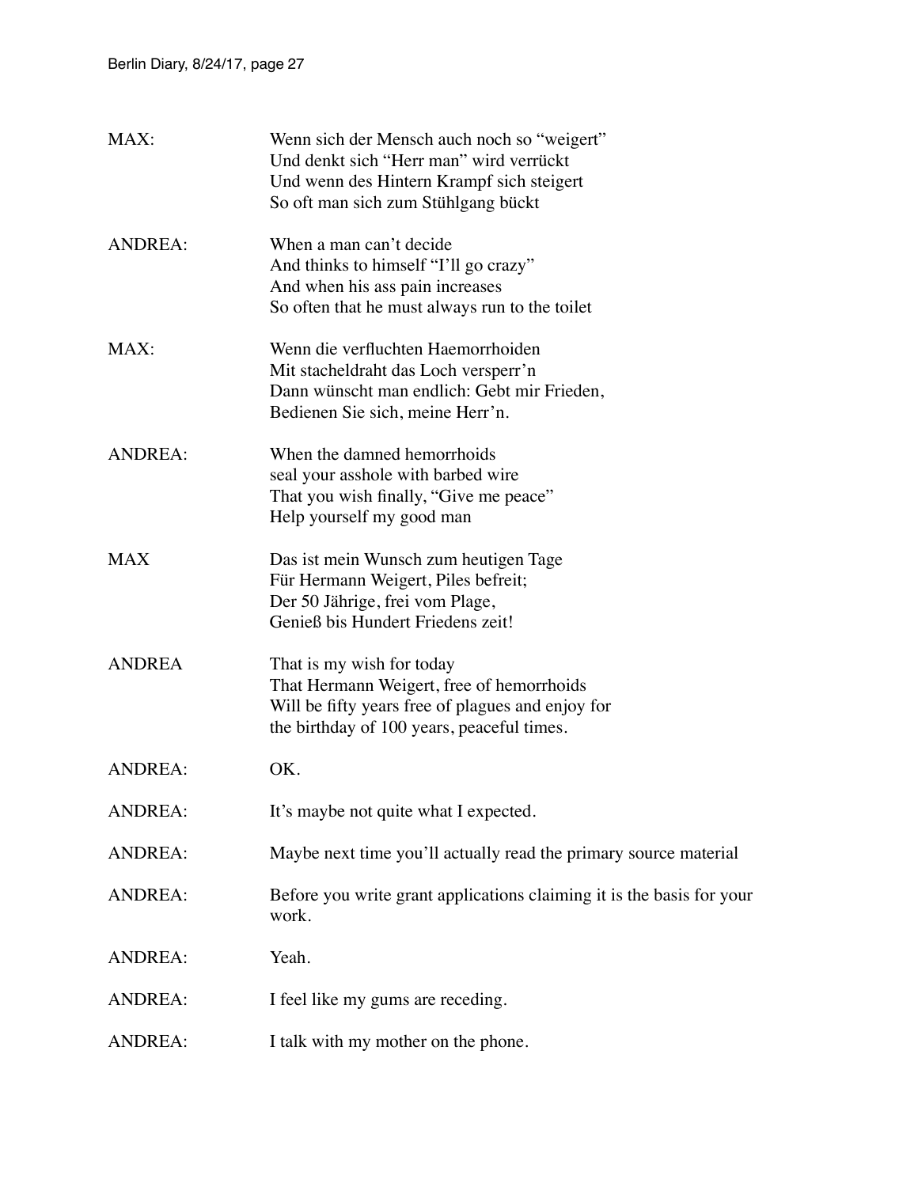MAX: Wenn sich der Mensch auch noch so "weigert"
Und denkt sich "Herr man" wird verrückt
Und wenn des Hintern Krampf sich steigert
So oft man sich zum Stühlgang bückt

ANDREA: When a man can't decide
And thinks to himself "I'll go crazy"
And when his ass pain increases
So often that he must always run to the toilet

MAX: Wenn die verfluchten Haemorrhoiden
Mit stacheldraht das Loch versperr'n
Dann wünscht man endlich: Gebt mir Frieden,
Bedienen Sie sich, meine Herr'n.

ANDREA: When the damned hemorrhoids
seal your asshole with barbed wire
That you wish finally, "Give me peace"
Help yourself my good man

MAX Das ist mein Wunsch zum heutigen Tage
Für Hermann Weigert, Piles befreit;
Der 50 Jährige, frei vom Plage,
Genieß bis Hundert Friedens zeit!

ANDREA That is my wish for today
That Hermann Weigert, free of hemorrhoids
Will be fifty years free of plagues and enjoy for
the birthday of 100 years, peaceful times.

ANDREA: OK.

ANDREA: It's maybe not quite what I expected.

ANDREA: Maybe next time you'll actually read the primary source material

ANDREA: Before you write grant applications claiming it is the basis for your work.

ANDREA: Yeah.

ANDREA: I feel like my gums are receding.

ANDREA: I talk with my mother on the phone.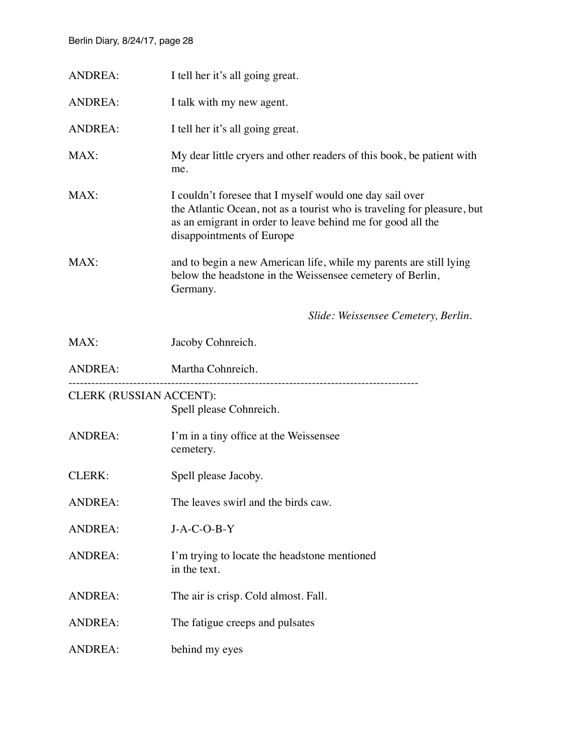ANDREA: I tell her it's all going great.

ANDREA: I talk with my new agent.

ANDREA: I tell her it's all going great.

MAX: My dear little cryers and other readers of this book, be patient with me.

MAX: I couldn't foresee that I myself would one day sail over the Atlantic Ocean, not as a tourist who is traveling for pleasure, but as an emigrant in order to leave behind me for good all the disappointments of Europe

MAX: and to begin a new American life, while my parents are still lying below the headstone in the Weissensee cemetery of Berlin, Germany.

*Slide: Weissensee Cemetery, Berlin.*

MAX: Jacoby Cohnreich.

ANDREA: Martha Cohnreich.

---

CLERK (RUSSIAN ACCENT): Spell please Cohnreich.

ANDREA: I'm in a tiny office at the Weissensee cemetery.

CLERK: Spell please Jacoby.

ANDREA: The leaves swirl and the birds caw.

ANDREA: J-A-C-O-B-Y

ANDREA: I'm trying to locate the headstone mentioned in the text.

ANDREA: The air is crisp. Cold almost. Fall.

ANDREA: The fatigue creeps and pulsates

ANDREA: behind my eyes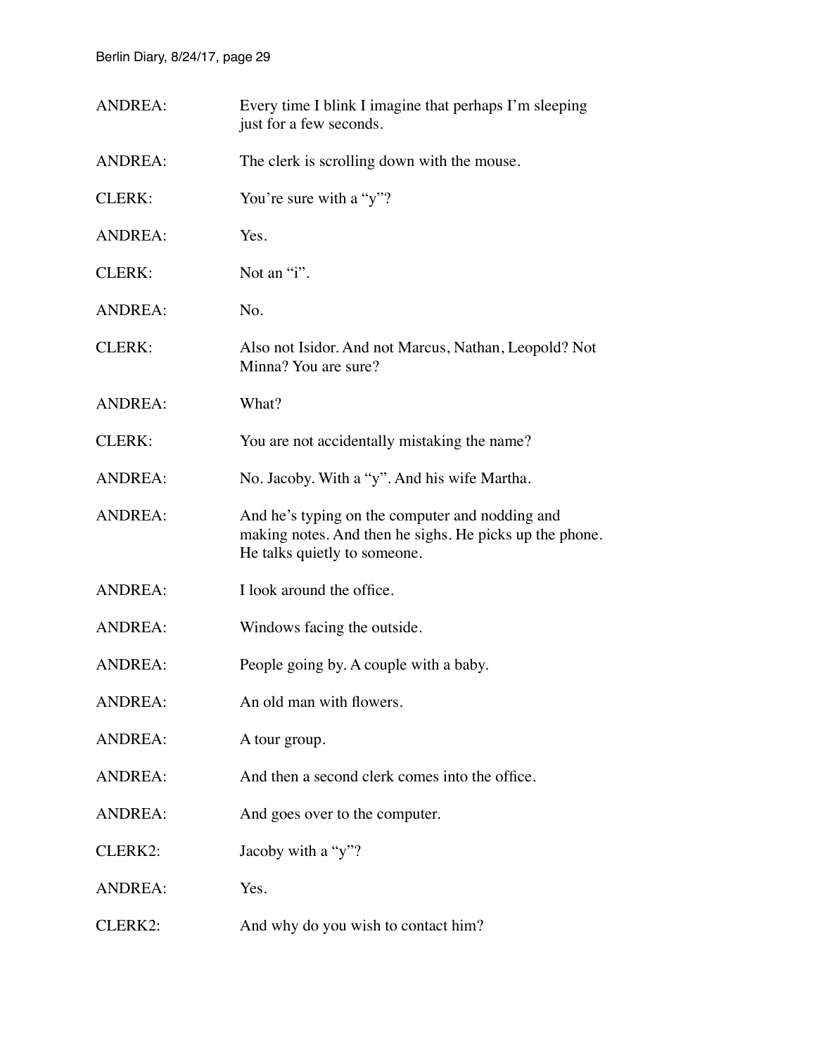ANDREA: Every time I blink I imagine that perhaps I'm sleeping just for a few seconds.

ANDREA: The clerk is scrolling down with the mouse.

CLERK: You're sure with a "y"?

ANDREA: Yes.

CLERK: Not an "i".

ANDREA: No.

CLERK: Also not Isidor. And not Marcus, Nathan, Leopold? Not Minna? You are sure?

ANDREA: What?

CLERK: You are not accidentally mistaking the name?

ANDREA: No. Jacoby. With a "y". And his wife Martha.

ANDREA: And he's typing on the computer and nodding and making notes. And then he sighs. He picks up the phone. He talks quietly to someone.

ANDREA: I look around the office.

ANDREA: Windows facing the outside.

ANDREA: People going by. A couple with a baby.

ANDREA: An old man with flowers.

ANDREA: A tour group.

ANDREA: And then a second clerk comes into the office.

ANDREA: And goes over to the computer.

CLERK2: Jacoby with a "y"?

ANDREA: Yes.

CLERK2: And why do you wish to contact him?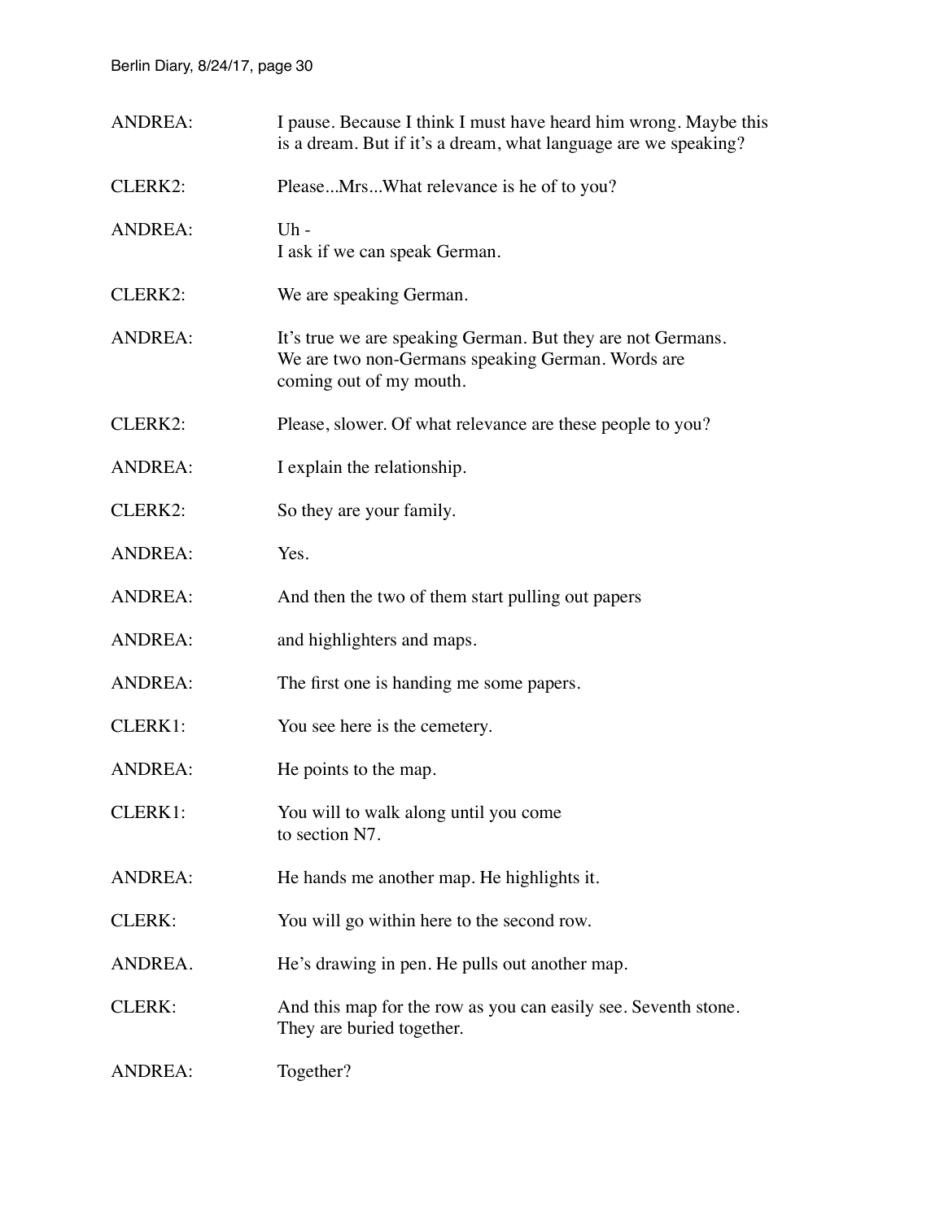ANDREA: I pause. Because I think I must have heard him wrong. Maybe this is a dream. But if it's a dream, what language are we speaking?

CLERK2: Please...Mrs...What relevance is he of to you?

ANDREA: Uh -
I ask if we can speak German.

CLERK2: We are speaking German.

ANDREA: It's true we are speaking German. But they are not Germans. We are two non-Germans speaking German. Words are coming out of my mouth.

CLERK2: Please, slower. Of what relevance are these people to you?

ANDREA: I explain the relationship.

CLERK2: So they are your family.

ANDREA: Yes.

ANDREA: And then the two of them start pulling out papers

ANDREA: and highlighters and maps.

ANDREA: The first one is handing me some papers.

CLERK1: You see here is the cemetery.

ANDREA: He points to the map.

CLERK1: You will to walk along until you come
to section N7.

ANDREA: He hands me another map. He highlights it.

CLERK: You will go within here to the second row.

ANDREA. He's drawing in pen. He pulls out another map.

CLERK: And this map for the row as you can easily see. Seventh stone. They are buried together.

ANDREA: Together?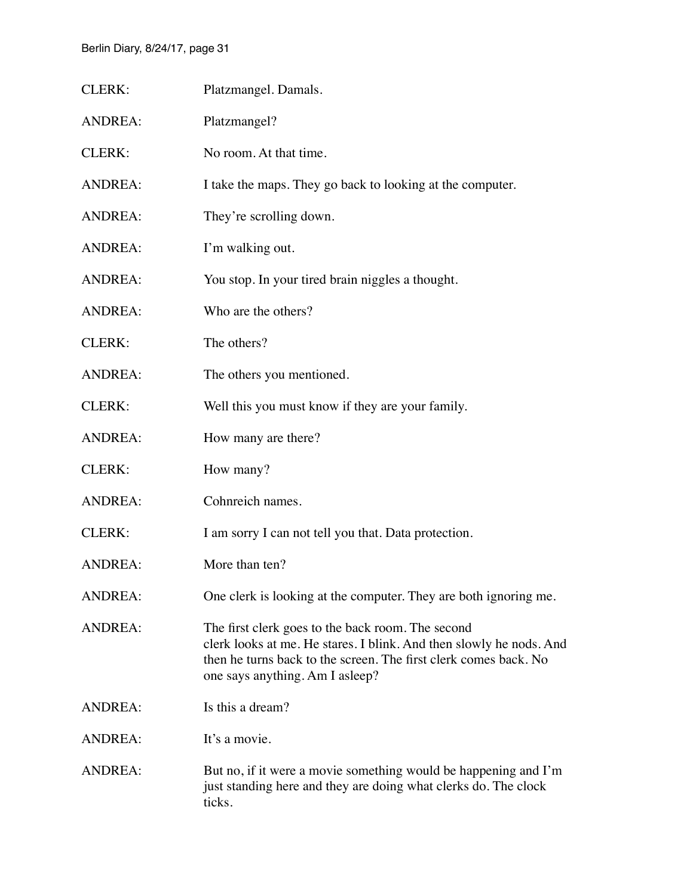CLERK: Platzmangel. Damals.

ANDREA: Platzmangel?

CLERK: No room. At that time.

ANDREA: I take the maps. They go back to looking at the computer.

ANDREA: They're scrolling down.

ANDREA: I'm walking out.

ANDREA: You stop. In your tired brain niggles a thought.

ANDREA: Who are the others?

CLERK: The others?

ANDREA: The others you mentioned.

CLERK: Well this you must know if they are your family.

ANDREA: How many are there?

CLERK: How many?

ANDREA: Cohnreich names.

CLERK: I am sorry I can not tell you that. Data protection.

ANDREA: More than ten?

ANDREA: One clerk is looking at the computer. They are both ignoring me.

ANDREA: The first clerk goes to the back room. The second clerk looks at me. He stares. I blink. And then slowly he nods. And then he turns back to the screen. The first clerk comes back. No one says anything. Am I asleep?

ANDREA: Is this a dream?

ANDREA: It's a movie.

ANDREA: But no, if it were a movie something would be happening and I'm just standing here and they are doing what clerks do. The clock ticks.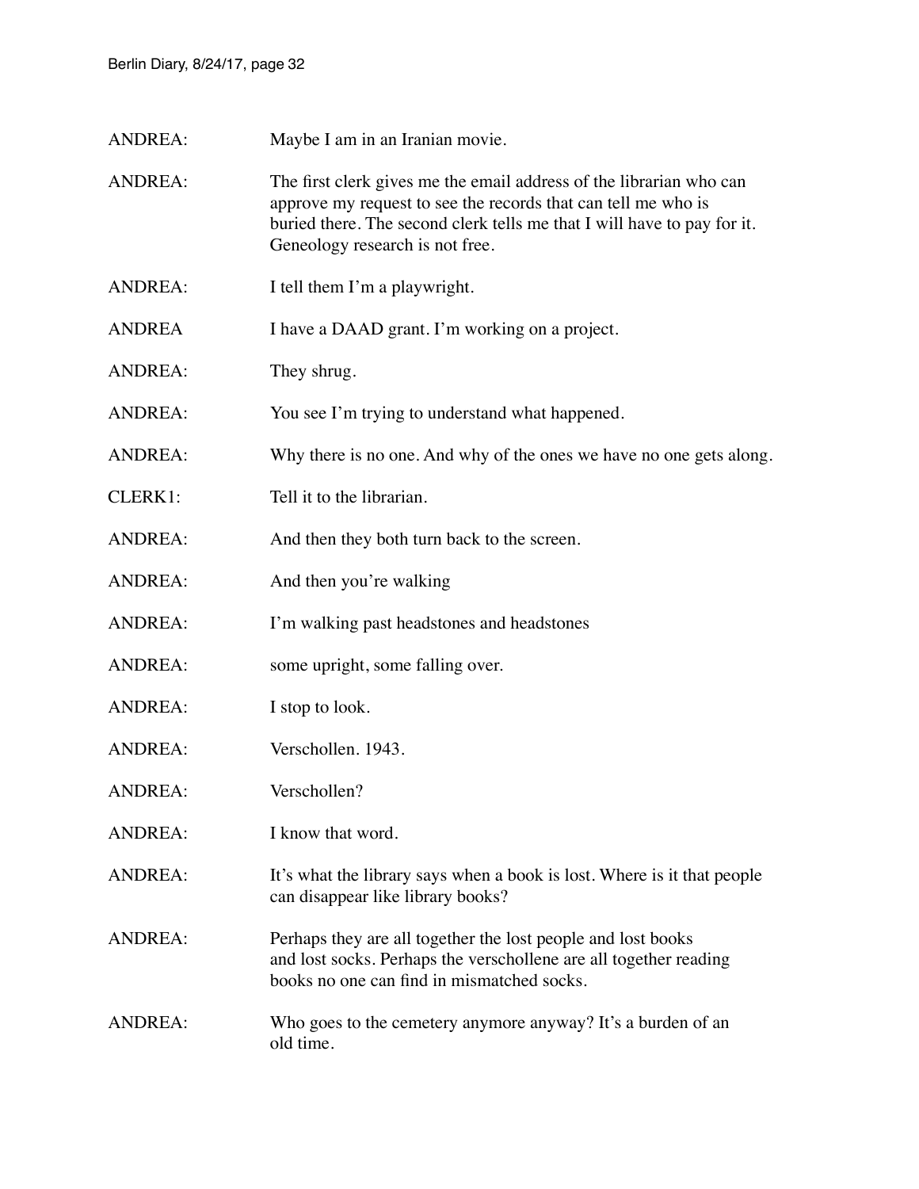ANDREA: Maybe I am in an Iranian movie.

ANDREA: The first clerk gives me the email address of the librarian who can approve my request to see the records that can tell me who is buried there. The second clerk tells me that I will have to pay for it. Geneology research is not free.

ANDREA: I tell them I'm a playwright.

ANDREA I have a DAAD grant. I'm working on a project.

ANDREA: They shrug.

ANDREA: You see I'm trying to understand what happened.

ANDREA: Why there is no one. And why of the ones we have no one gets along.

CLERK1: Tell it to the librarian.

ANDREA: And then they both turn back to the screen.

ANDREA: And then you're walking

ANDREA: I'm walking past headstones and headstones

ANDREA: some upright, some falling over.

ANDREA: I stop to look.

ANDREA: Verschollen. 1943.

ANDREA: Verschollen?

ANDREA: I know that word.

ANDREA: It's what the library says when a book is lost. Where is it that people can disappear like library books?

ANDREA: Perhaps they are all together the lost people and lost books and lost socks. Perhaps the verschollene are all together reading books no one can find in mismatched socks.

ANDREA: Who goes to the cemetery anymore anyway? It's a burden of an old time.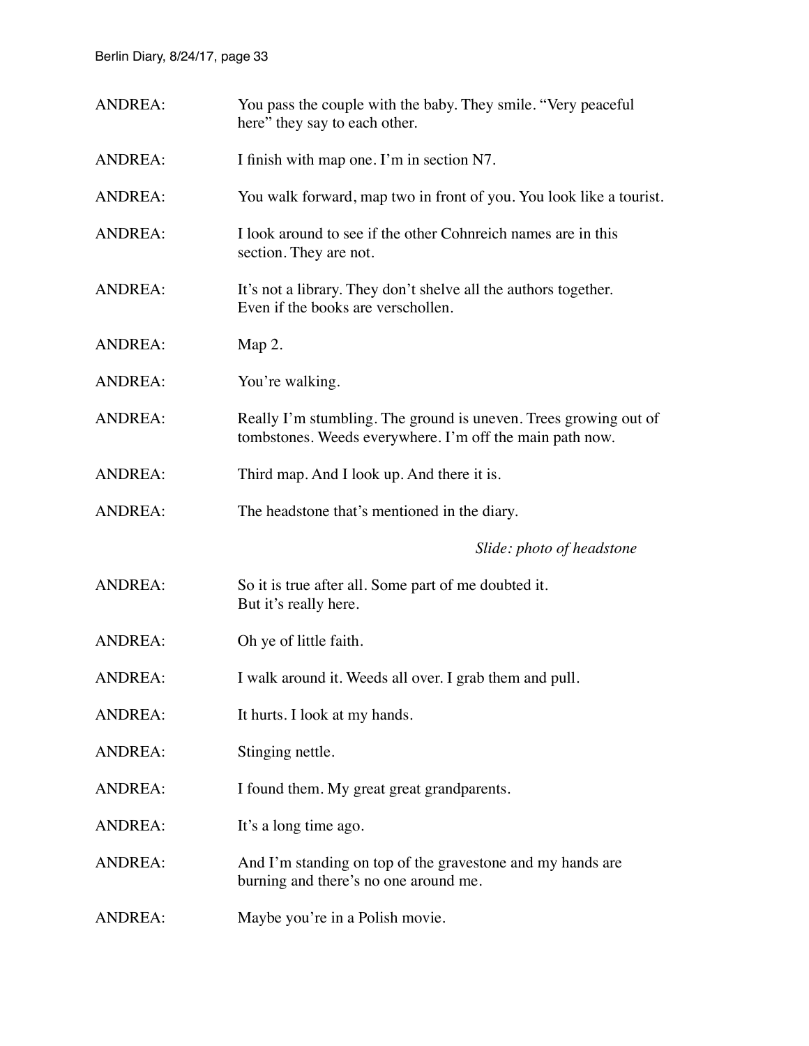ANDREA: You pass the couple with the baby. They smile. "Very peaceful here" they say to each other.

ANDREA: I finish with map one. I'm in section N7.

ANDREA: You walk forward, map two in front of you. You look like a tourist.

ANDREA: I look around to see if the other Cohnreich names are in this section. They are not.

ANDREA: It's not a library. They don't shelve all the authors together. Even if the books are verschollen.

ANDREA: Map 2.

ANDREA: You're walking.

ANDREA: Really I'm stumbling. The ground is uneven. Trees growing out of tombstones. Weeds everywhere. I'm off the main path now.

ANDREA: Third map. And I look up. And there it is.

ANDREA: The headstone that's mentioned in the diary.

*Slide: photo of headstone*

ANDREA: So it is true after all. Some part of me doubted it. But it's really here.

ANDREA: Oh ye of little faith.

ANDREA: I walk around it. Weeds all over. I grab them and pull.

ANDREA: It hurts. I look at my hands.

ANDREA: Stinging nettle.

ANDREA: I found them. My great great grandparents.

ANDREA: It's a long time ago.

ANDREA: And I'm standing on top of the gravestone and my hands are burning and there's no one around me.

ANDREA: Maybe you're in a Polish movie.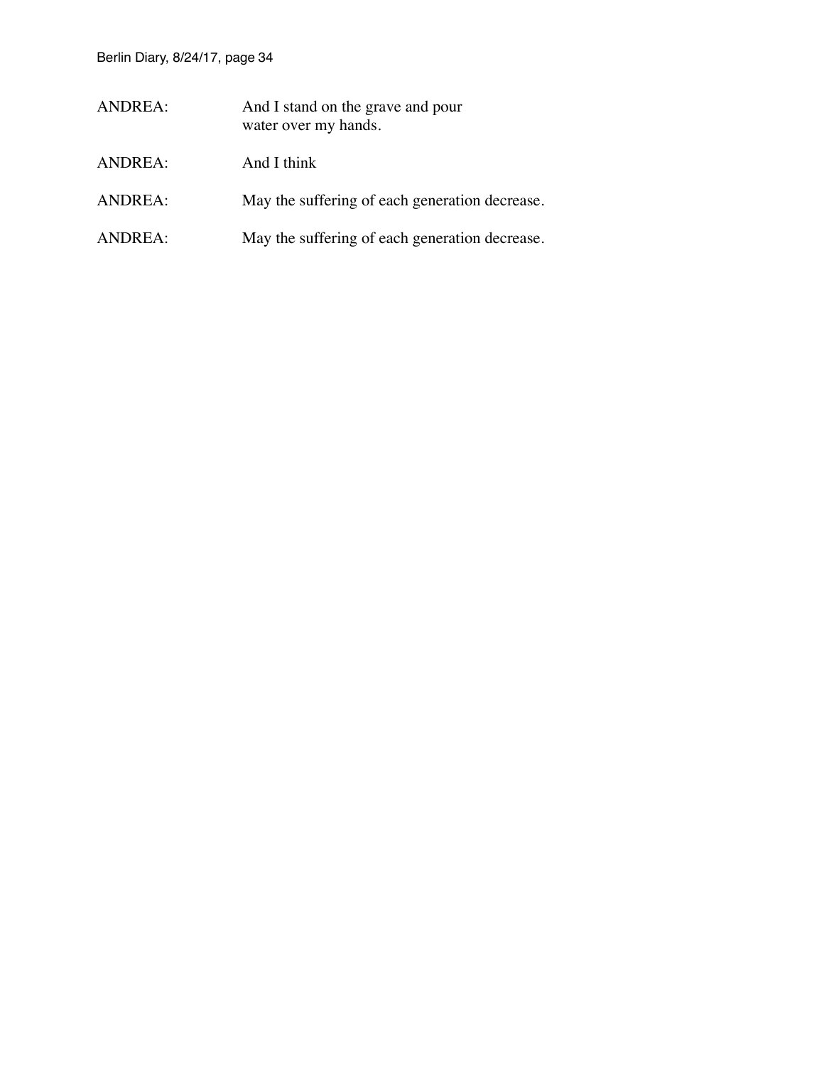ANDREA: And I stand on the grave and pour
water over my hands.

ANDREA: And I think

ANDREA: May the suffering of each generation decrease.

ANDREA: May the suffering of each generation decrease.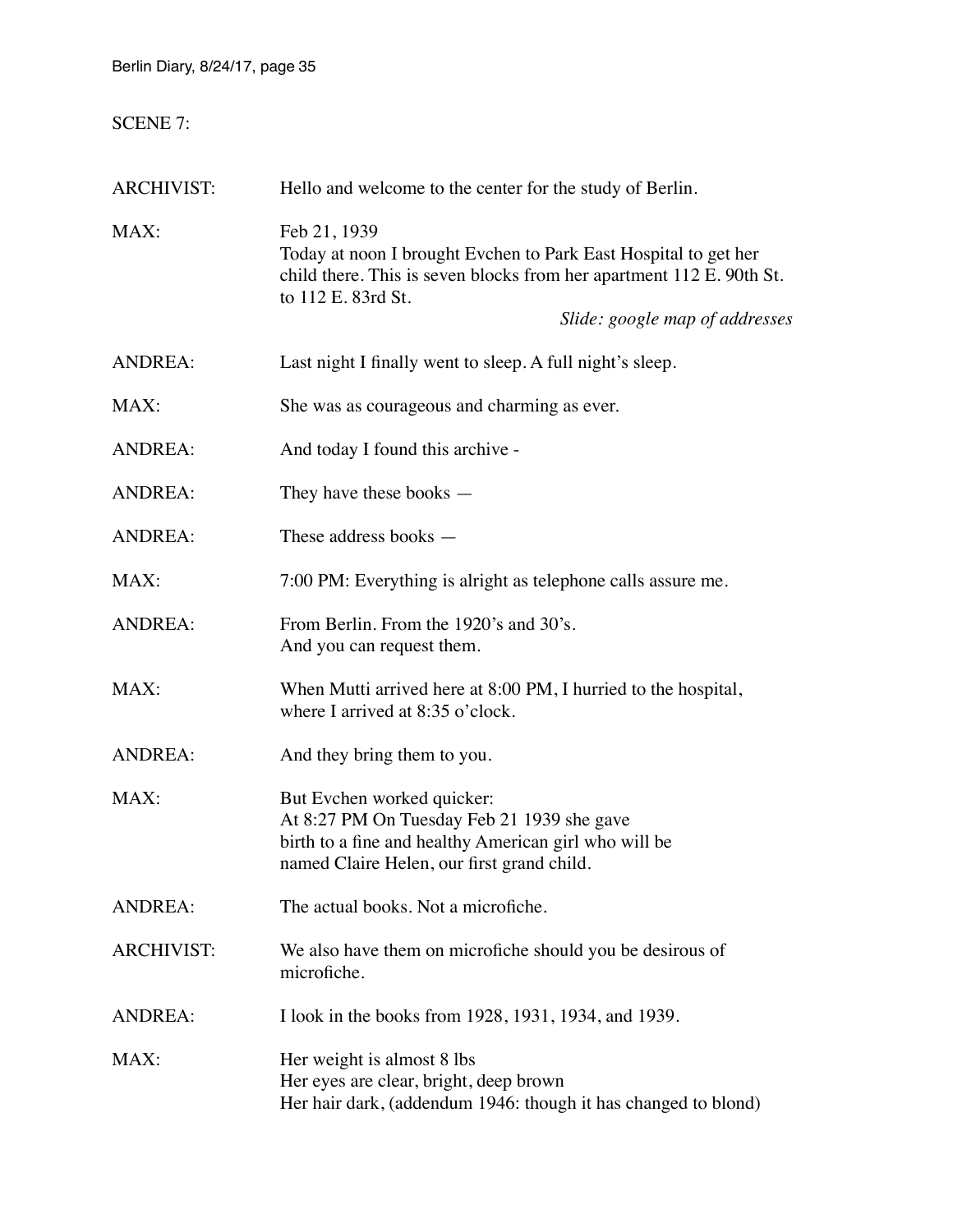SCENE 7:

| | |
|---|---|
| ARCHIVIST: | Hello and welcome to the center for the study of Berlin. |
| MAX: | Feb 21, 1939<br>Today at noon I brought Evchen to Park East Hospital to get her child there. This is seven blocks from her apartment 112 E. 90th St. to 112 E. 83rd St.<br>*Slide: google map of addresses* |
| ANDREA: | Last night I finally went to sleep. A full night's sleep. |
| MAX: | She was as courageous and charming as ever. |
| ANDREA: | And today I found this archive - |
| ANDREA: | They have these books — |
| ANDREA: | These address books — |
| MAX: | 7:00 PM: Everything is alright as telephone calls assure me. |
| ANDREA: | From Berlin. From the 1920's and 30's.<br>And you can request them. |
| MAX: | When Mutti arrived here at 8:00 PM, I hurried to the hospital, where I arrived at 8:35 o'clock. |
| ANDREA: | And they bring them to you. |
| MAX: | But Evchen worked quicker:<br>At 8:27 PM On Tuesday Feb 21 1939 she gave birth to a fine and healthy American girl who will be named Claire Helen, our first grand child. |
| ANDREA: | The actual books. Not a microfiche. |
| ARCHIVIST: | We also have them on microfiche should you be desirous of microfiche. |
| ANDREA: | I look in the books from 1928, 1931, 1934, and 1939. |
| MAX: | Her weight is almost 8 lbs<br>Her eyes are clear, bright, deep brown<br>Her hair dark, (addendum 1946: though it has changed to blond) |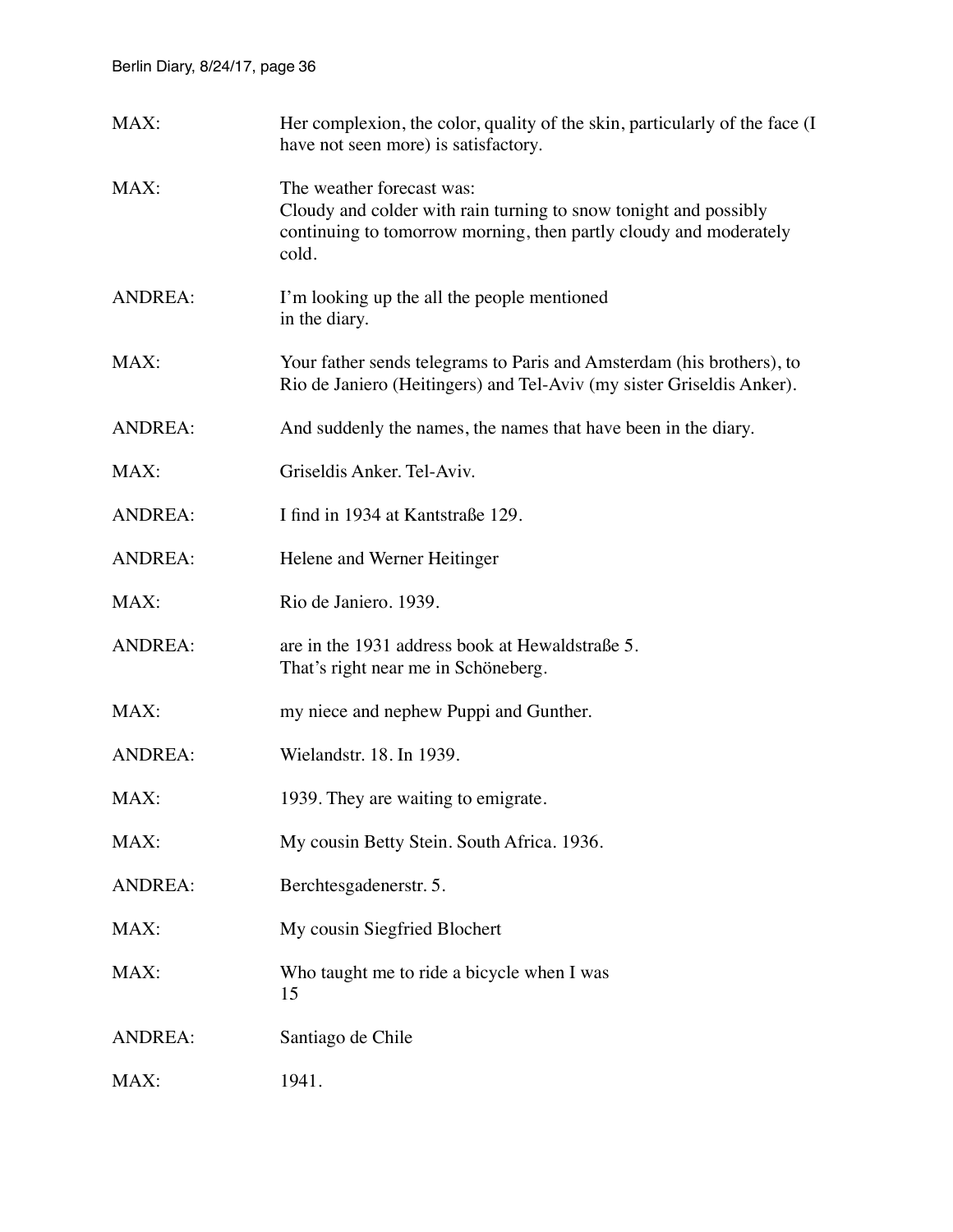MAX: Her complexion, the color, quality of the skin, particularly of the face (I have not seen more) is satisfactory.

MAX: The weather forecast was:
Cloudy and colder with rain turning to snow tonight and possibly continuing to tomorrow morning, then partly cloudy and moderately cold.

ANDREA: I'm looking up the all the people mentioned in the diary.

MAX: Your father sends telegrams to Paris and Amsterdam (his brothers), to Rio de Janiero (Heitingers) and Tel-Aviv (my sister Griseldis Anker).

ANDREA: And suddenly the names, the names that have been in the diary.

MAX: Griseldis Anker. Tel-Aviv.

ANDREA: I find in 1934 at Kantstraße 129.

ANDREA: Helene and Werner Heitinger

MAX: Rio de Janiero. 1939.

ANDREA: are in the 1931 address book at Hewaldstraße 5.
That's right near me in Schöneberg.

MAX: my niece and nephew Puppi and Gunther.

ANDREA: Wielandstr. 18. In 1939.

MAX: 1939. They are waiting to emigrate.

MAX: My cousin Betty Stein. South Africa. 1936.

ANDREA: Berchtesgadenerstr. 5.

MAX: My cousin Siegfried Blochert

MAX: Who taught me to ride a bicycle when I was 15

ANDREA: Santiago de Chile

MAX: 1941.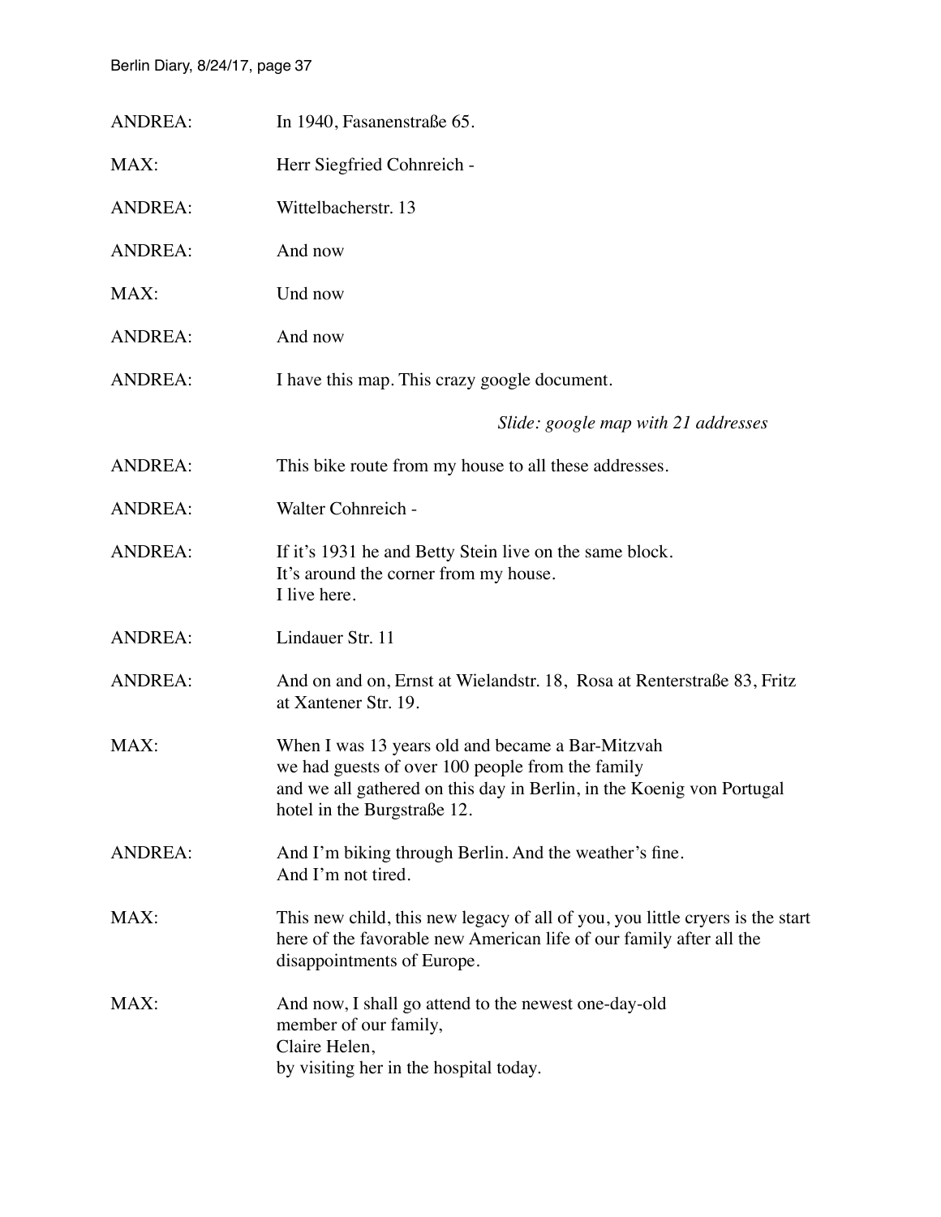ANDREA: In 1940, Fasanenstraße 65.

MAX: Herr Siegfried Cohnreich -

ANDREA: Wittelbacherstr. 13

ANDREA: And now

MAX: Und now

ANDREA: And now

ANDREA: I have this map. This crazy google document.

*Slide: google map with 21 addresses*

ANDREA: This bike route from my house to all these addresses.

ANDREA: Walter Cohnreich -

ANDREA: If it's 1931 he and Betty Stein live on the same block.
It's around the corner from my house.
I live here.

ANDREA: Lindauer Str. 11

ANDREA: And on and on, Ernst at Wielandstr. 18, Rosa at Renterstraße 83, Fritz at Xantener Str. 19.

MAX: When I was 13 years old and became a Bar-Mitzvah
we had guests of over 100 people from the family
and we all gathered on this day in Berlin, in the Koenig von Portugal hotel in the Burgstraße 12.

ANDREA: And I'm biking through Berlin. And the weather's fine.
And I'm not tired.

MAX: This new child, this new legacy of all of you, you little cryers is the start here of the favorable new American life of our family after all the disappointments of Europe.

MAX: And now, I shall go attend to the newest one-day-old
member of our family,
Claire Helen,
by visiting her in the hospital today.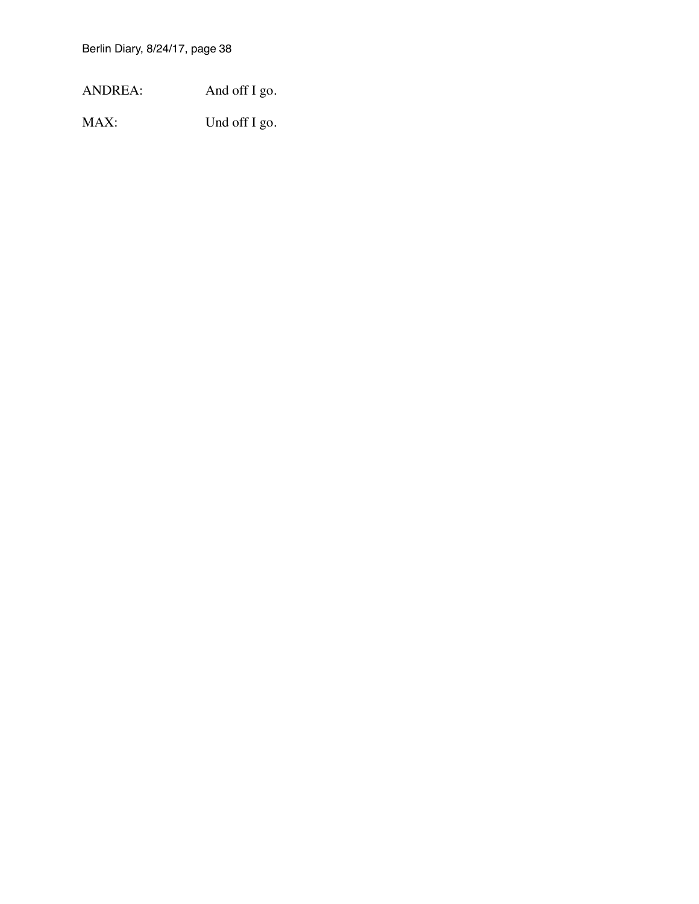ANDREA: And off I go.

MAX: Und off I go.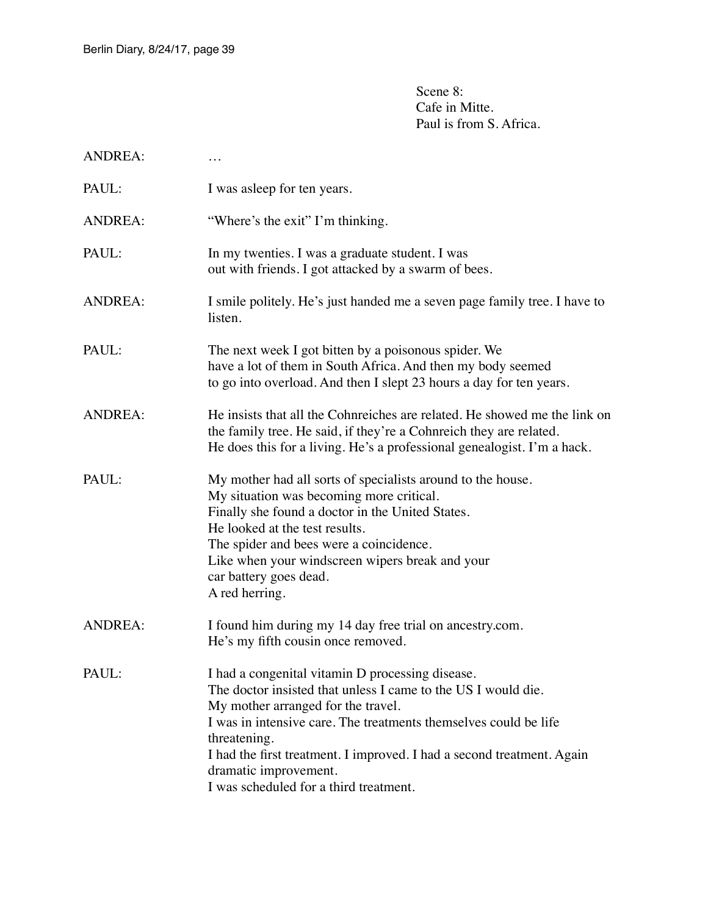Scene 8:
Cafe in Mitte.
Paul is from S. Africa.

ANDREA: …

PAUL: I was asleep for ten years.

ANDREA: "Where's the exit" I'm thinking.

PAUL: In my twenties. I was a graduate student. I was
out with friends. I got attacked by a swarm of bees.

ANDREA: I smile politely. He's just handed me a seven page family tree. I have to listen.

PAUL: The next week I got bitten by a poisonous spider. We
have a lot of them in South Africa. And then my body seemed
to go into overload. And then I slept 23 hours a day for ten years.

ANDREA: He insists that all the Cohnreiches are related. He showed me the link on the family tree. He said, if they're a Cohnreich they are related.
He does this for a living. He's a professional genealogist. I'm a hack.

PAUL: My mother had all sorts of specialists around to the house.
My situation was becoming more critical.
Finally she found a doctor in the United States.
He looked at the test results.
The spider and bees were a coincidence.
Like when your windscreen wipers break and your
car battery goes dead.
A red herring.

ANDREA: I found him during my 14 day free trial on ancestry.com.
He's my fifth cousin once removed.

PAUL: I had a congenital vitamin D processing disease.
The doctor insisted that unless I came to the US I would die.
My mother arranged for the travel.
I was in intensive care. The treatments themselves could be life threatening.
I had the first treatment. I improved. I had a second treatment. Again dramatic improvement.
I was scheduled for a third treatment.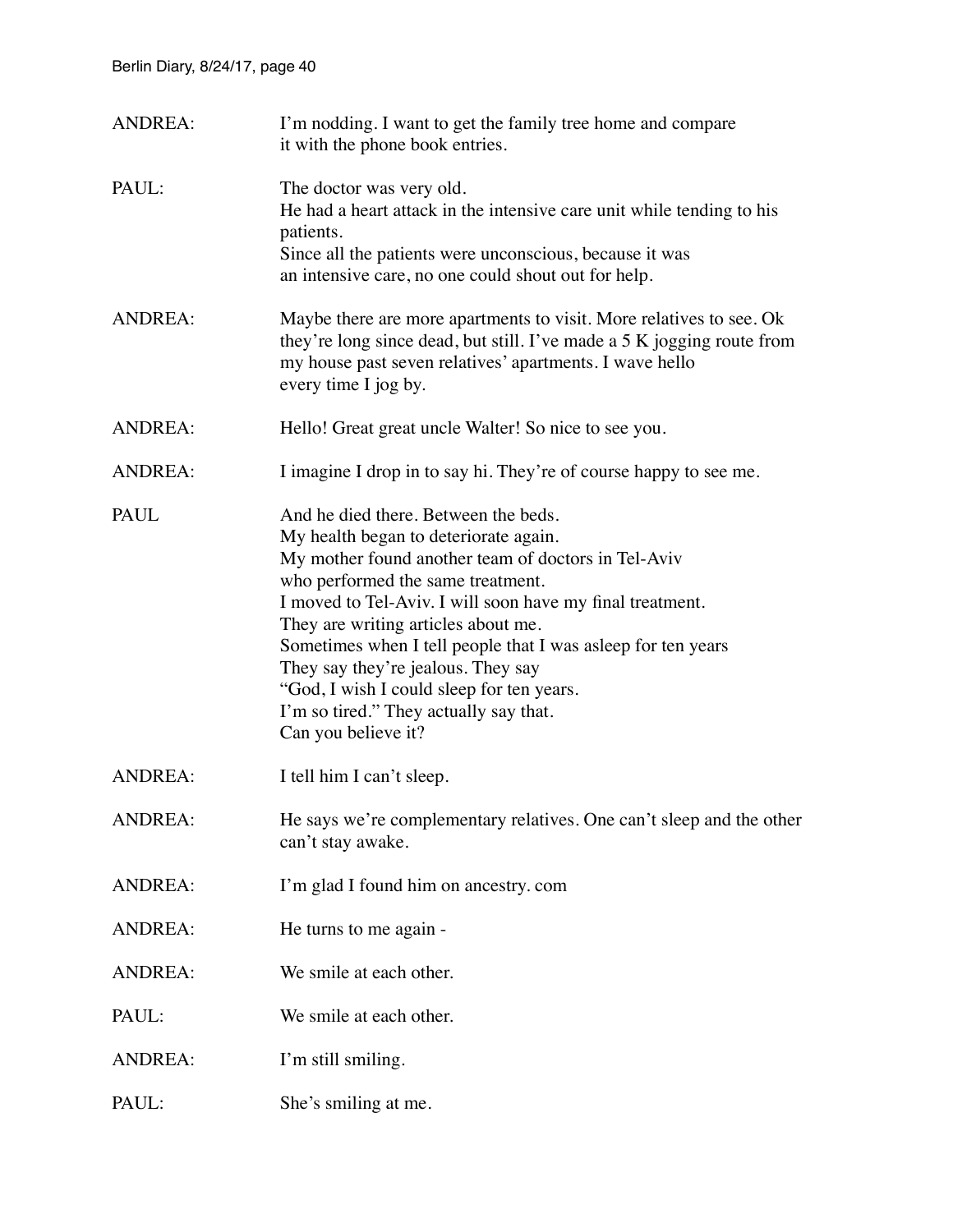ANDREA: I'm nodding. I want to get the family tree home and compare it with the phone book entries.

PAUL: The doctor was very old.
He had a heart attack in the intensive care unit while tending to his patients.
Since all the patients were unconscious, because it was an intensive care, no one could shout out for help.

ANDREA: Maybe there are more apartments to visit. More relatives to see. Ok they're long since dead, but still. I've made a 5 K jogging route from my house past seven relatives' apartments. I wave hello every time I jog by.

ANDREA: Hello! Great great uncle Walter! So nice to see you.

ANDREA: I imagine I drop in to say hi. They're of course happy to see me.

PAUL And he died there. Between the beds.
My health began to deteriorate again.
My mother found another team of doctors in Tel-Aviv who performed the same treatment.
I moved to Tel-Aviv. I will soon have my final treatment.
They are writing articles about me.
Sometimes when I tell people that I was asleep for ten years
They say they're jealous. They say
"God, I wish I could sleep for ten years.
I'm so tired." They actually say that.
Can you believe it?

ANDREA: I tell him I can't sleep.

ANDREA: He says we're complementary relatives. One can't sleep and the other can't stay awake.

ANDREA: I'm glad I found him on ancestry. com

ANDREA: He turns to me again -

ANDREA: We smile at each other.

PAUL: We smile at each other.

ANDREA: I'm still smiling.

PAUL: She's smiling at me.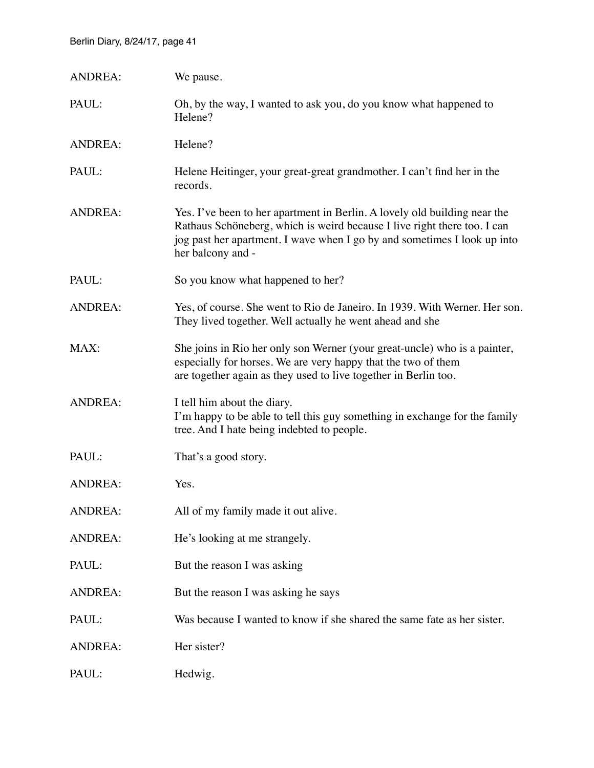ANDREA: We pause.

PAUL: Oh, by the way, I wanted to ask you, do you know what happened to Helene?

ANDREA: Helene?

PAUL: Helene Heitinger, your great-great grandmother. I can't find her in the records.

ANDREA: Yes. I've been to her apartment in Berlin. A lovely old building near the Rathaus Schöneberg, which is weird because I live right there too. I can jog past her apartment. I wave when I go by and sometimes I look up into her balcony and -

PAUL: So you know what happened to her?

ANDREA: Yes, of course. She went to Rio de Janeiro. In 1939. With Werner. Her son. They lived together. Well actually he went ahead and she

MAX: She joins in Rio her only son Werner (your great-uncle) who is a painter, especially for horses. We are very happy that the two of them are together again as they used to live together in Berlin too.

ANDREA: I tell him about the diary.
I'm happy to be able to tell this guy something in exchange for the family tree. And I hate being indebted to people.

PAUL: That's a good story.

ANDREA: Yes.

ANDREA: All of my family made it out alive.

ANDREA: He's looking at me strangely.

PAUL: But the reason I was asking

ANDREA: But the reason I was asking he says

PAUL: Was because I wanted to know if she shared the same fate as her sister.

ANDREA: Her sister?

PAUL: Hedwig.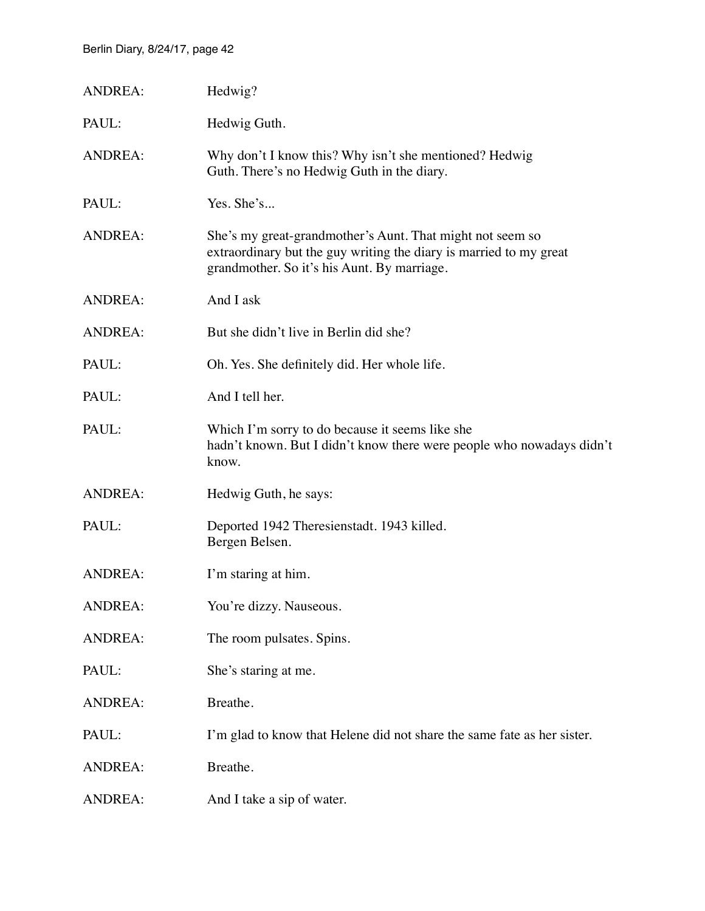ANDREA: Hedwig?

PAUL: Hedwig Guth.

ANDREA: Why don't I know this? Why isn't she mentioned? Hedwig Guth. There's no Hedwig Guth in the diary.

PAUL: Yes. She's...

ANDREA: She's my great-grandmother's Aunt. That might not seem so extraordinary but the guy writing the diary is married to my great grandmother. So it's his Aunt. By marriage.

ANDREA: And I ask

ANDREA: But she didn't live in Berlin did she?

PAUL: Oh. Yes. She definitely did. Her whole life.

PAUL: And I tell her.

PAUL: Which I'm sorry to do because it seems like she hadn't known. But I didn't know there were people who nowadays didn't know.

ANDREA: Hedwig Guth, he says:

PAUL: Deported 1942 Theresienstadt. 1943 killed.
Bergen Belsen.

ANDREA: I'm staring at him.

ANDREA: You're dizzy. Nauseous.

ANDREA: The room pulsates. Spins.

PAUL: She's staring at me.

ANDREA: Breathe.

PAUL: I'm glad to know that Helene did not share the same fate as her sister.

ANDREA: Breathe.

ANDREA: And I take a sip of water.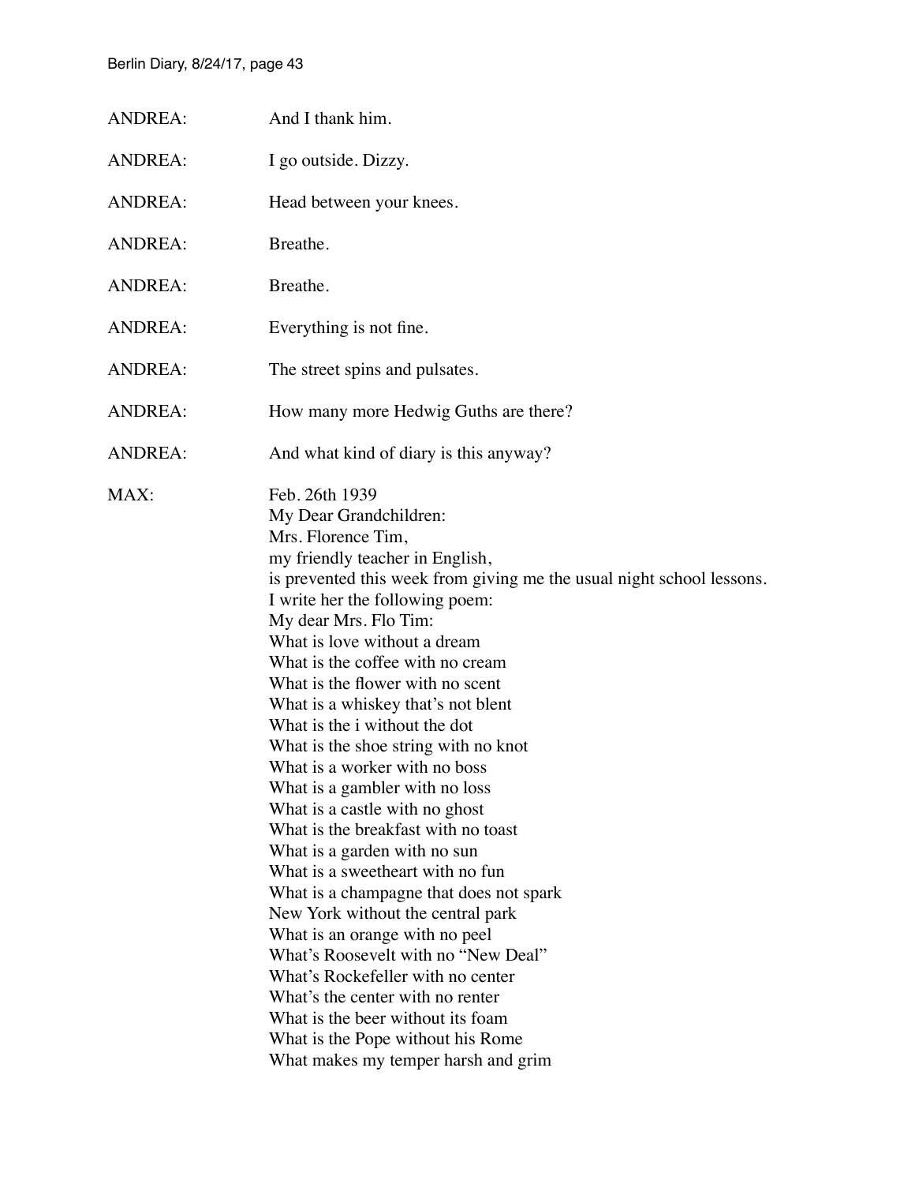ANDREA: And I thank him.

ANDREA: I go outside. Dizzy.

ANDREA: Head between your knees.

ANDREA: Breathe.

ANDREA: Breathe.

ANDREA: Everything is not fine.

ANDREA: The street spins and pulsates.

ANDREA: How many more Hedwig Guths are there?

ANDREA: And what kind of diary is this anyway?

MAX: Feb. 26th 1939  
My Dear Grandchildren:  
Mrs. Florence Tim,  
my friendly teacher in English,  
is prevented this week from giving me the usual night school lessons.  
I write her the following poem:  
My dear Mrs. Flo Tim:  
What is love without a dream  
What is the coffee with no cream  
What is the flower with no scent  
What is a whiskey that's not blent  
What is the i without the dot  
What is the shoe string with no knot  
What is a worker with no boss  
What is a gambler with no loss  
What is a castle with no ghost  
What is the breakfast with no toast  
What is a garden with no sun  
What is a sweetheart with no fun  
What is a champagne that does not spark  
New York without the central park  
What is an orange with no peel  
What's Roosevelt with no "New Deal"  
What's Rockefeller with no center  
What's the center with no renter  
What is the beer without its foam  
What is the Pope without his Rome  
What makes my temper harsh and grim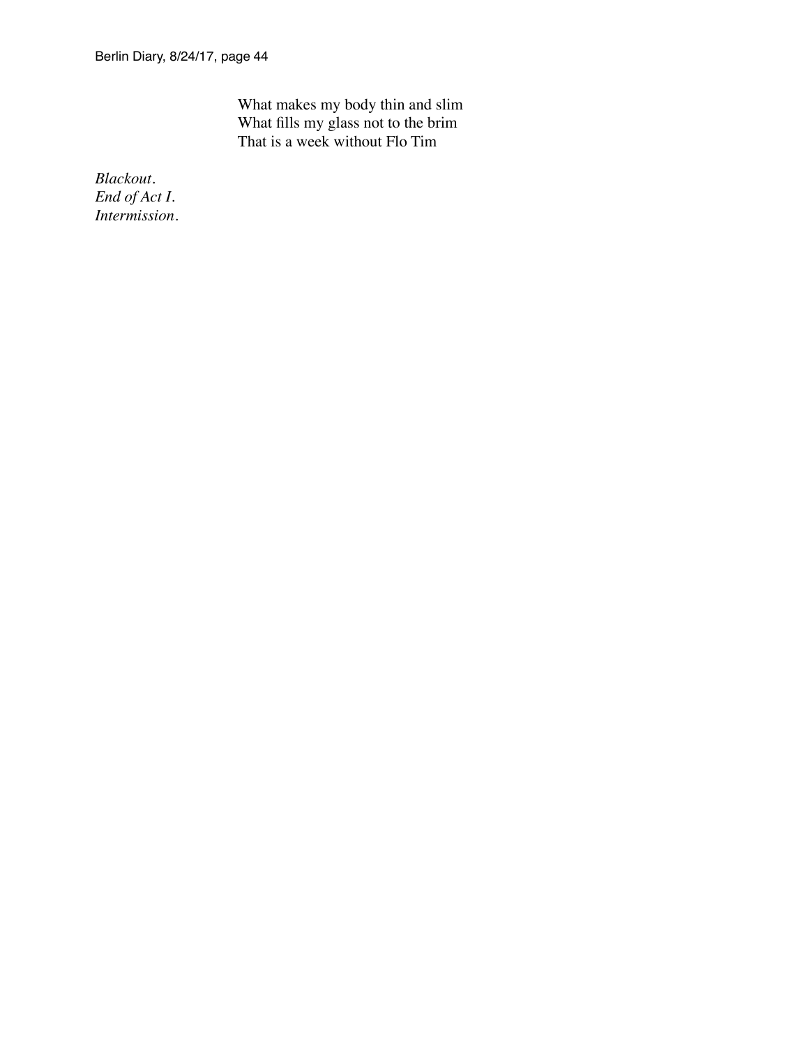What makes my body thin and slim  
What fills my glass not to the brim  
That is a week without Flo Tim

*Blackout.*  
*End of Act I.*  
*Intermission.*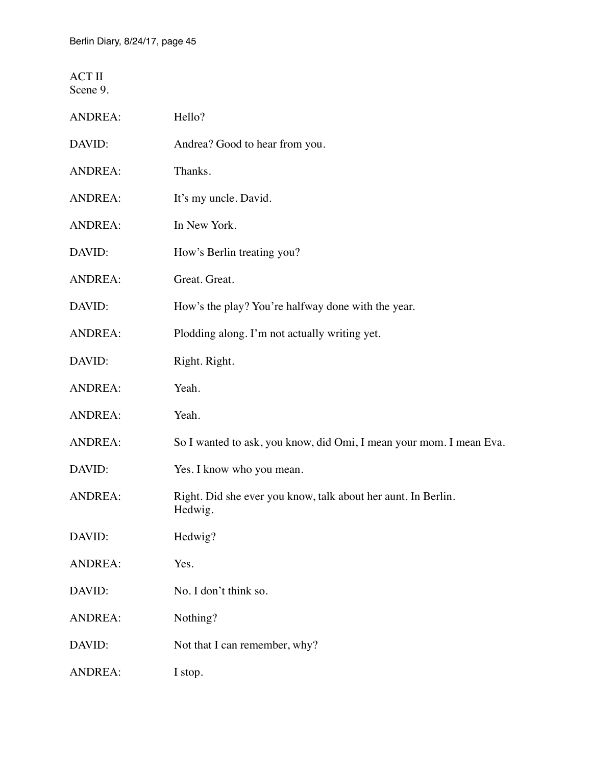ACT II
Scene 9.

ANDREA: Hello?

DAVID: Andrea? Good to hear from you.

ANDREA: Thanks.

ANDREA: It's my uncle. David.

ANDREA: In New York.

DAVID: How's Berlin treating you?

ANDREA: Great. Great.

DAVID: How's the play? You're halfway done with the year.

ANDREA: Plodding along. I'm not actually writing yet.

DAVID: Right. Right.

ANDREA: Yeah.

ANDREA: Yeah.

ANDREA: So I wanted to ask, you know, did Omi, I mean your mom. I mean Eva.

DAVID: Yes. I know who you mean.

ANDREA: Right. Did she ever you know, talk about her aunt. In Berlin. Hedwig.

DAVID: Hedwig?

ANDREA: Yes.

DAVID: No. I don't think so.

ANDREA: Nothing?

DAVID: Not that I can remember, why?

ANDREA: I stop.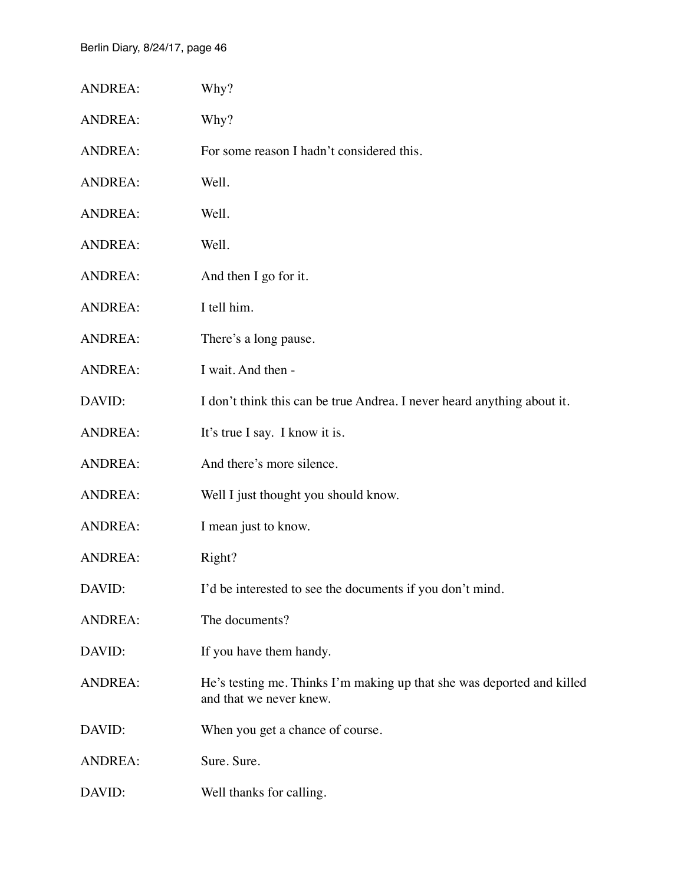ANDREA: Why?

ANDREA: Why?

ANDREA: For some reason I hadn't considered this.

ANDREA: Well.

ANDREA: Well.

ANDREA: Well.

ANDREA: And then I go for it.

ANDREA: I tell him.

ANDREA: There's a long pause.

ANDREA: I wait. And then -

DAVID: I don't think this can be true Andrea. I never heard anything about it.

ANDREA: It's true I say. I know it is.

ANDREA: And there's more silence.

ANDREA: Well I just thought you should know.

ANDREA: I mean just to know.

ANDREA: Right?

DAVID: I'd be interested to see the documents if you don't mind.

ANDREA: The documents?

DAVID: If you have them handy.

ANDREA: He's testing me. Thinks I'm making up that she was deported and killed and that we never knew.

DAVID: When you get a chance of course.

ANDREA: Sure. Sure.

DAVID: Well thanks for calling.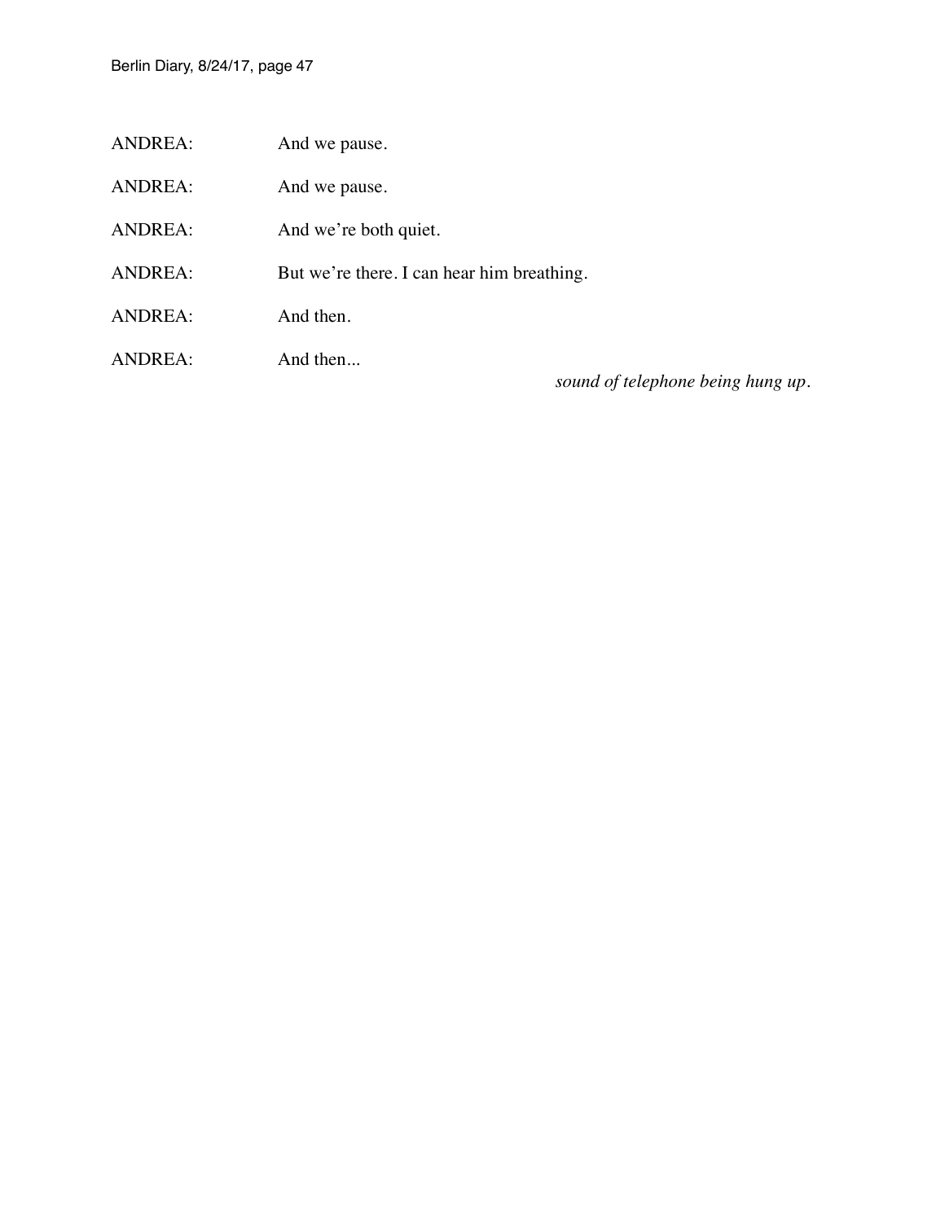ANDREA: And we pause.

ANDREA: And we pause.

ANDREA: And we're both quiet.

ANDREA: But we're there. I can hear him breathing.

ANDREA: And then.

ANDREA: And then...

*sound of telephone being hung up.*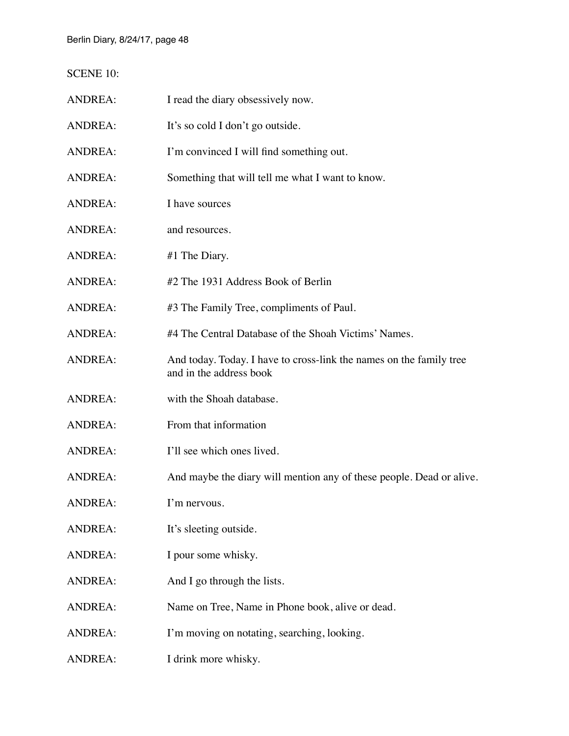SCENE 10:

ANDREA: I read the diary obsessively now.

ANDREA: It's so cold I don't go outside.

ANDREA: I'm convinced I will find something out.

ANDREA: Something that will tell me what I want to know.

ANDREA: I have sources

ANDREA: and resources.

ANDREA: #1 The Diary.

ANDREA: #2 The 1931 Address Book of Berlin

ANDREA: #3 The Family Tree, compliments of Paul.

ANDREA: #4 The Central Database of the Shoah Victims' Names.

ANDREA: And today. Today. I have to cross-link the names on the family tree and in the address book

ANDREA: with the Shoah database.

ANDREA: From that information

ANDREA: I'll see which ones lived.

ANDREA: And maybe the diary will mention any of these people. Dead or alive.

ANDREA: I'm nervous.

ANDREA: It's sleeting outside.

ANDREA: I pour some whisky.

ANDREA: And I go through the lists.

ANDREA: Name on Tree, Name in Phone book, alive or dead.

ANDREA: I'm moving on notating, searching, looking.

ANDREA: I drink more whisky.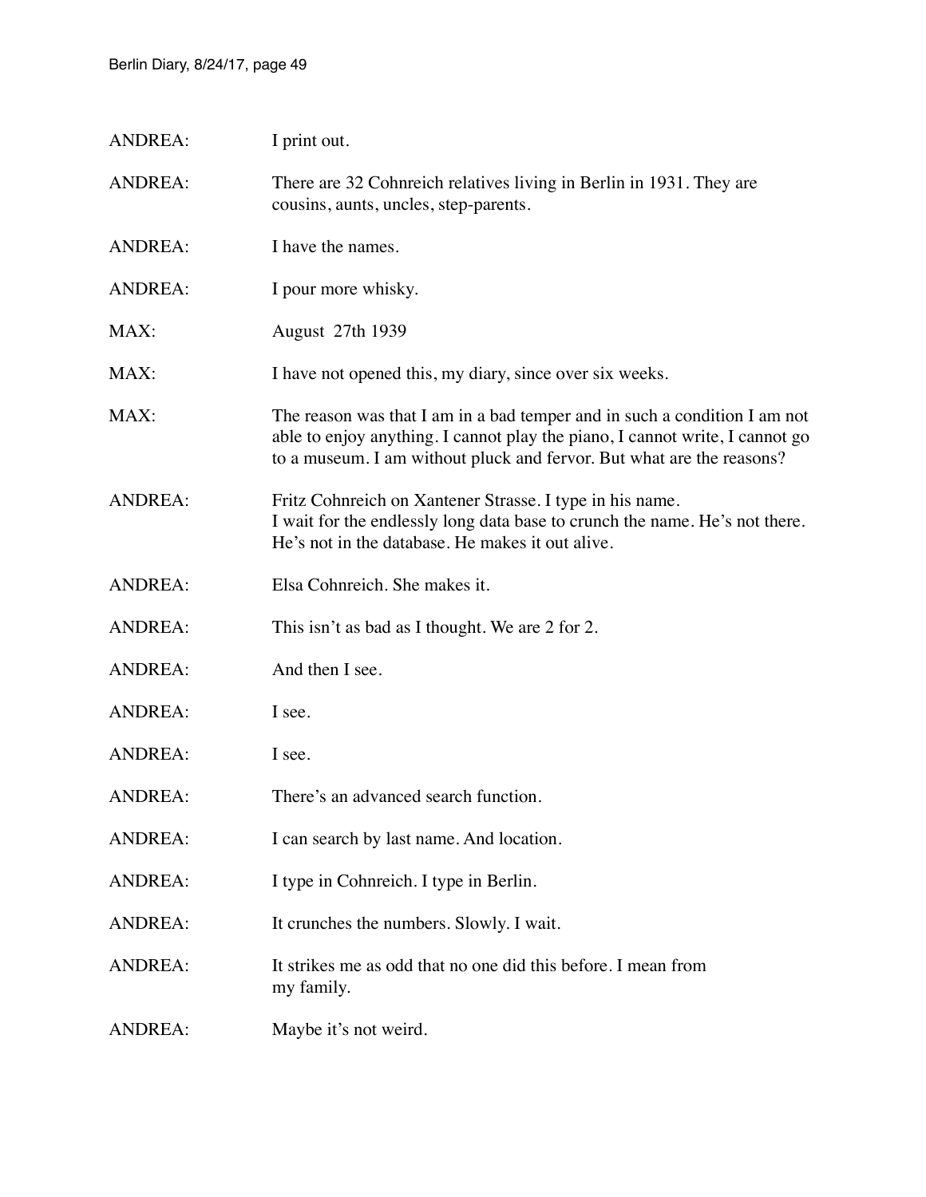ANDREA: I print out.

ANDREA: There are 32 Cohnreich relatives living in Berlin in 1931. They are cousins, aunts, uncles, step-parents.

ANDREA: I have the names.

ANDREA: I pour more whisky.

MAX: August 27th 1939

MAX: I have not opened this, my diary, since over six weeks.

MAX: The reason was that I am in a bad temper and in such a condition I am not able to enjoy anything. I cannot play the piano, I cannot write, I cannot go to a museum. I am without pluck and fervor. But what are the reasons?

ANDREA: Fritz Cohnreich on Xantener Strasse. I type in his name.
I wait for the endlessly long data base to crunch the name. He's not there. He's not in the database. He makes it out alive.

ANDREA: Elsa Cohnreich. She makes it.

ANDREA: This isn't as bad as I thought. We are 2 for 2.

ANDREA: And then I see.

ANDREA: I see.

ANDREA: I see.

ANDREA: There's an advanced search function.

ANDREA: I can search by last name. And location.

ANDREA: I type in Cohnreich. I type in Berlin.

ANDREA: It crunches the numbers. Slowly. I wait.

ANDREA: It strikes me as odd that no one did this before. I mean from my family.

ANDREA: Maybe it's not weird.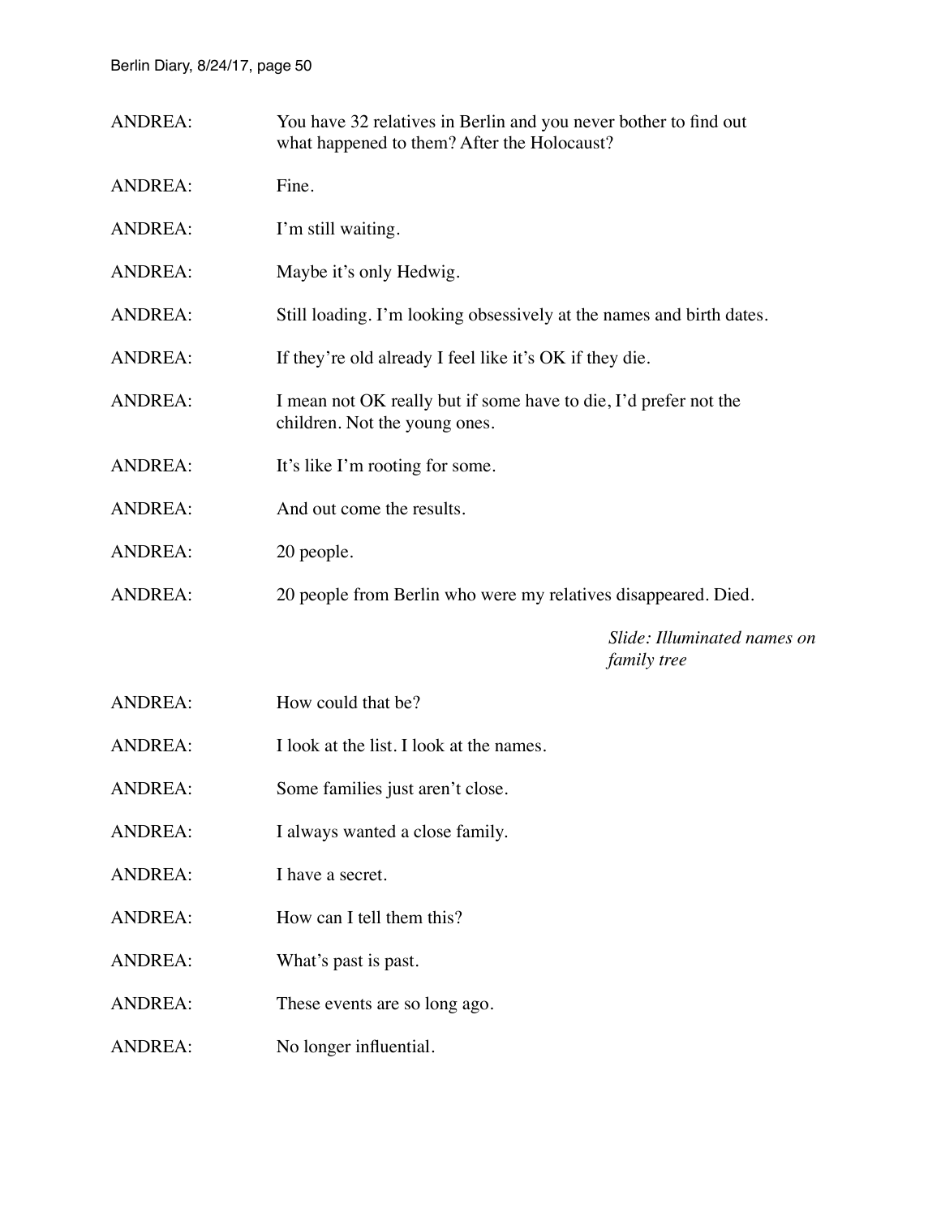ANDREA: You have 32 relatives in Berlin and you never bother to find out what happened to them? After the Holocaust?

ANDREA: Fine.

ANDREA: I'm still waiting.

ANDREA: Maybe it's only Hedwig.

ANDREA: Still loading. I'm looking obsessively at the names and birth dates.

ANDREA: If they're old already I feel like it's OK if they die.

ANDREA: I mean not OK really but if some have to die, I'd prefer not the children. Not the young ones.

ANDREA: It's like I'm rooting for some.

ANDREA: And out come the results.

ANDREA: 20 people.

ANDREA: 20 people from Berlin who were my relatives disappeared. Died.

*Slide: Illuminated names on family tree*

ANDREA: How could that be?

ANDREA: I look at the list. I look at the names.

ANDREA: Some families just aren't close.

ANDREA: I always wanted a close family.

ANDREA: I have a secret.

ANDREA: How can I tell them this?

ANDREA: What's past is past.

ANDREA: These events are so long ago.

ANDREA: No longer influential.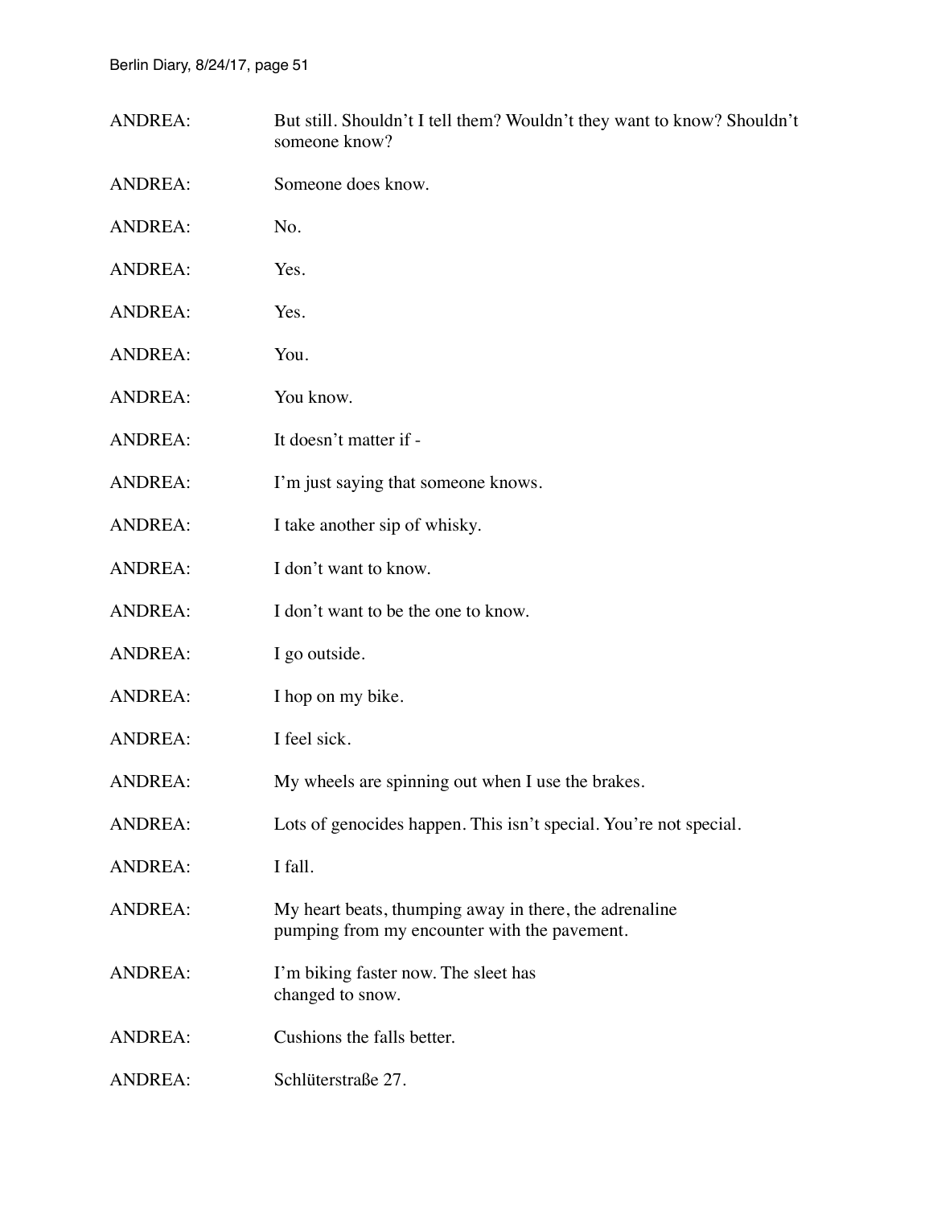ANDREA: But still. Shouldn't I tell them? Wouldn't they want to know? Shouldn't someone know?

ANDREA: Someone does know.

ANDREA: No.

ANDREA: Yes.

ANDREA: Yes.

ANDREA: You.

ANDREA: You know.

ANDREA: It doesn't matter if -

ANDREA: I'm just saying that someone knows.

ANDREA: I take another sip of whisky.

ANDREA: I don't want to know.

ANDREA: I don't want to be the one to know.

ANDREA: I go outside.

ANDREA: I hop on my bike.

ANDREA: I feel sick.

ANDREA: My wheels are spinning out when I use the brakes.

ANDREA: Lots of genocides happen. This isn't special. You're not special.

ANDREA: I fall.

ANDREA: My heart beats, thumping away in there, the adrenaline pumping from my encounter with the pavement.

ANDREA: I'm biking faster now. The sleet has changed to snow.

ANDREA: Cushions the falls better.

ANDREA: Schlüterstraße 27.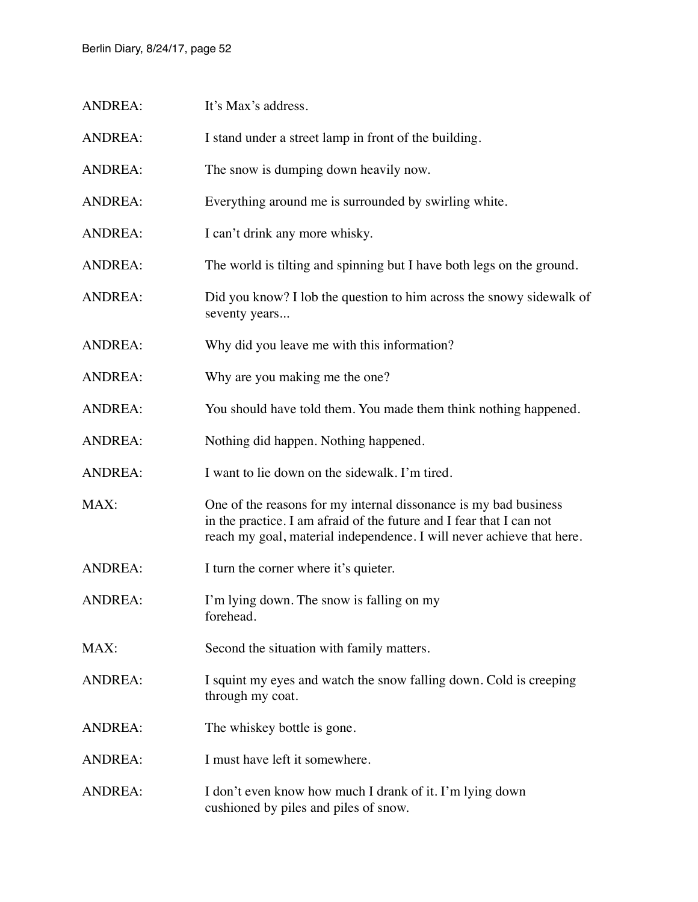ANDREA: It's Max's address.

ANDREA: I stand under a street lamp in front of the building.

ANDREA: The snow is dumping down heavily now.

ANDREA: Everything around me is surrounded by swirling white.

ANDREA: I can't drink any more whisky.

ANDREA: The world is tilting and spinning but I have both legs on the ground.

ANDREA: Did you know? I lob the question to him across the snowy sidewalk of seventy years...

ANDREA: Why did you leave me with this information?

ANDREA: Why are you making me the one?

ANDREA: You should have told them. You made them think nothing happened.

ANDREA: Nothing did happen. Nothing happened.

ANDREA: I want to lie down on the sidewalk. I'm tired.

MAX: One of the reasons for my internal dissonance is my bad business in the practice. I am afraid of the future and I fear that I can not reach my goal, material independence. I will never achieve that here.

ANDREA: I turn the corner where it's quieter.

ANDREA: I'm lying down. The snow is falling on my forehead.

MAX: Second the situation with family matters.

ANDREA: I squint my eyes and watch the snow falling down. Cold is creeping through my coat.

ANDREA: The whiskey bottle is gone.

ANDREA: I must have left it somewhere.

ANDREA: I don't even know how much I drank of it. I'm lying down cushioned by piles and piles of snow.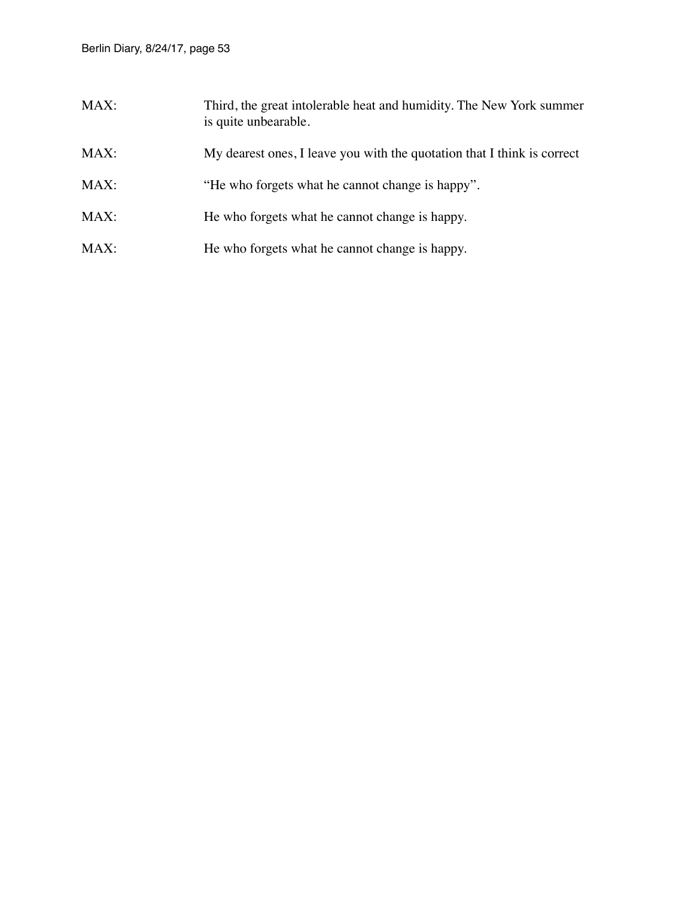MAX: Third, the great intolerable heat and humidity. The New York summer is quite unbearable.

MAX: My dearest ones, I leave you with the quotation that I think is correct

MAX: "He who forgets what he cannot change is happy".

MAX: He who forgets what he cannot change is happy.

MAX: He who forgets what he cannot change is happy.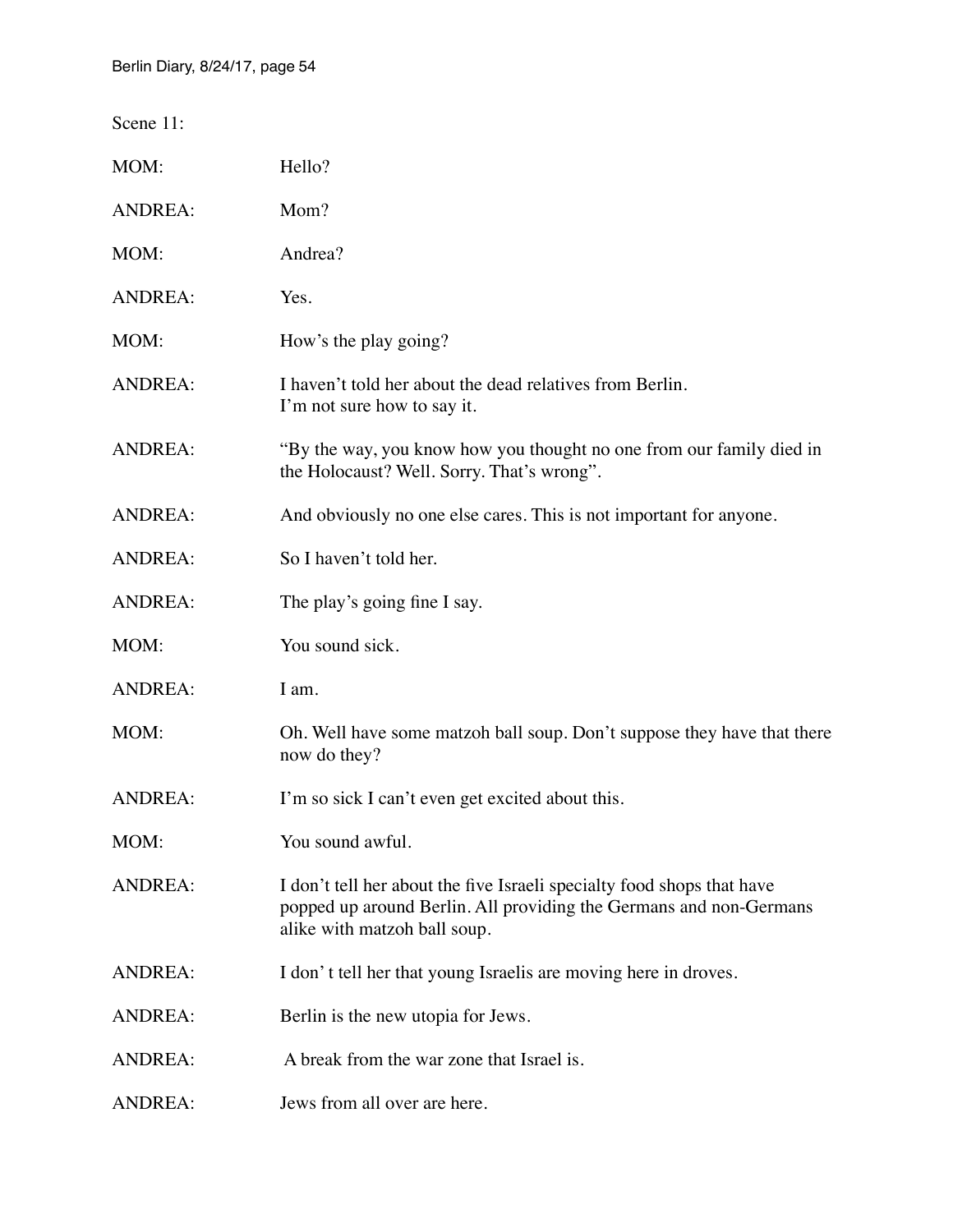Scene 11:

MOM: Hello?

ANDREA: Mom?

MOM: Andrea?

ANDREA: Yes.

MOM: How's the play going?

ANDREA: I haven't told her about the dead relatives from Berlin.
I'm not sure how to say it.

ANDREA: "By the way, you know how you thought no one from our family died in the Holocaust? Well. Sorry. That's wrong".

ANDREA: And obviously no one else cares. This is not important for anyone.

ANDREA: So I haven't told her.

ANDREA: The play's going fine I say.

MOM: You sound sick.

ANDREA: I am.

MOM: Oh. Well have some matzoh ball soup. Don't suppose they have that there now do they?

ANDREA: I'm so sick I can't even get excited about this.

MOM: You sound awful.

ANDREA: I don't tell her about the five Israeli specialty food shops that have popped up around Berlin. All providing the Germans and non-Germans alike with matzoh ball soup.

ANDREA: I don' t tell her that young Israelis are moving here in droves.

ANDREA: Berlin is the new utopia for Jews.

ANDREA: A break from the war zone that Israel is.

ANDREA: Jews from all over are here.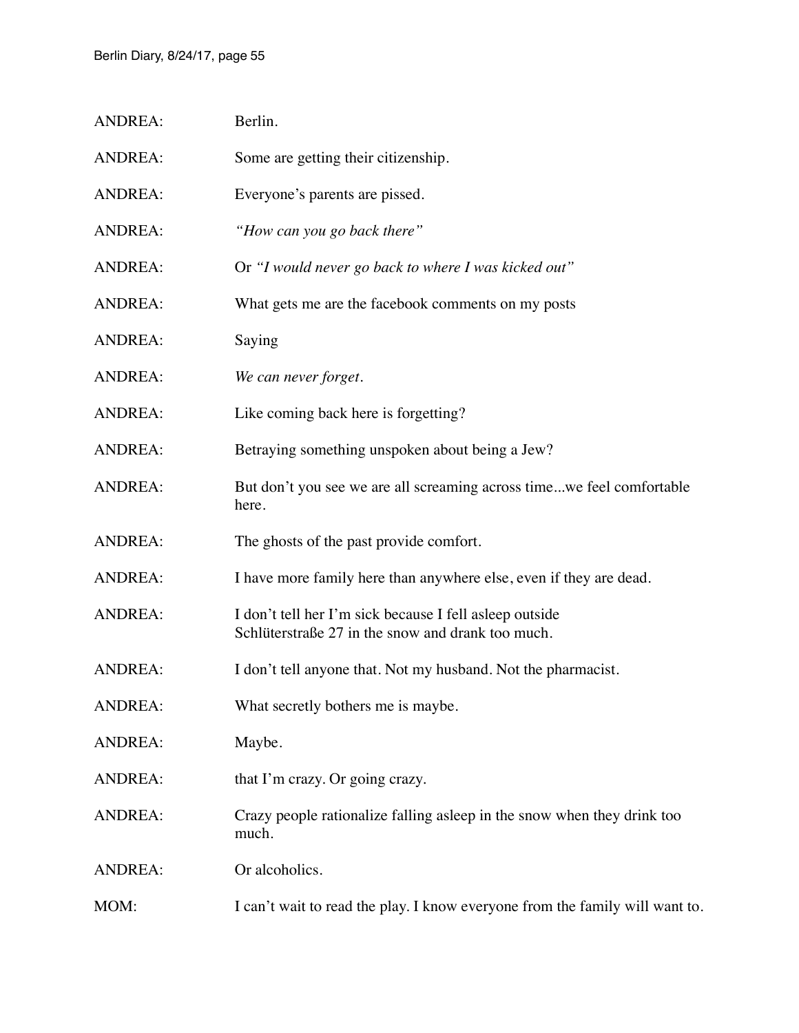ANDREA: Berlin.

ANDREA: Some are getting their citizenship.

ANDREA: Everyone's parents are pissed.

ANDREA: *"How can you go back there"*

ANDREA: Or *"I would never go back to where I was kicked out"*

ANDREA: What gets me are the facebook comments on my posts

ANDREA: Saying

ANDREA: *We can never forget.*

ANDREA: Like coming back here is forgetting?

ANDREA: Betraying something unspoken about being a Jew?

ANDREA: But don't you see we are all screaming across time...we feel comfortable here.

ANDREA: The ghosts of the past provide comfort.

ANDREA: I have more family here than anywhere else, even if they are dead.

ANDREA: I don't tell her I'm sick because I fell asleep outside Schlüterstraße 27 in the snow and drank too much.

ANDREA: I don't tell anyone that. Not my husband. Not the pharmacist.

ANDREA: What secretly bothers me is maybe.

ANDREA: Maybe.

ANDREA: that I'm crazy. Or going crazy.

ANDREA: Crazy people rationalize falling asleep in the snow when they drink too much.

ANDREA: Or alcoholics.

MOM: I can't wait to read the play. I know everyone from the family will want to.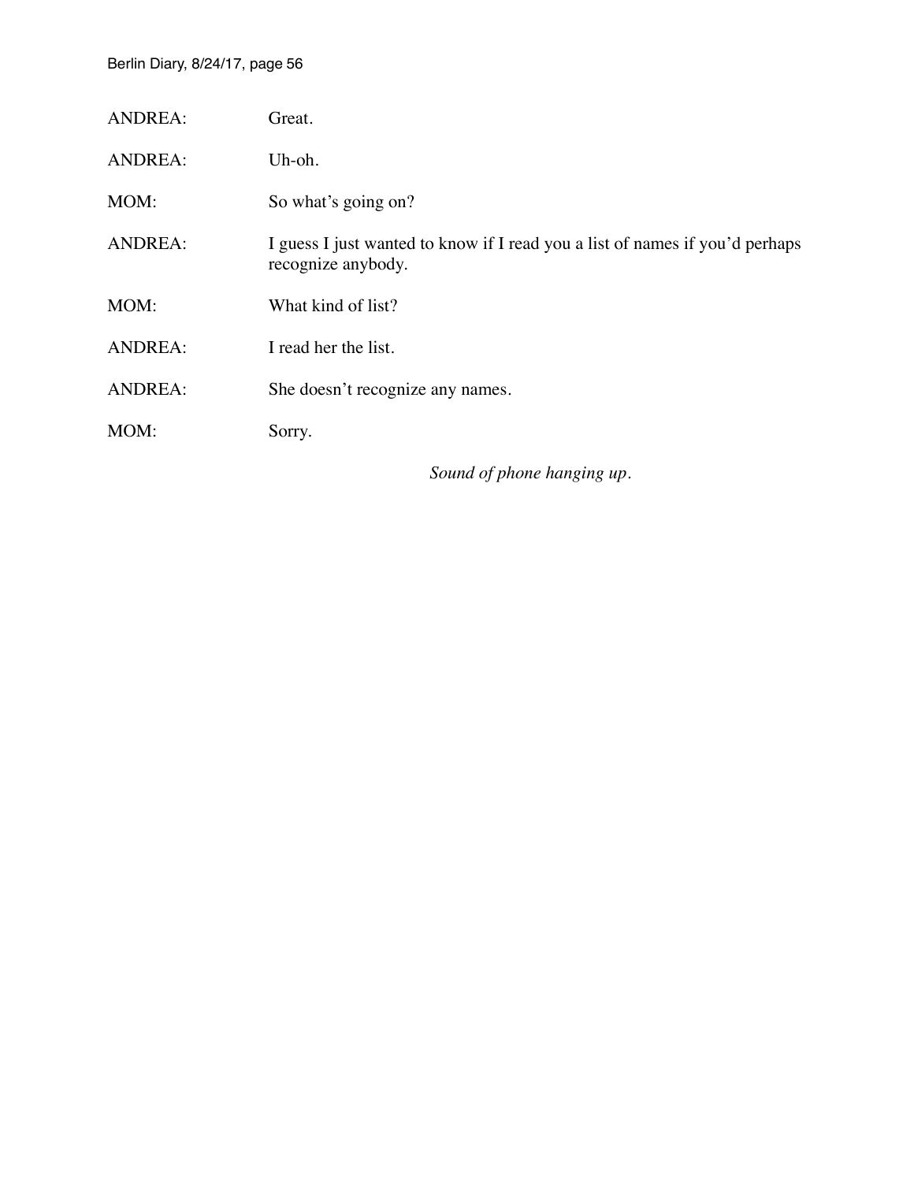ANDREA: Great.

ANDREA: Uh-oh.

MOM: So what's going on?

ANDREA: I guess I just wanted to know if I read you a list of names if you'd perhaps recognize anybody.

MOM: What kind of list?

ANDREA: I read her the list.

ANDREA: She doesn't recognize any names.

MOM: Sorry.

*Sound of phone hanging up.*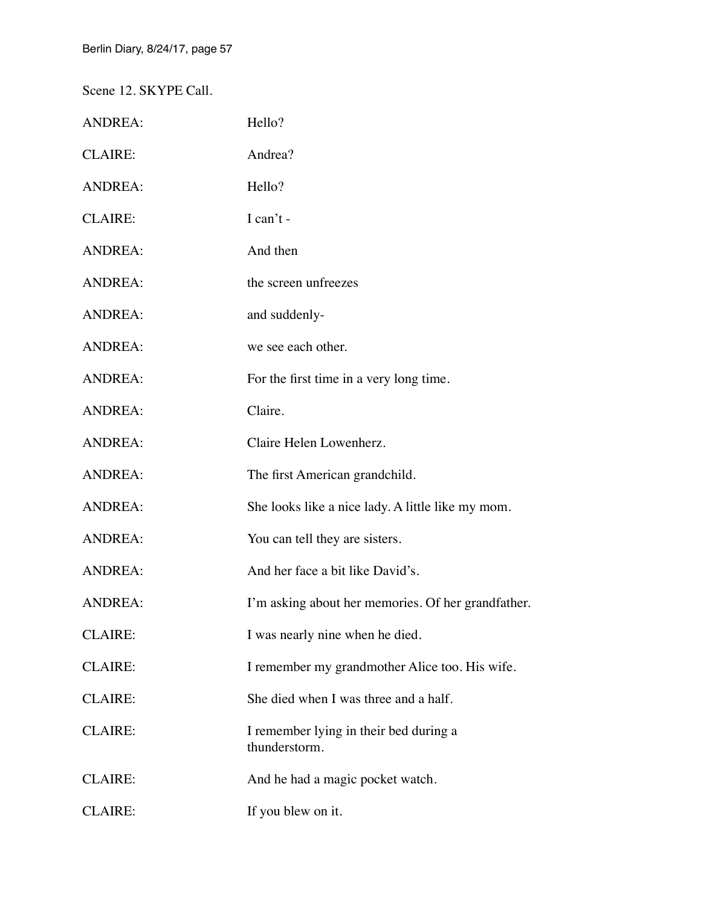Scene 12. SKYPE Call.

| | |
|---|---|
| ANDREA: | Hello? |
| CLAIRE: | Andrea? |
| ANDREA: | Hello? |
| CLAIRE: | I can't - |
| ANDREA: | And then |
| ANDREA: | the screen unfreezes |
| ANDREA: | and suddenly- |
| ANDREA: | we see each other. |
| ANDREA: | For the first time in a very long time. |
| ANDREA: | Claire. |
| ANDREA: | Claire Helen Lowenherz. |
| ANDREA: | The first American grandchild. |
| ANDREA: | She looks like a nice lady. A little like my mom. |
| ANDREA: | You can tell they are sisters. |
| ANDREA: | And her face a bit like David's. |
| ANDREA: | I'm asking about her memories. Of her grandfather. |
| CLAIRE: | I was nearly nine when he died. |
| CLAIRE: | I remember my grandmother Alice too. His wife. |
| CLAIRE: | She died when I was three and a half. |
| CLAIRE: | I remember lying in their bed during a thunderstorm. |
| CLAIRE: | And he had a magic pocket watch. |
| CLAIRE: | If you blew on it. |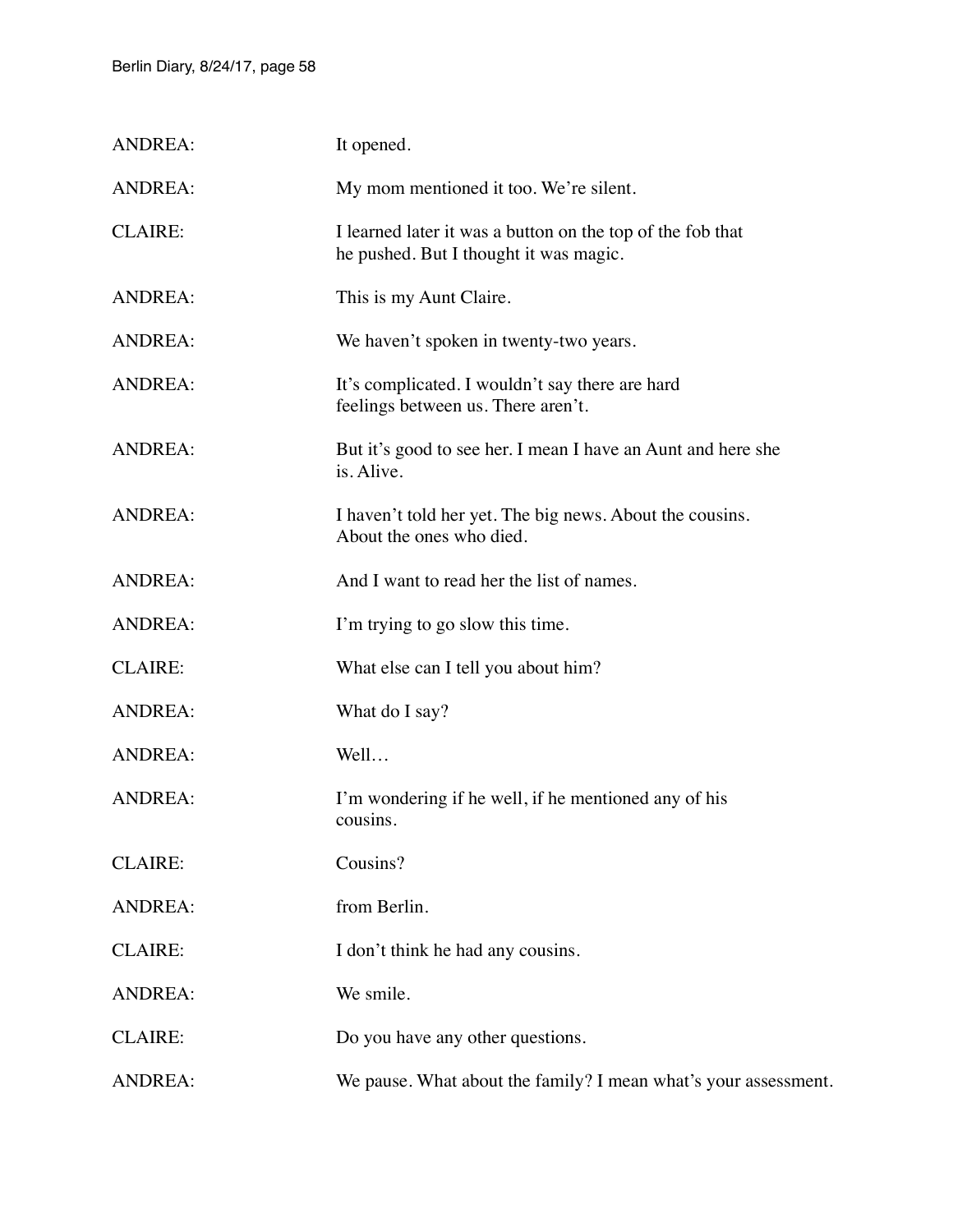ANDREA: It opened.

ANDREA: My mom mentioned it too. We're silent.

CLAIRE: I learned later it was a button on the top of the fob that he pushed. But I thought it was magic.

ANDREA: This is my Aunt Claire.

ANDREA: We haven't spoken in twenty-two years.

ANDREA: It's complicated. I wouldn't say there are hard feelings between us. There aren't.

ANDREA: But it's good to see her. I mean I have an Aunt and here she is. Alive.

ANDREA: I haven't told her yet. The big news. About the cousins. About the ones who died.

ANDREA: And I want to read her the list of names.

ANDREA: I'm trying to go slow this time.

CLAIRE: What else can I tell you about him?

ANDREA: What do I say?

ANDREA: Well…

ANDREA: I'm wondering if he well, if he mentioned any of his cousins.

CLAIRE: Cousins?

ANDREA: from Berlin.

CLAIRE: I don't think he had any cousins.

ANDREA: We smile.

CLAIRE: Do you have any other questions.

ANDREA: We pause. What about the family? I mean what's your assessment.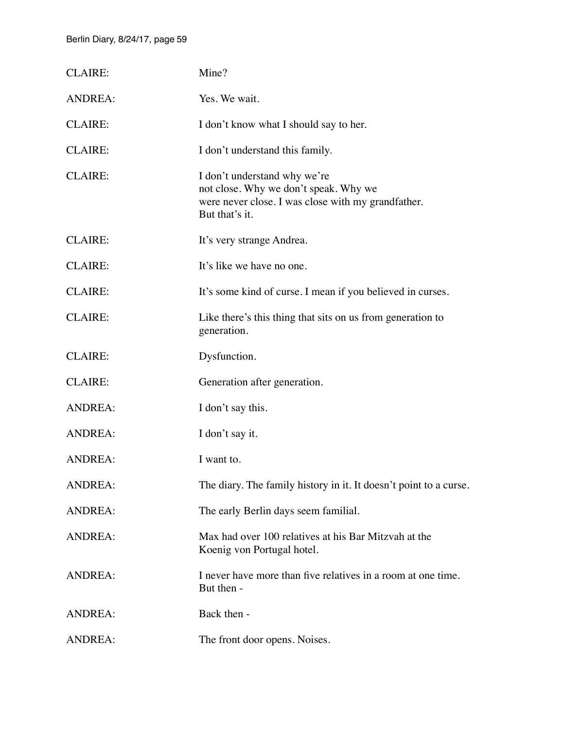CLAIRE: Mine?

ANDREA: Yes. We wait.

CLAIRE: I don't know what I should say to her.

CLAIRE: I don't understand this family.

CLAIRE: I don't understand why we're
not close. Why we don't speak. Why we
were never close. I was close with my grandfather.
But that's it.

CLAIRE: It's very strange Andrea.

CLAIRE: It's like we have no one.

CLAIRE: It's some kind of curse. I mean if you believed in curses.

CLAIRE: Like there's this thing that sits on us from generation to generation.

CLAIRE: Dysfunction.

CLAIRE: Generation after generation.

ANDREA: I don't say this.

ANDREA: I don't say it.

ANDREA: I want to.

ANDREA: The diary. The family history in it. It doesn't point to a curse.

ANDREA: The early Berlin days seem familial.

ANDREA: Max had over 100 relatives at his Bar Mitzvah at the Koenig von Portugal hotel.

ANDREA: I never have more than five relatives in a room at one time. But then -

ANDREA: Back then -

ANDREA: The front door opens. Noises.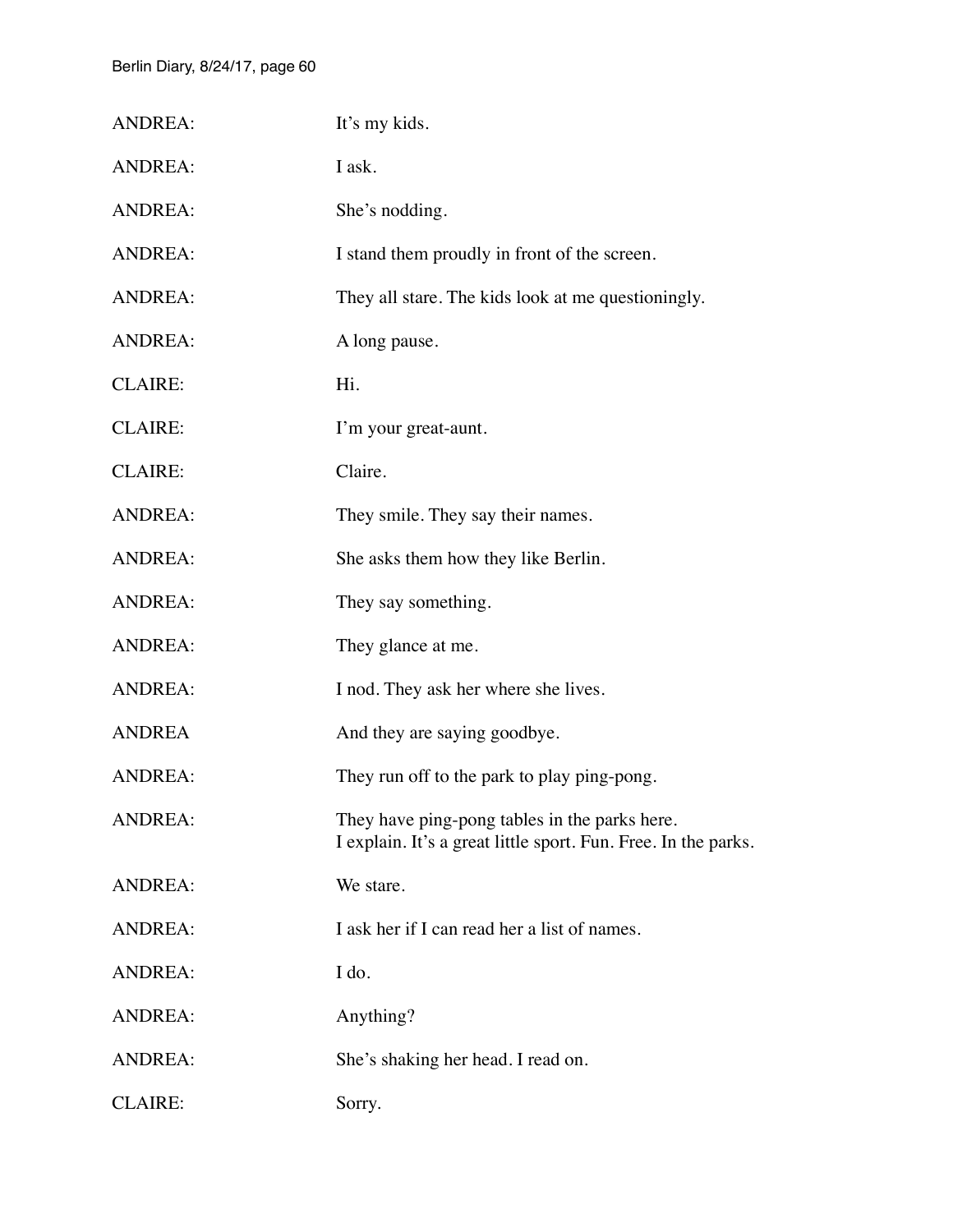ANDREA: It's my kids.

ANDREA: I ask.

ANDREA: She's nodding.

ANDREA: I stand them proudly in front of the screen.

ANDREA: They all stare. The kids look at me questioningly.

ANDREA: A long pause.

CLAIRE: Hi.

CLAIRE: I'm your great-aunt.

CLAIRE: Claire.

ANDREA: They smile. They say their names.

ANDREA: She asks them how they like Berlin.

ANDREA: They say something.

ANDREA: They glance at me.

ANDREA: I nod. They ask her where she lives.

ANDREA And they are saying goodbye.

ANDREA: They run off to the park to play ping-pong.

ANDREA: They have ping-pong tables in the parks here.
I explain. It's a great little sport. Fun. Free. In the parks.

ANDREA: We stare.

ANDREA: I ask her if I can read her a list of names.

ANDREA: I do.

ANDREA: Anything?

ANDREA: She's shaking her head. I read on.

CLAIRE: Sorry.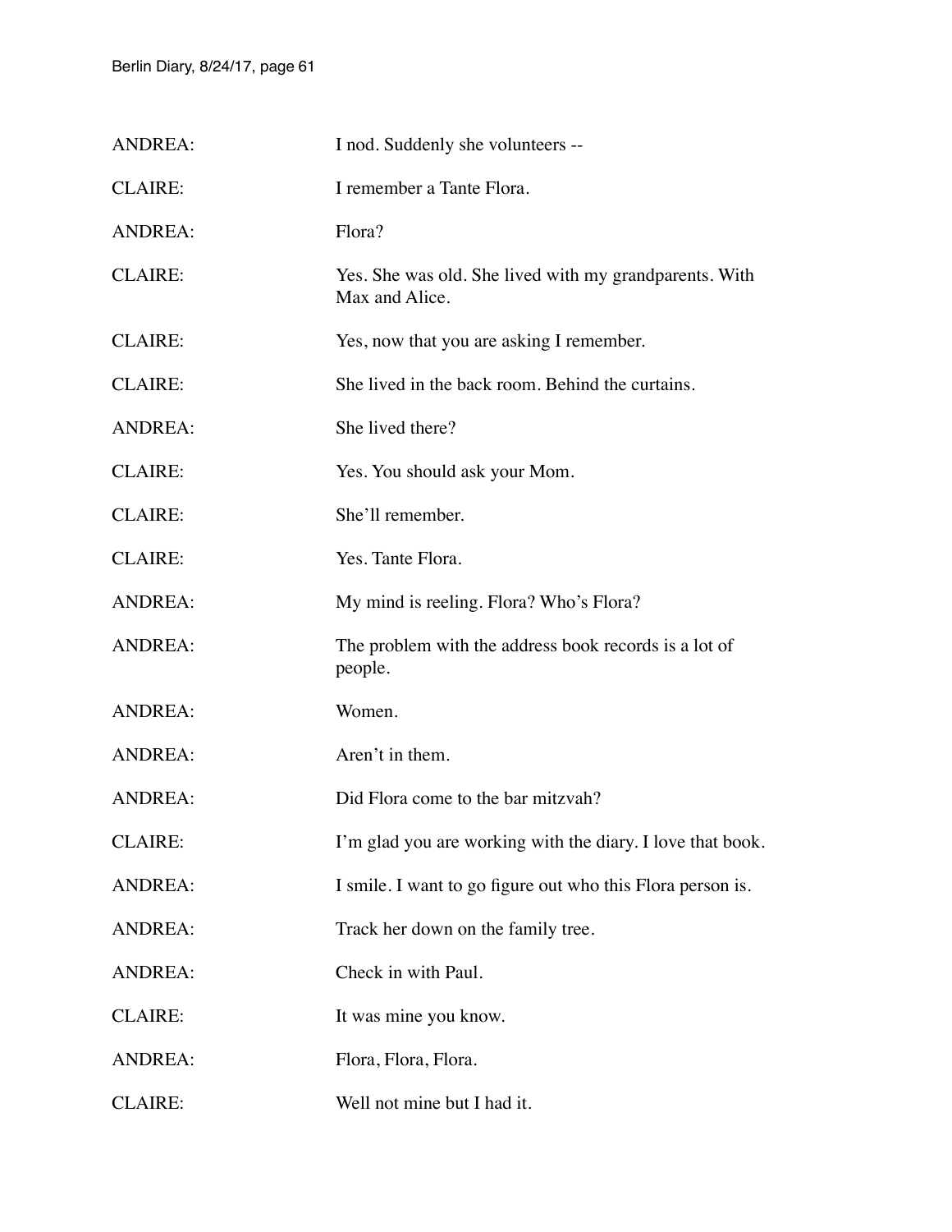ANDREA: I nod. Suddenly she volunteers --

CLAIRE: I remember a Tante Flora.

ANDREA: Flora?

CLAIRE: Yes. She was old. She lived with my grandparents. With Max and Alice.

CLAIRE: Yes, now that you are asking I remember.

CLAIRE: She lived in the back room. Behind the curtains.

ANDREA: She lived there?

CLAIRE: Yes. You should ask your Mom.

CLAIRE: She'll remember.

CLAIRE: Yes. Tante Flora.

ANDREA: My mind is reeling. Flora? Who's Flora?

ANDREA: The problem with the address book records is a lot of people.

ANDREA: Women.

ANDREA: Aren't in them.

ANDREA: Did Flora come to the bar mitzvah?

CLAIRE: I'm glad you are working with the diary. I love that book.

ANDREA: I smile. I want to go figure out who this Flora person is.

ANDREA: Track her down on the family tree.

ANDREA: Check in with Paul.

CLAIRE: It was mine you know.

ANDREA: Flora, Flora, Flora.

CLAIRE: Well not mine but I had it.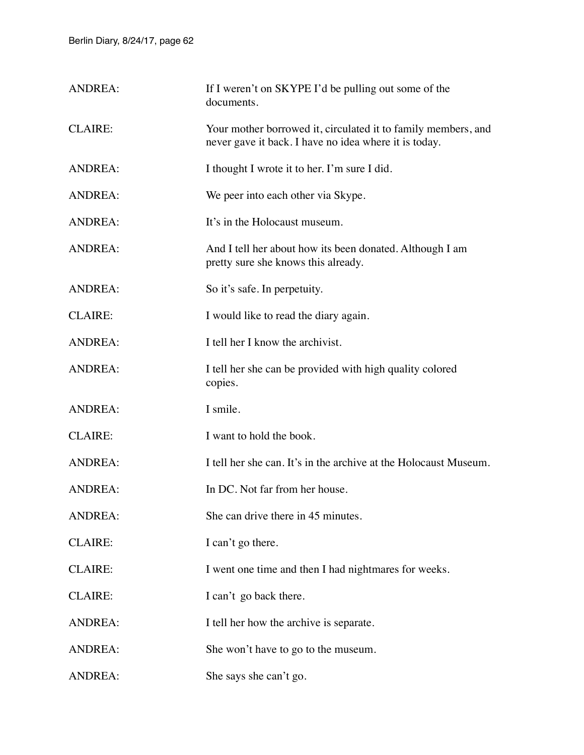ANDREA: If I weren't on SKYPE I'd be pulling out some of the documents.

CLAIRE: Your mother borrowed it, circulated it to family members, and never gave it back. I have no idea where it is today.

ANDREA: I thought I wrote it to her. I'm sure I did.

ANDREA: We peer into each other via Skype.

ANDREA: It's in the Holocaust museum.

ANDREA: And I tell her about how its been donated. Although I am pretty sure she knows this already.

ANDREA: So it's safe. In perpetuity.

CLAIRE: I would like to read the diary again.

ANDREA: I tell her I know the archivist.

ANDREA: I tell her she can be provided with high quality colored copies.

ANDREA: I smile.

CLAIRE: I want to hold the book.

ANDREA: I tell her she can. It's in the archive at the Holocaust Museum.

ANDREA: In DC. Not far from her house.

ANDREA: She can drive there in 45 minutes.

CLAIRE: I can't go there.

CLAIRE: I went one time and then I had nightmares for weeks.

CLAIRE: I can't go back there.

ANDREA: I tell her how the archive is separate.

ANDREA: She won't have to go to the museum.

ANDREA: She says she can't go.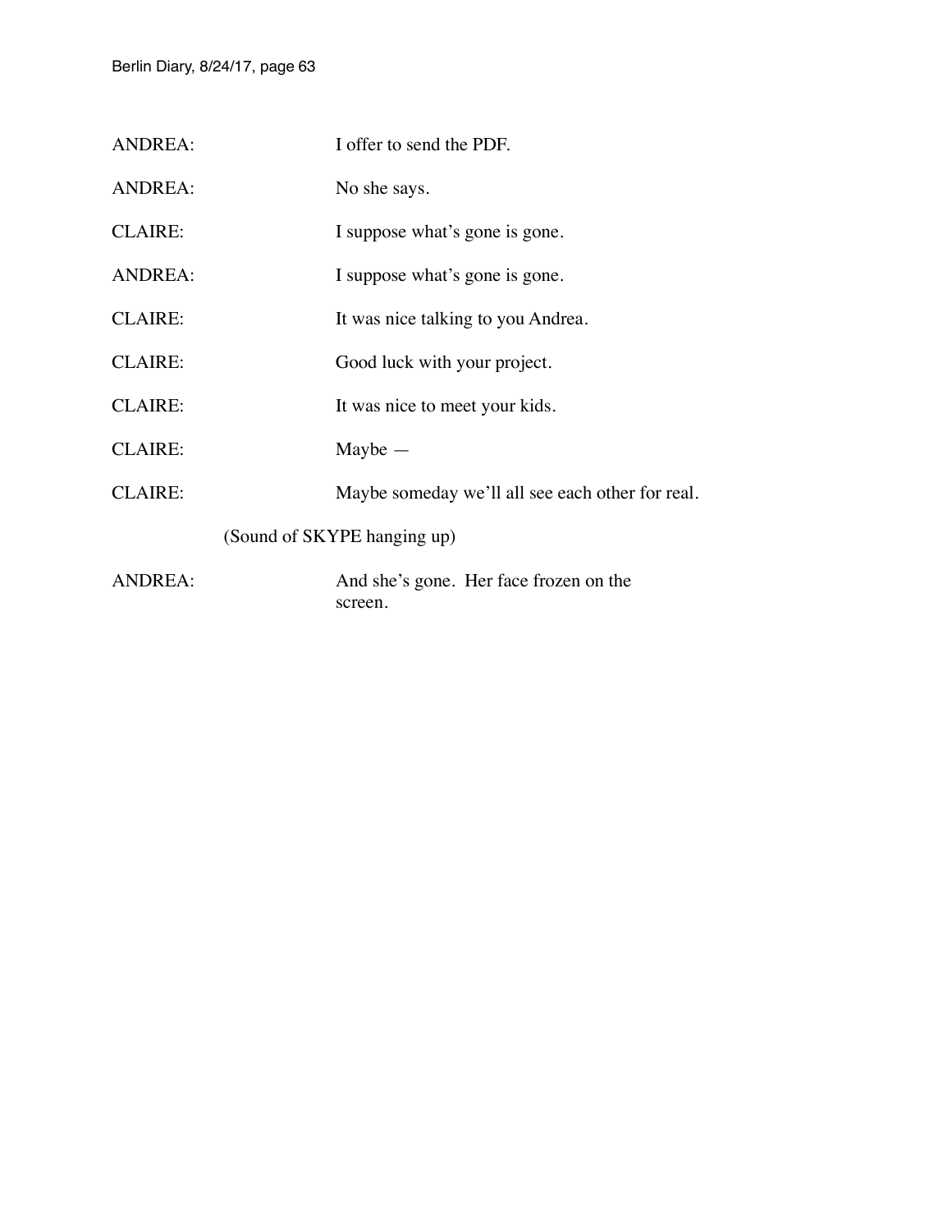ANDREA: I offer to send the PDF.

ANDREA: No she says.

CLAIRE: I suppose what's gone is gone.

ANDREA: I suppose what's gone is gone.

CLAIRE: It was nice talking to you Andrea.

CLAIRE: Good luck with your project.

CLAIRE: It was nice to meet your kids.

CLAIRE: Maybe —

CLAIRE: Maybe someday we'll all see each other for real.

(Sound of SKYPE hanging up)

ANDREA: And she's gone. Her face frozen on the screen.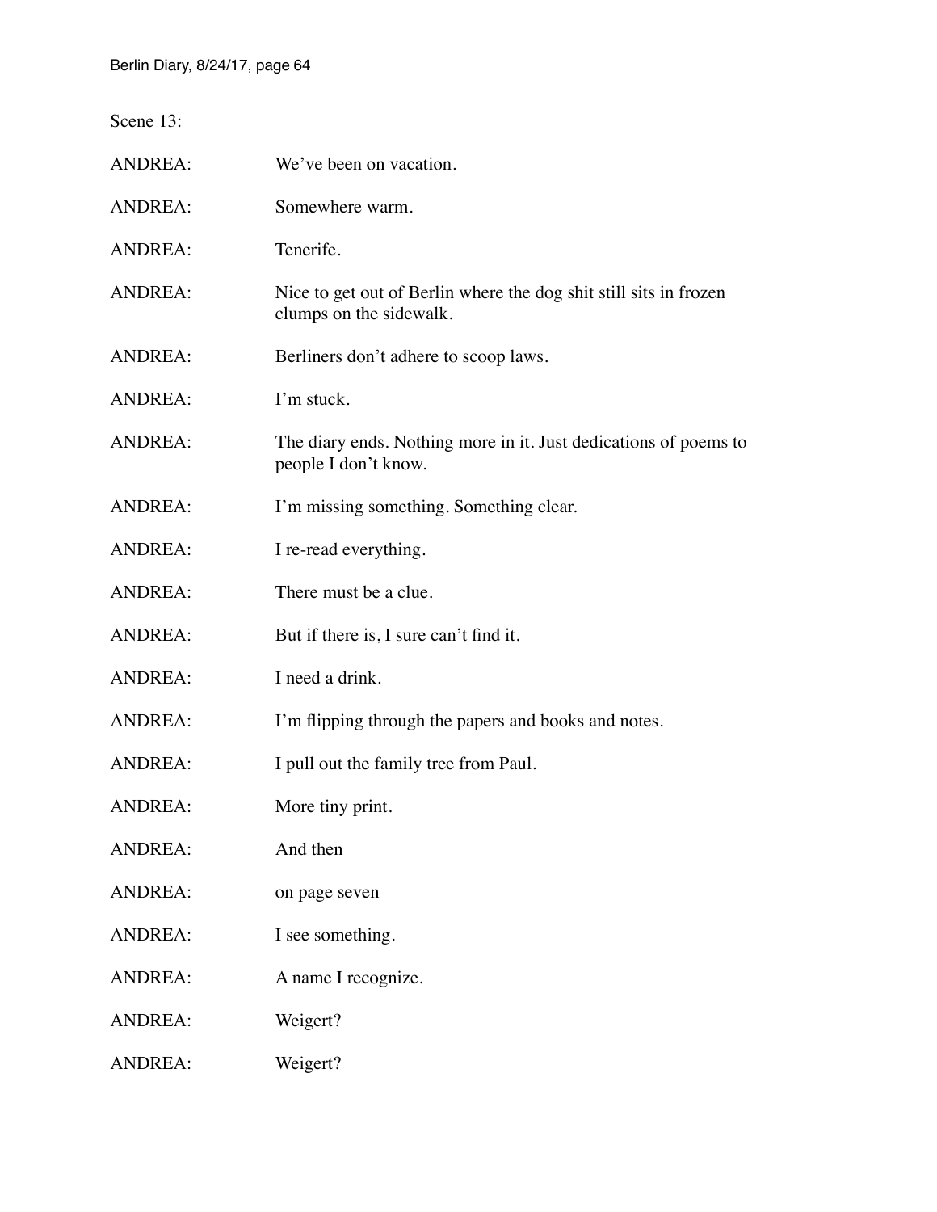Scene 13:

ANDREA: We've been on vacation.

ANDREA: Somewhere warm.

ANDREA: Tenerife.

ANDREA: Nice to get out of Berlin where the dog shit still sits in frozen clumps on the sidewalk.

ANDREA: Berliners don't adhere to scoop laws.

ANDREA: I'm stuck.

ANDREA: The diary ends. Nothing more in it. Just dedications of poems to people I don't know.

ANDREA: I'm missing something. Something clear.

ANDREA: I re-read everything.

ANDREA: There must be a clue.

ANDREA: But if there is, I sure can't find it.

ANDREA: I need a drink.

ANDREA: I'm flipping through the papers and books and notes.

ANDREA: I pull out the family tree from Paul.

ANDREA: More tiny print.

ANDREA: And then

ANDREA: on page seven

ANDREA: I see something.

ANDREA: A name I recognize.

ANDREA: Weigert?

ANDREA: Weigert?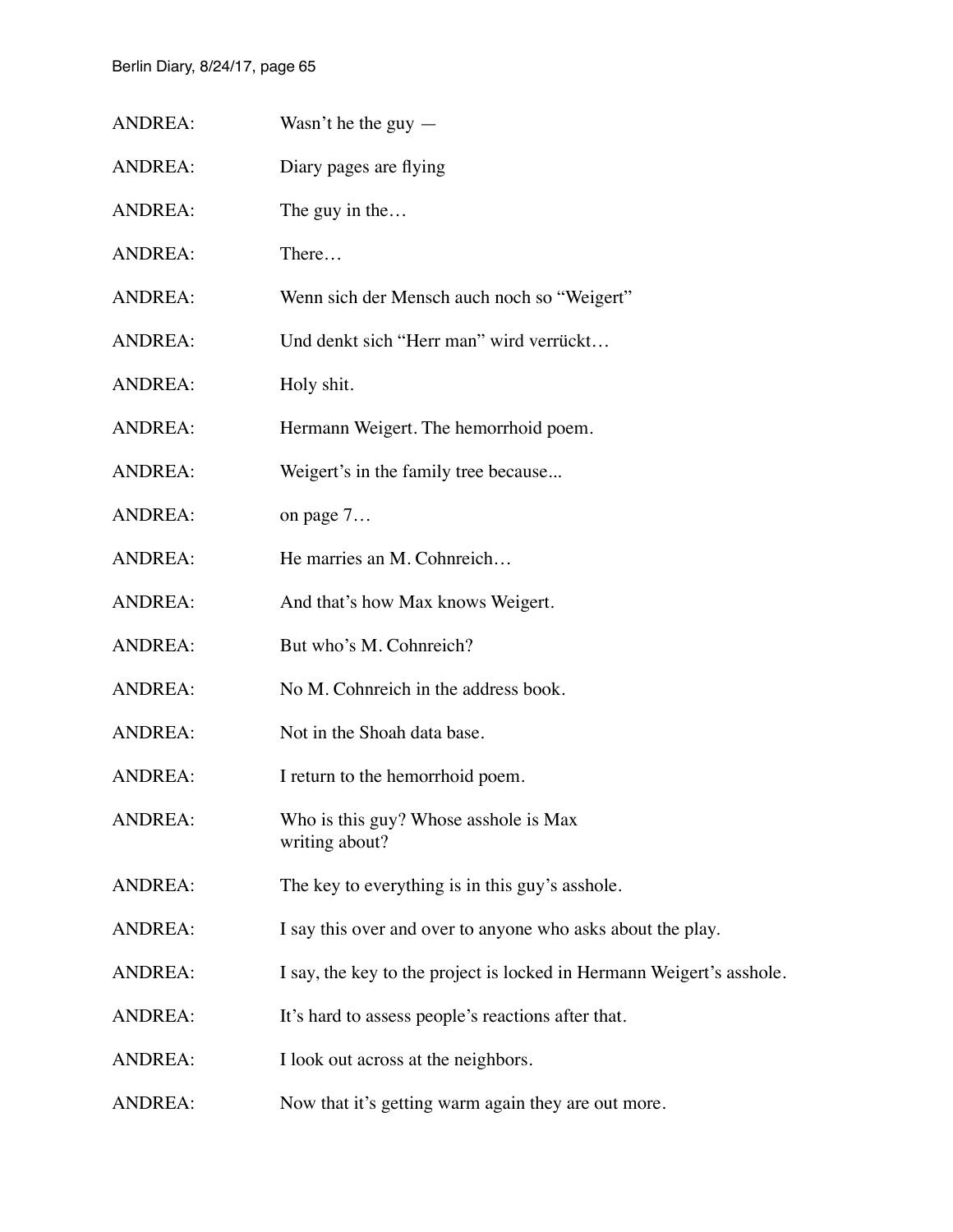ANDREA: Wasn't he the guy —

ANDREA: Diary pages are flying

ANDREA: The guy in the…

ANDREA: There…

ANDREA: Wenn sich der Mensch auch noch so "Weigert"

ANDREA: Und denkt sich "Herr man" wird verrückt…

ANDREA: Holy shit.

ANDREA: Hermann Weigert. The hemorrhoid poem.

ANDREA: Weigert's in the family tree because...

ANDREA: on page 7…

ANDREA: He marries an M. Cohnreich…

ANDREA: And that's how Max knows Weigert.

ANDREA: But who's M. Cohnreich?

ANDREA: No M. Cohnreich in the address book.

ANDREA: Not in the Shoah data base.

ANDREA: I return to the hemorrhoid poem.

ANDREA: Who is this guy? Whose asshole is Max writing about?

ANDREA: The key to everything is in this guy's asshole.

ANDREA: I say this over and over to anyone who asks about the play.

ANDREA: I say, the key to the project is locked in Hermann Weigert's asshole.

ANDREA: It's hard to assess people's reactions after that.

ANDREA: I look out across at the neighbors.

ANDREA: Now that it's getting warm again they are out more.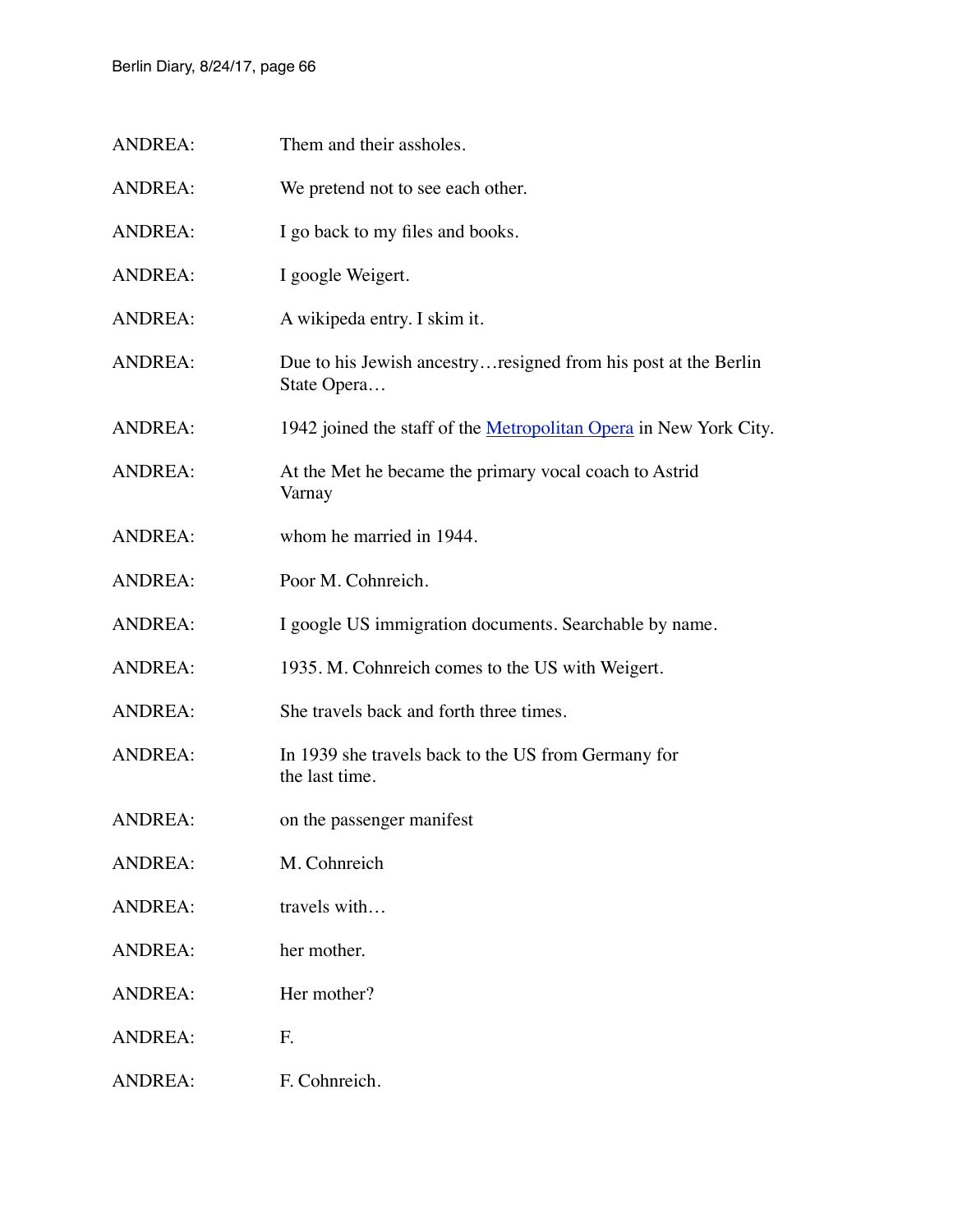ANDREA: Them and their assholes.

ANDREA: We pretend not to see each other.

ANDREA: I go back to my files and books.

ANDREA: I google Weigert.

ANDREA: A wikipeda entry. I skim it.

ANDREA: Due to his Jewish ancestry…resigned from his post at the Berlin State Opera…

ANDREA: 1942 joined the staff of the Metropolitan Opera in New York City.

ANDREA: At the Met he became the primary vocal coach to Astrid Varnay

ANDREA: whom he married in 1944.

ANDREA: Poor M. Cohnreich.

ANDREA: I google US immigration documents. Searchable by name.

ANDREA: 1935. M. Cohnreich comes to the US with Weigert.

ANDREA: She travels back and forth three times.

ANDREA: In 1939 she travels back to the US from Germany for the last time.

ANDREA: on the passenger manifest

ANDREA: M. Cohnreich

ANDREA: travels with…

ANDREA: her mother.

ANDREA: Her mother?

ANDREA: F.

ANDREA: F. Cohnreich.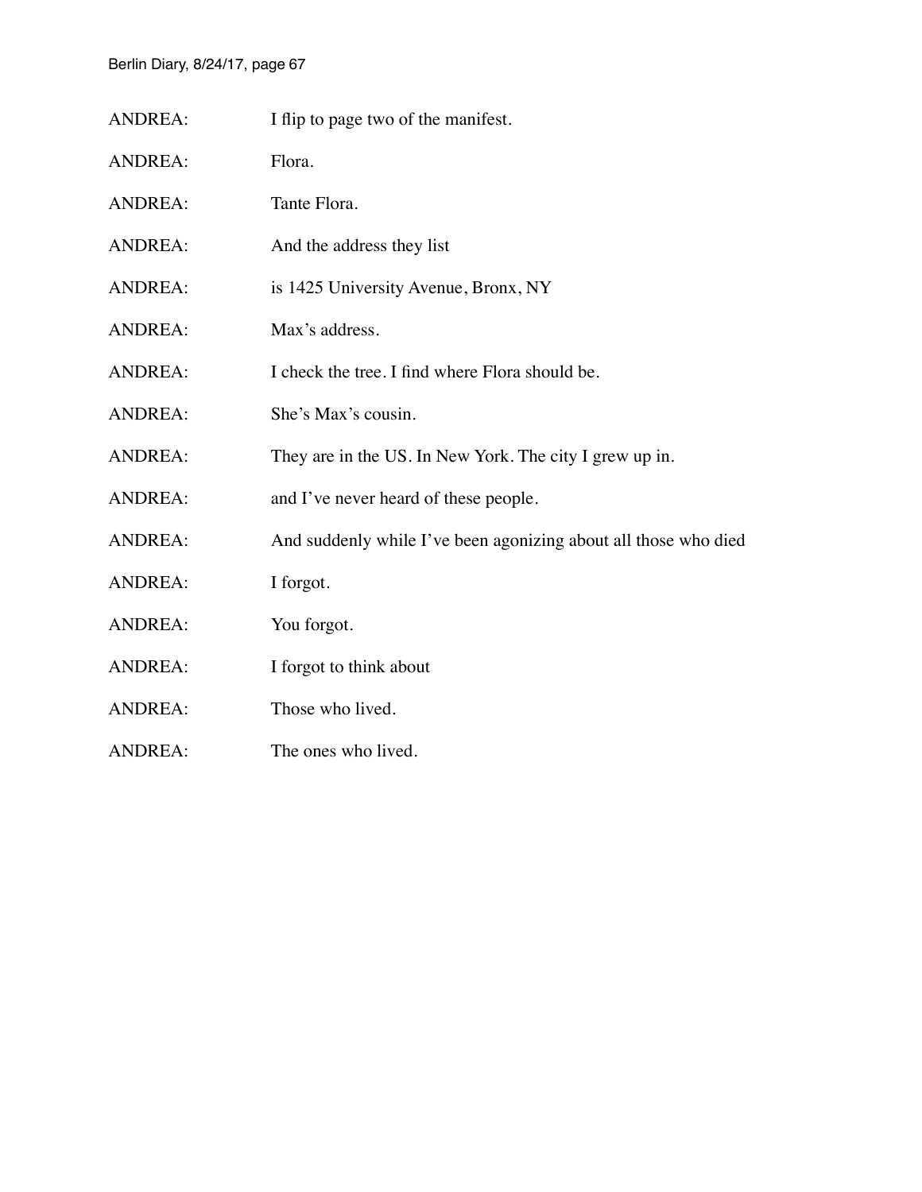ANDREA: I flip to page two of the manifest.

ANDREA: Flora.

ANDREA: Tante Flora.

ANDREA: And the address they list

ANDREA: is 1425 University Avenue, Bronx, NY

ANDREA: Max's address.

ANDREA: I check the tree. I find where Flora should be.

ANDREA: She's Max's cousin.

ANDREA: They are in the US. In New York. The city I grew up in.

ANDREA: and I've never heard of these people.

ANDREA: And suddenly while I've been agonizing about all those who died

ANDREA: I forgot.

ANDREA: You forgot.

ANDREA: I forgot to think about

ANDREA: Those who lived.

ANDREA: The ones who lived.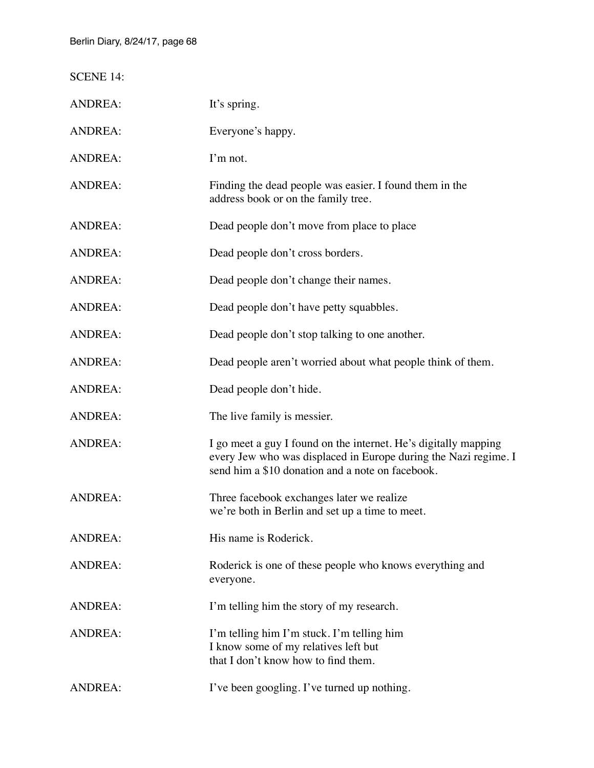SCENE 14:

ANDREA: It's spring.

ANDREA: Everyone's happy.

ANDREA: I'm not.

ANDREA: Finding the dead people was easier. I found them in the address book or on the family tree.

ANDREA: Dead people don't move from place to place

ANDREA: Dead people don't cross borders.

ANDREA: Dead people don't change their names.

ANDREA: Dead people don't have petty squabbles.

ANDREA: Dead people don't stop talking to one another.

ANDREA: Dead people aren't worried about what people think of them.

ANDREA: Dead people don't hide.

ANDREA: The live family is messier.

ANDREA: I go meet a guy I found on the internet. He's digitally mapping every Jew who was displaced in Europe during the Nazi regime. I send him a $10 donation and a note on facebook.

ANDREA: Three facebook exchanges later we realize  
we're both in Berlin and set up a time to meet.

ANDREA: His name is Roderick.

ANDREA: Roderick is one of these people who knows everything and everyone.

ANDREA: I'm telling him the story of my research.

ANDREA: I'm telling him I'm stuck. I'm telling him  
I know some of my relatives left but  
that I don't know how to find them.

ANDREA: I've been googling. I've turned up nothing.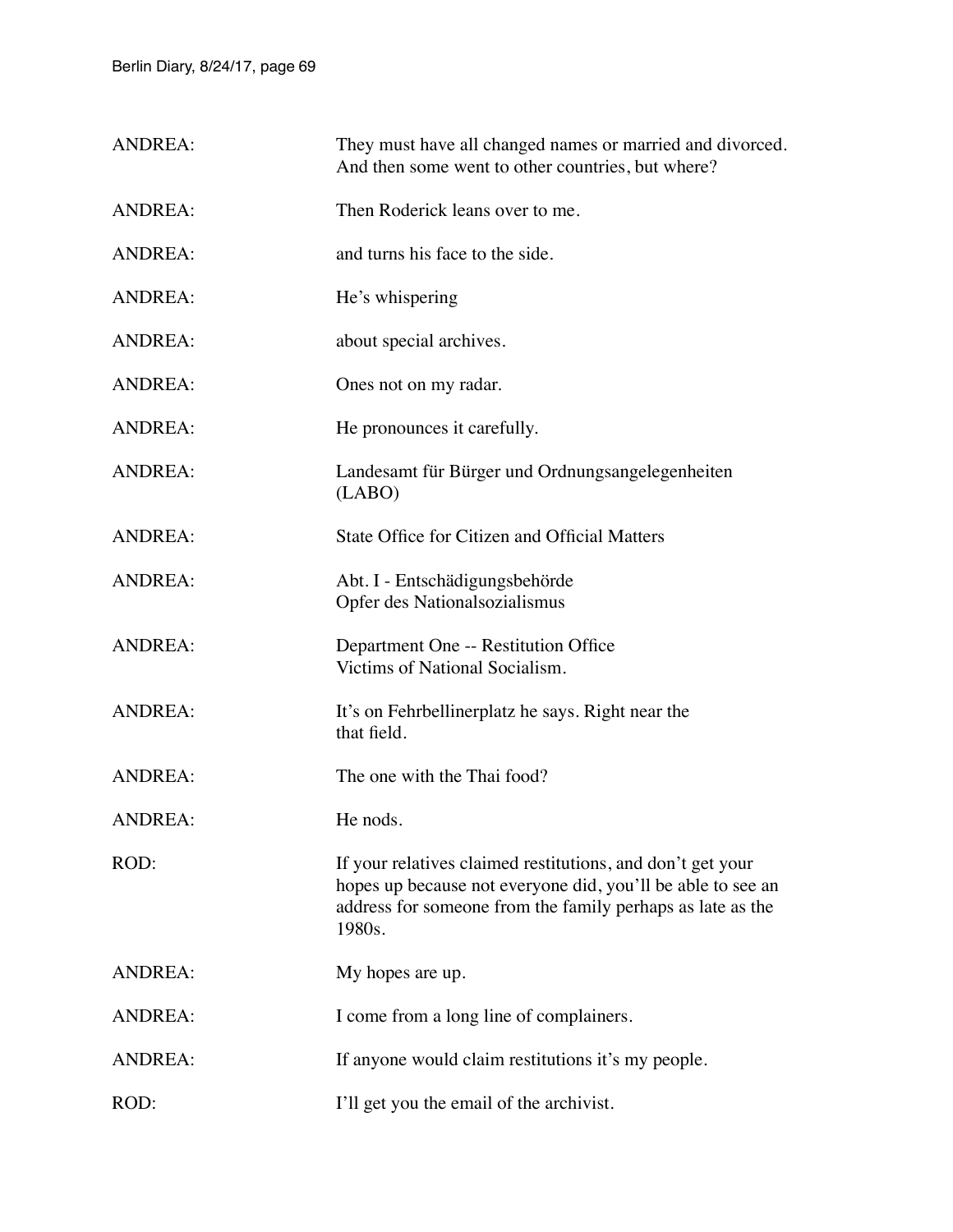ANDREA: They must have all changed names or married and divorced. And then some went to other countries, but where?

ANDREA: Then Roderick leans over to me.

ANDREA: and turns his face to the side.

ANDREA: He's whispering

ANDREA: about special archives.

ANDREA: Ones not on my radar.

ANDREA: He pronounces it carefully.

ANDREA: Landesamt für Bürger und Ordnungsangelegenheiten (LABO)

ANDREA: State Office for Citizen and Official Matters

ANDREA: Abt. I - Entschädigungsbehörde
Opfer des Nationalsozialismus

ANDREA: Department One -- Restitution Office
Victims of National Socialism.

ANDREA: It's on Fehrbellinerplatz he says. Right near the
that field.

ANDREA: The one with the Thai food?

ANDREA: He nods.

ROD: If your relatives claimed restitutions, and don't get your hopes up because not everyone did, you'll be able to see an address for someone from the family perhaps as late as the 1980s.

ANDREA: My hopes are up.

ANDREA: I come from a long line of complainers.

ANDREA: If anyone would claim restitutions it's my people.

ROD: I'll get you the email of the archivist.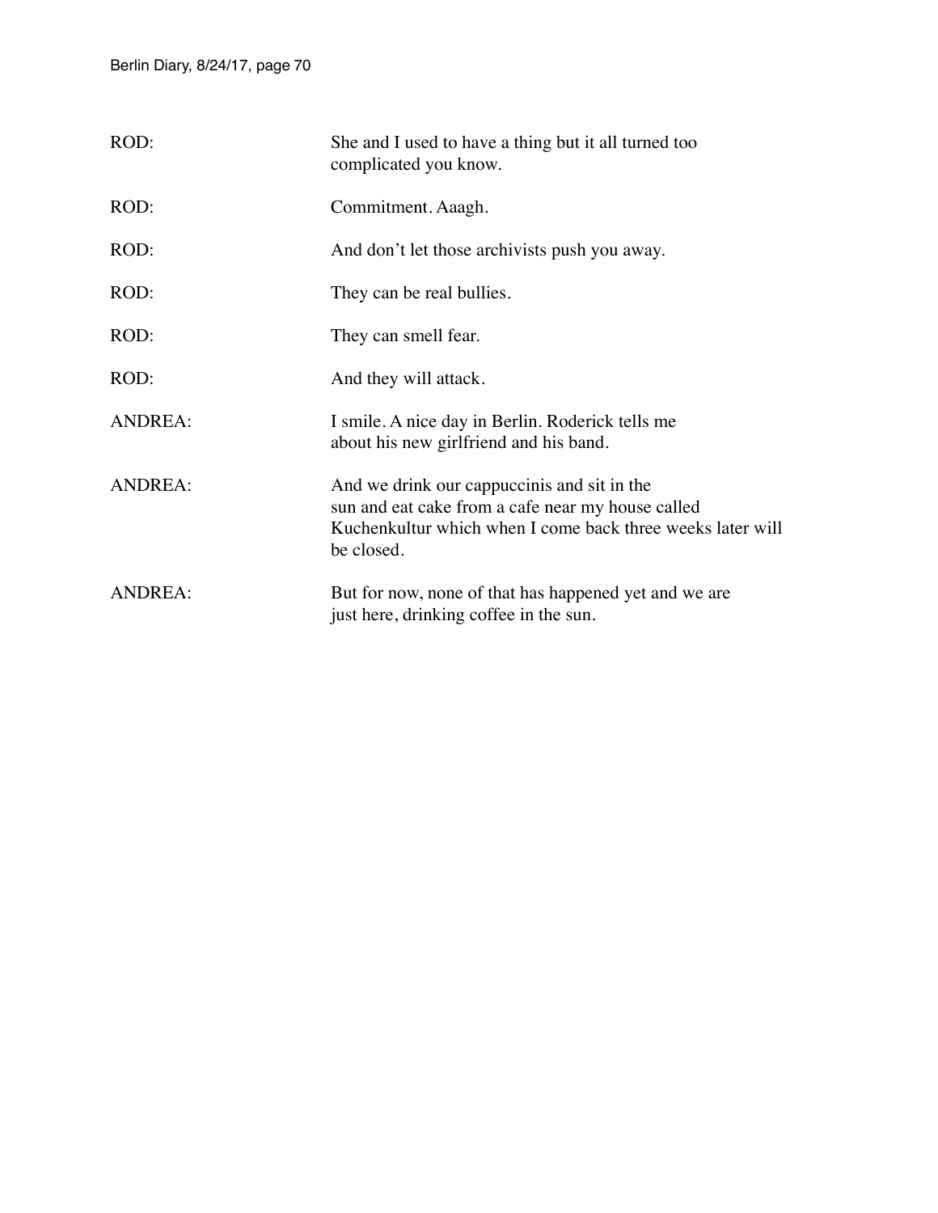ROD: She and I used to have a thing but it all turned too complicated you know.

ROD: Commitment. Aaagh.

ROD: And don't let those archivists push you away.

ROD: They can be real bullies.

ROD: They can smell fear.

ROD: And they will attack.

ANDREA: I smile. A nice day in Berlin. Roderick tells me about his new girlfriend and his band.

ANDREA: And we drink our cappuccinis and sit in the sun and eat cake from a cafe near my house called Kuchenkultur which when I come back three weeks later will be closed.

ANDREA: But for now, none of that has happened yet and we are just here, drinking coffee in the sun.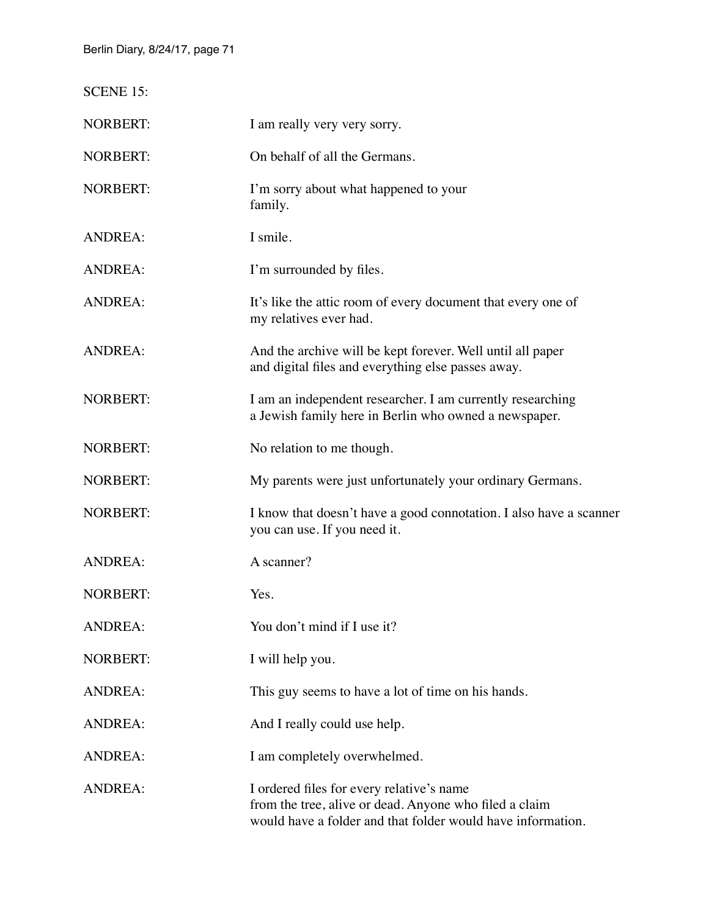SCENE 15:

NORBERT: I am really very very sorry.

NORBERT: On behalf of all the Germans.

NORBERT: I'm sorry about what happened to your family.

ANDREA: I smile.

ANDREA: I'm surrounded by files.

ANDREA: It's like the attic room of every document that every one of my relatives ever had.

ANDREA: And the archive will be kept forever. Well until all paper and digital files and everything else passes away.

NORBERT: I am an independent researcher. I am currently researching a Jewish family here in Berlin who owned a newspaper.

NORBERT: No relation to me though.

NORBERT: My parents were just unfortunately your ordinary Germans.

NORBERT: I know that doesn't have a good connotation. I also have a scanner you can use. If you need it.

ANDREA: A scanner?

NORBERT: Yes.

ANDREA: You don't mind if I use it?

NORBERT: I will help you.

ANDREA: This guy seems to have a lot of time on his hands.

ANDREA: And I really could use help.

ANDREA: I am completely overwhelmed.

ANDREA: I ordered files for every relative's name from the tree, alive or dead. Anyone who filed a claim would have a folder and that folder would have information.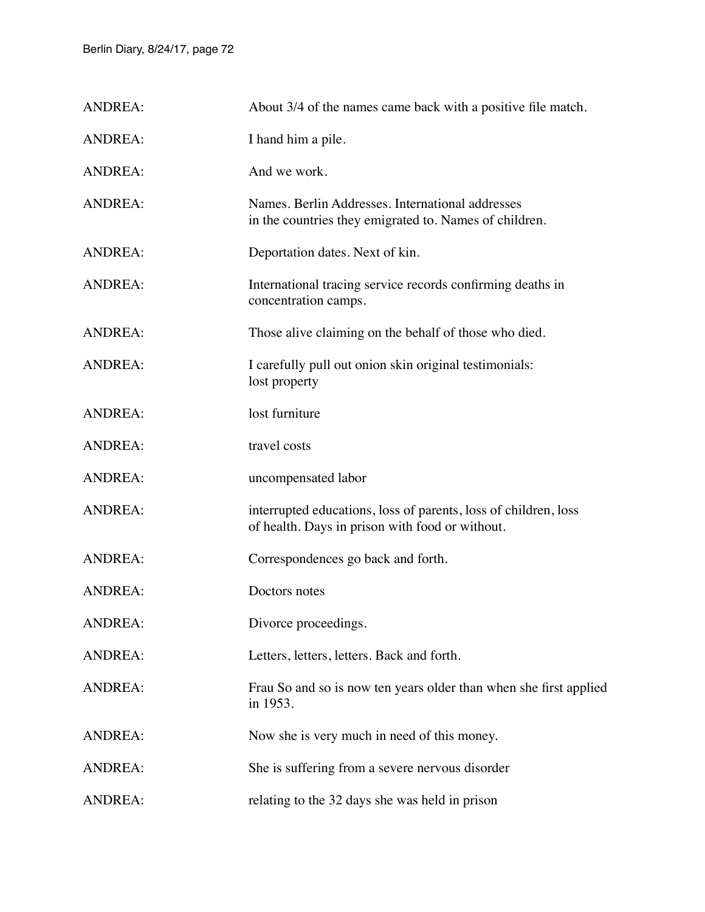ANDREA: About 3/4 of the names came back with a positive file match.

ANDREA: I hand him a pile.

ANDREA: And we work.

ANDREA: Names. Berlin Addresses. International addresses
in the countries they emigrated to. Names of children.

ANDREA: Deportation dates. Next of kin.

ANDREA: International tracing service records confirming deaths in
concentration camps.

ANDREA: Those alive claiming on the behalf of those who died.

ANDREA: I carefully pull out onion skin original testimonials:
lost property

ANDREA: lost furniture

ANDREA: travel costs

ANDREA: uncompensated labor

ANDREA: interrupted educations, loss of parents, loss of children, loss
of health. Days in prison with food or without.

ANDREA: Correspondences go back and forth.

ANDREA: Doctors notes

ANDREA: Divorce proceedings.

ANDREA: Letters, letters, letters. Back and forth.

ANDREA: Frau So and so is now ten years older than when she first applied
in 1953.

ANDREA: Now she is very much in need of this money.

ANDREA: She is suffering from a severe nervous disorder

ANDREA: relating to the 32 days she was held in prison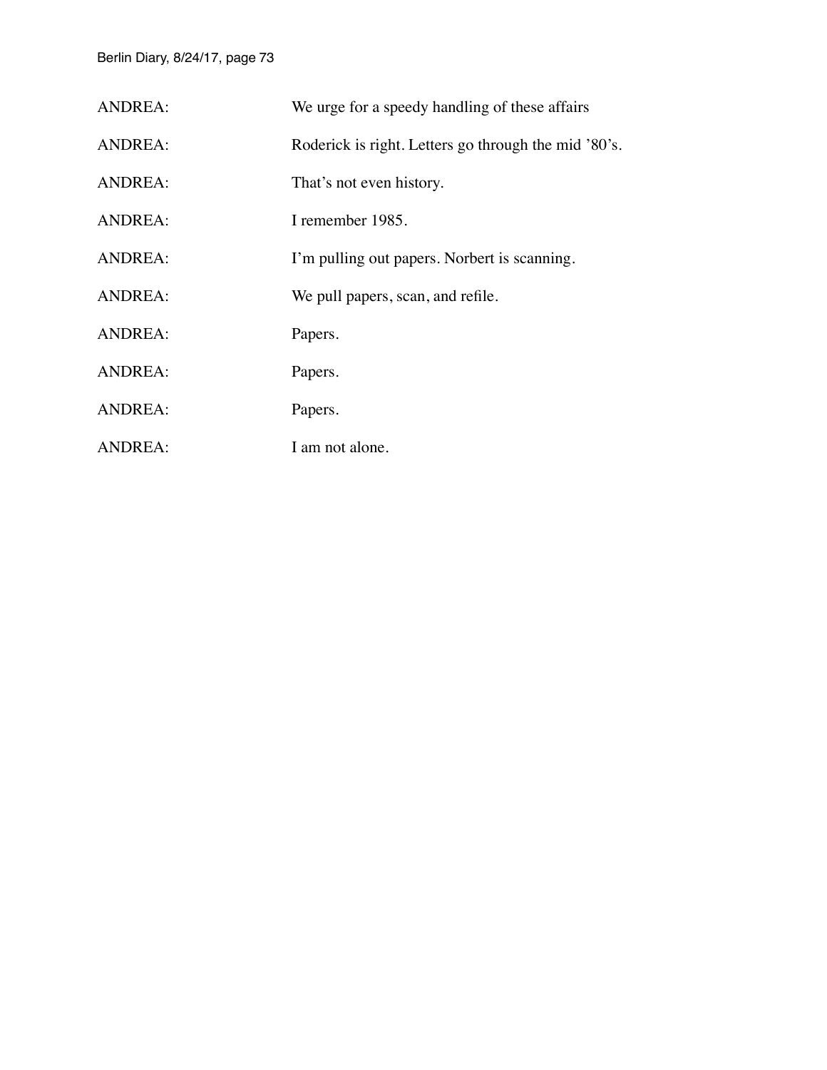ANDREA: We urge for a speedy handling of these affairs

ANDREA: Roderick is right. Letters go through the mid ’80’s.

ANDREA: That’s not even history.

ANDREA: I remember 1985.

ANDREA: I’m pulling out papers. Norbert is scanning.

ANDREA: We pull papers, scan, and refile.

ANDREA: Papers.

ANDREA: Papers.

ANDREA: Papers.

ANDREA: I am not alone.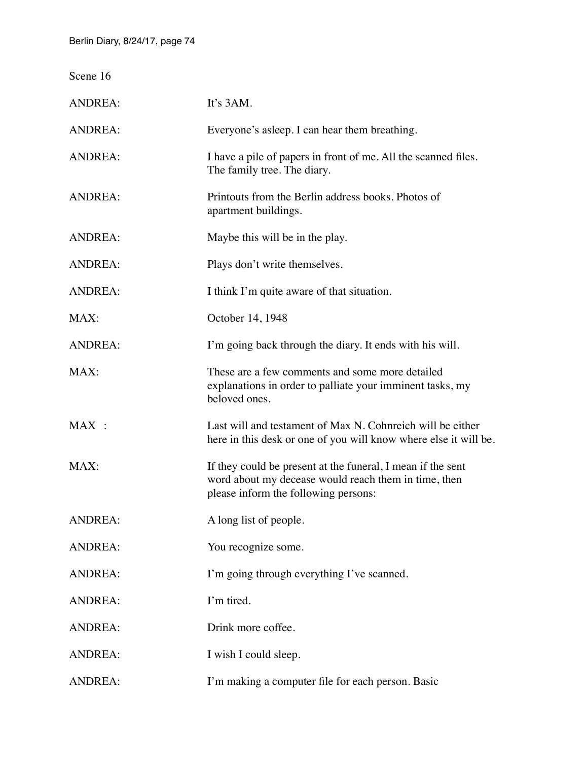Scene 16

ANDREA: It's 3AM.

ANDREA: Everyone's asleep. I can hear them breathing.

ANDREA: I have a pile of papers in front of me. All the scanned files. The family tree. The diary.

ANDREA: Printouts from the Berlin address books. Photos of apartment buildings.

ANDREA: Maybe this will be in the play.

ANDREA: Plays don't write themselves.

ANDREA: I think I'm quite aware of that situation.

MAX: October 14, 1948

ANDREA: I'm going back through the diary. It ends with his will.

MAX: These are a few comments and some more detailed explanations in order to palliate your imminent tasks, my beloved ones.

MAX : Last will and testament of Max N. Cohnreich will be either here in this desk or one of you will know where else it will be.

MAX: If they could be present at the funeral, I mean if the sent word about my decease would reach them in time, then please inform the following persons:

ANDREA: A long list of people.

ANDREA: You recognize some.

ANDREA: I'm going through everything I've scanned.

ANDREA: I'm tired.

ANDREA: Drink more coffee.

ANDREA: I wish I could sleep.

ANDREA: I'm making a computer file for each person. Basic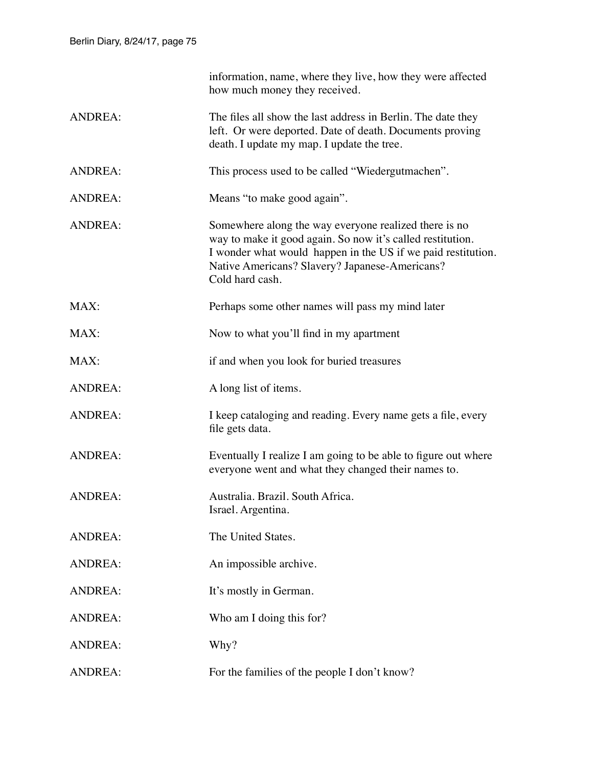information, name, where they live, how they were affected how much money they received.

ANDREA: The files all show the last address in Berlin. The date they left. Or were deported. Date of death. Documents proving death. I update my map. I update the tree.

ANDREA: This process used to be called "Wiedergutmachen".

ANDREA: Means "to make good again".

ANDREA: Somewhere along the way everyone realized there is no way to make it good again. So now it's called restitution. I wonder what would happen in the US if we paid restitution. Native Americans? Slavery? Japanese-Americans? Cold hard cash.

MAX: Perhaps some other names will pass my mind later

MAX: Now to what you'll find in my apartment

MAX: if and when you look for buried treasures

ANDREA: A long list of items.

ANDREA: I keep cataloging and reading. Every name gets a file, every file gets data.

ANDREA: Eventually I realize I am going to be able to figure out where everyone went and what they changed their names to.

ANDREA: Australia. Brazil. South Africa.
Israel. Argentina.

ANDREA: The United States.

ANDREA: An impossible archive.

ANDREA: It's mostly in German.

ANDREA: Who am I doing this for?

ANDREA: Why?

ANDREA: For the families of the people I don't know?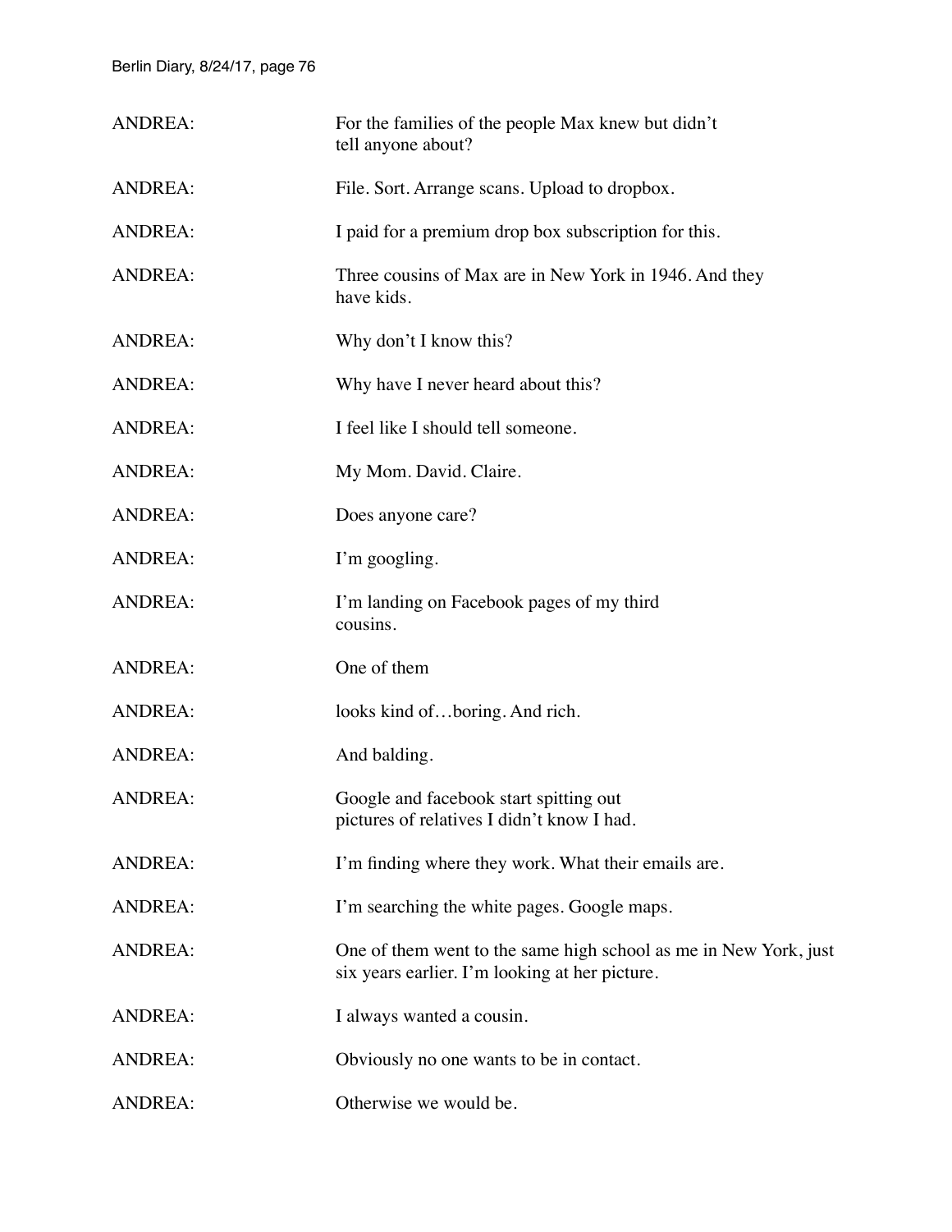ANDREA: For the families of the people Max knew but didn't tell anyone about?

ANDREA: File. Sort. Arrange scans. Upload to dropbox.

ANDREA: I paid for a premium drop box subscription for this.

ANDREA: Three cousins of Max are in New York in 1946. And they have kids.

ANDREA: Why don't I know this?

ANDREA: Why have I never heard about this?

ANDREA: I feel like I should tell someone.

ANDREA: My Mom. David. Claire.

ANDREA: Does anyone care?

ANDREA: I'm googling.

ANDREA: I'm landing on Facebook pages of my third cousins.

ANDREA: One of them

ANDREA: looks kind of…boring. And rich.

ANDREA: And balding.

ANDREA: Google and facebook start spitting out pictures of relatives I didn't know I had.

ANDREA: I'm finding where they work. What their emails are.

ANDREA: I'm searching the white pages. Google maps.

ANDREA: One of them went to the same high school as me in New York, just six years earlier. I'm looking at her picture.

ANDREA: I always wanted a cousin.

ANDREA: Obviously no one wants to be in contact.

ANDREA: Otherwise we would be.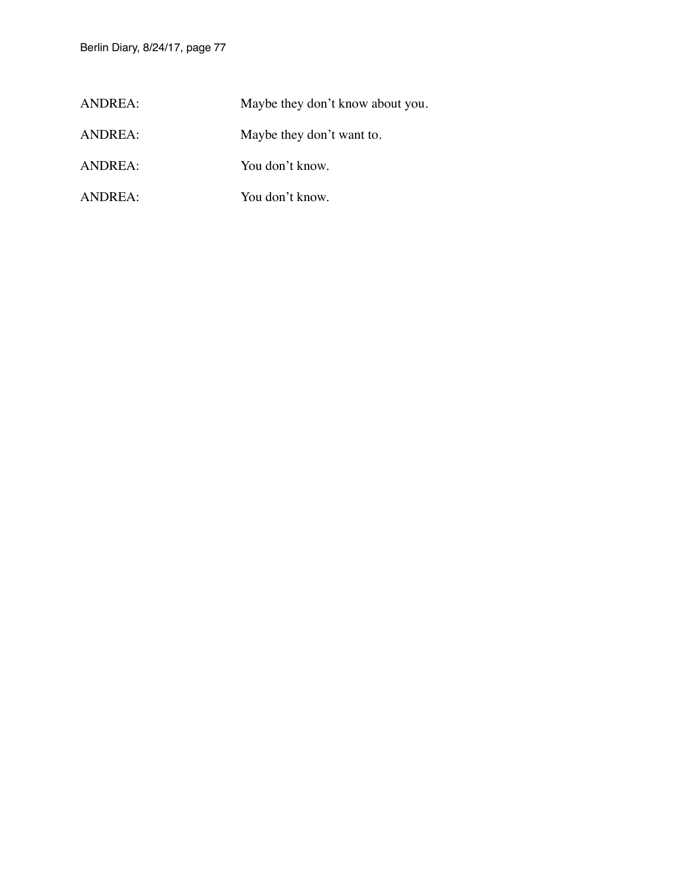ANDREA: Maybe they don't know about you.

ANDREA: Maybe they don't want to.

ANDREA: You don't know.

ANDREA: You don't know.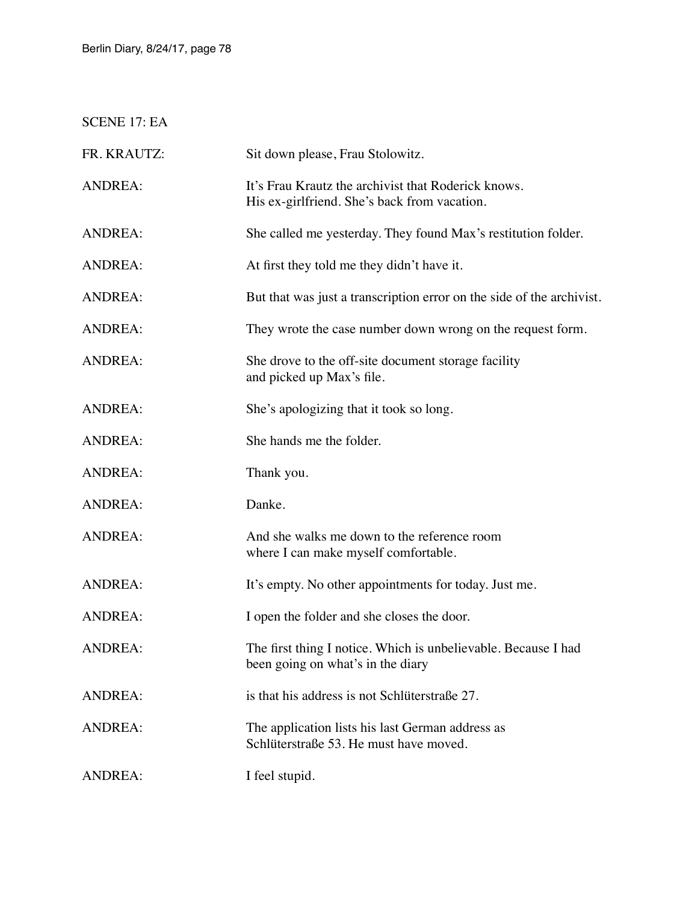SCENE 17: EA

| | |
|---|---|
| FR. KRAUTZ: | Sit down please, Frau Stolowitz. |
| ANDREA: | It's Frau Krautz the archivist that Roderick knows.<br>His ex-girlfriend. She's back from vacation. |
| ANDREA: | She called me yesterday. They found Max's restitution folder. |
| ANDREA: | At first they told me they didn't have it. |
| ANDREA: | But that was just a transcription error on the side of the archivist. |
| ANDREA: | They wrote the case number down wrong on the request form. |
| ANDREA: | She drove to the off-site document storage facility<br>and picked up Max's file. |
| ANDREA: | She's apologizing that it took so long. |
| ANDREA: | She hands me the folder. |
| ANDREA: | Thank you. |
| ANDREA: | Danke. |
| ANDREA: | And she walks me down to the reference room<br>where I can make myself comfortable. |
| ANDREA: | It's empty. No other appointments for today. Just me. |
| ANDREA: | I open the folder and she closes the door. |
| ANDREA: | The first thing I notice. Which is unbelievable. Because I had<br>been going on what's in the diary |
| ANDREA: | is that his address is not Schlüterstraße 27. |
| ANDREA: | The application lists his last German address as<br>Schlüterstraße 53. He must have moved. |
| ANDREA: | I feel stupid. |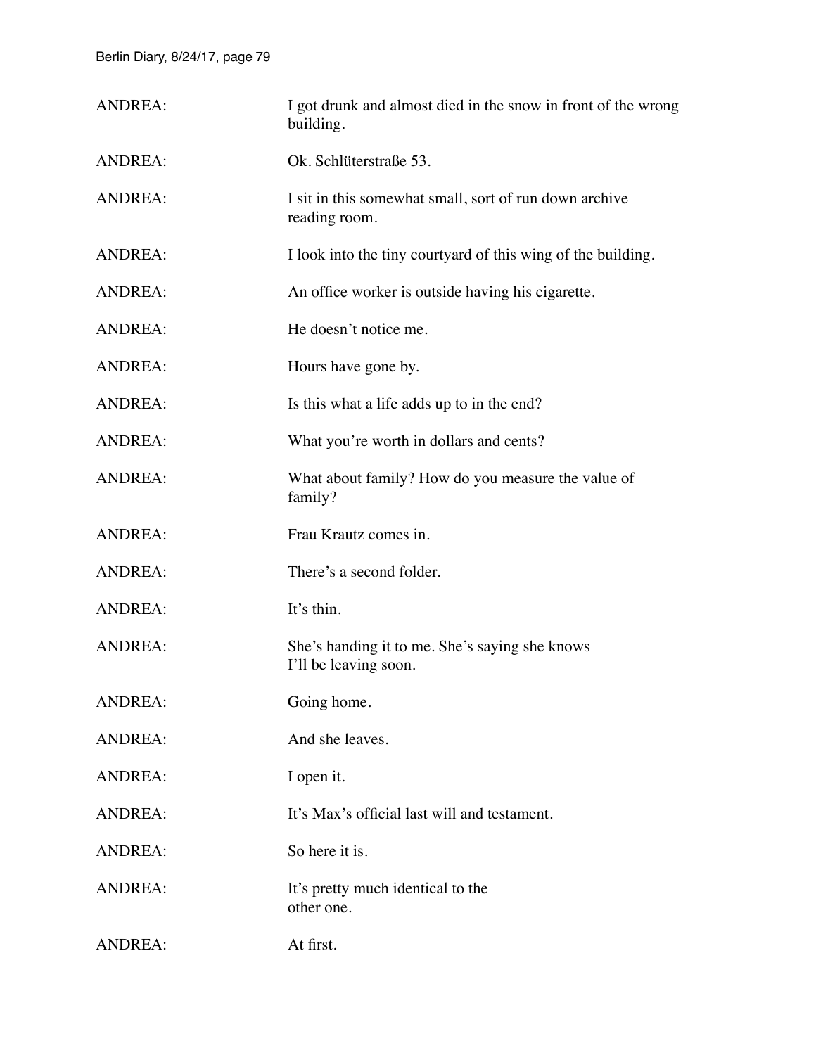ANDREA: I got drunk and almost died in the snow in front of the wrong building.

ANDREA: Ok. Schlüterstraße 53.

ANDREA: I sit in this somewhat small, sort of run down archive reading room.

ANDREA: I look into the tiny courtyard of this wing of the building.

ANDREA: An office worker is outside having his cigarette.

ANDREA: He doesn't notice me.

ANDREA: Hours have gone by.

ANDREA: Is this what a life adds up to in the end?

ANDREA: What you're worth in dollars and cents?

ANDREA: What about family? How do you measure the value of family?

ANDREA: Frau Krautz comes in.

ANDREA: There's a second folder.

ANDREA: It's thin.

ANDREA: She's handing it to me. She's saying she knows I'll be leaving soon.

ANDREA: Going home.

ANDREA: And she leaves.

ANDREA: I open it.

ANDREA: It's Max's official last will and testament.

ANDREA: So here it is.

ANDREA: It's pretty much identical to the other one.

ANDREA: At first.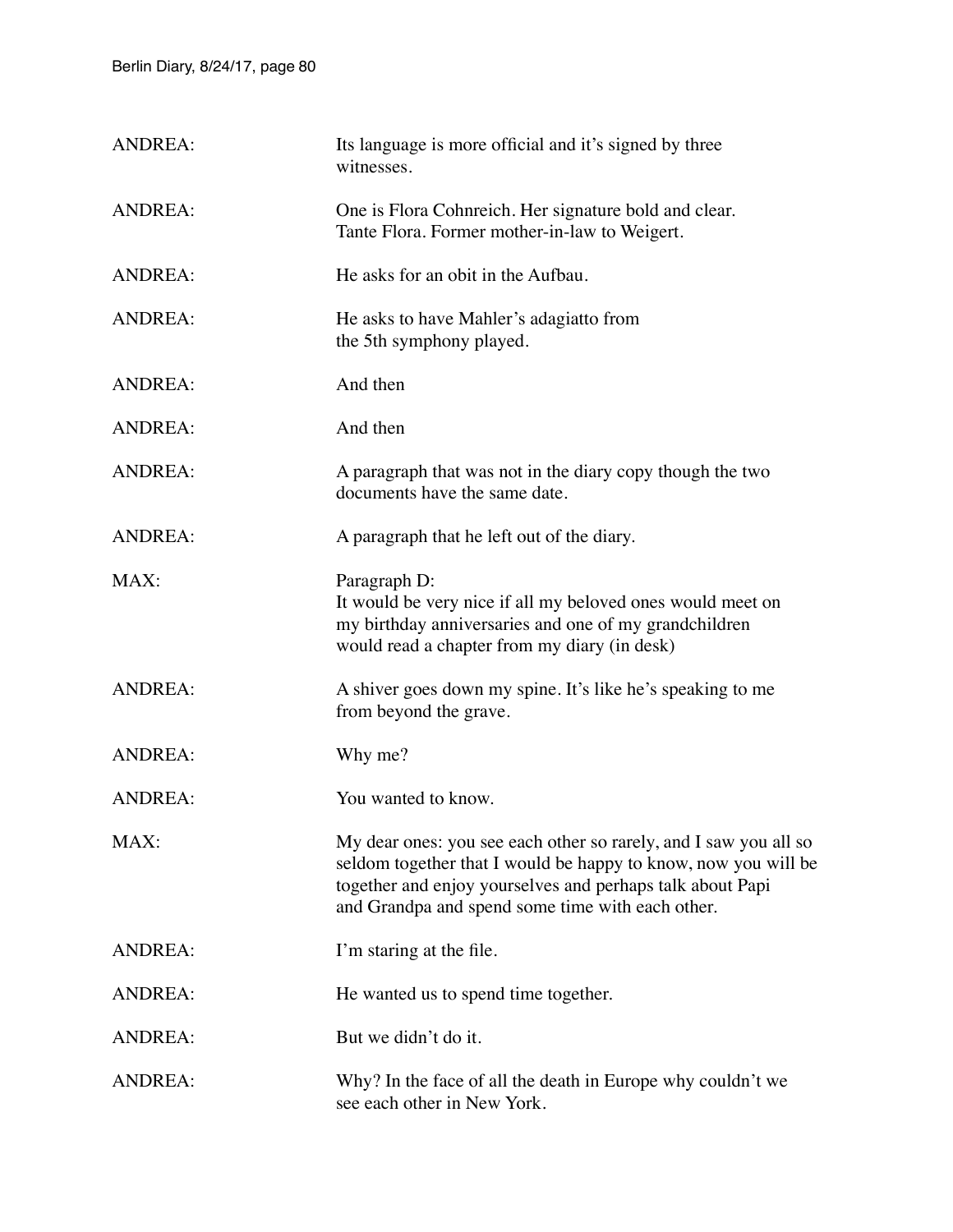ANDREA: Its language is more official and it's signed by three witnesses.

ANDREA: One is Flora Cohnreich. Her signature bold and clear. Tante Flora. Former mother-in-law to Weigert.

ANDREA: He asks for an obit in the Aufbau.

ANDREA: He asks to have Mahler's adagiatto from the 5th symphony played.

ANDREA: And then

ANDREA: And then

ANDREA: A paragraph that was not in the diary copy though the two documents have the same date.

ANDREA: A paragraph that he left out of the diary.

MAX: Paragraph D:
It would be very nice if all my beloved ones would meet on my birthday anniversaries and one of my grandchildren would read a chapter from my diary (in desk)

ANDREA: A shiver goes down my spine. It's like he's speaking to me from beyond the grave.

ANDREA: Why me?

ANDREA: You wanted to know.

MAX: My dear ones: you see each other so rarely, and I saw you all so seldom together that I would be happy to know, now you will be together and enjoy yourselves and perhaps talk about Papi and Grandpa and spend some time with each other.

ANDREA: I'm staring at the file.

ANDREA: He wanted us to spend time together.

ANDREA: But we didn't do it.

ANDREA: Why? In the face of all the death in Europe why couldn't we see each other in New York.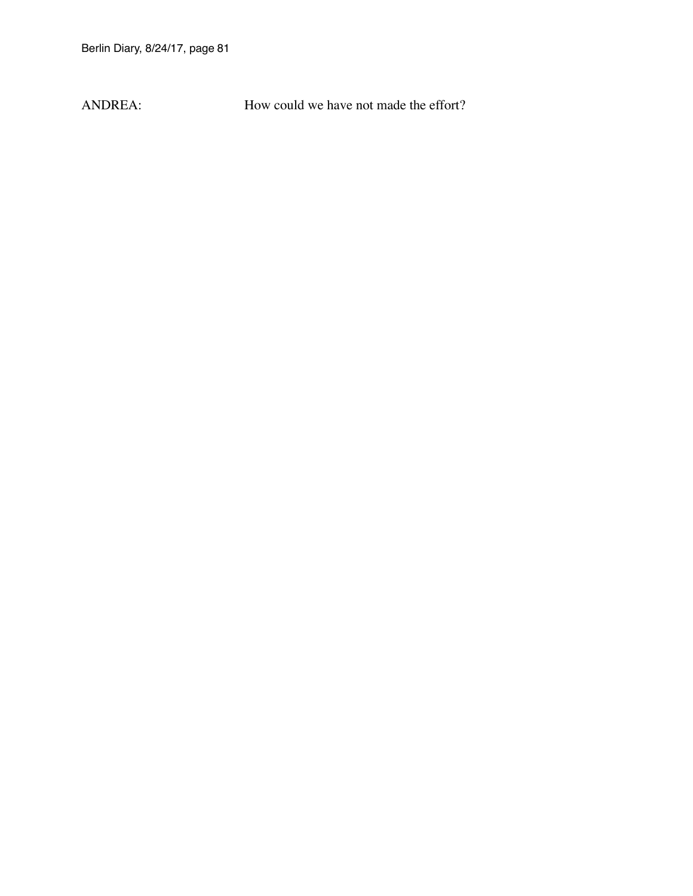ANDREA: How could we have not made the effort?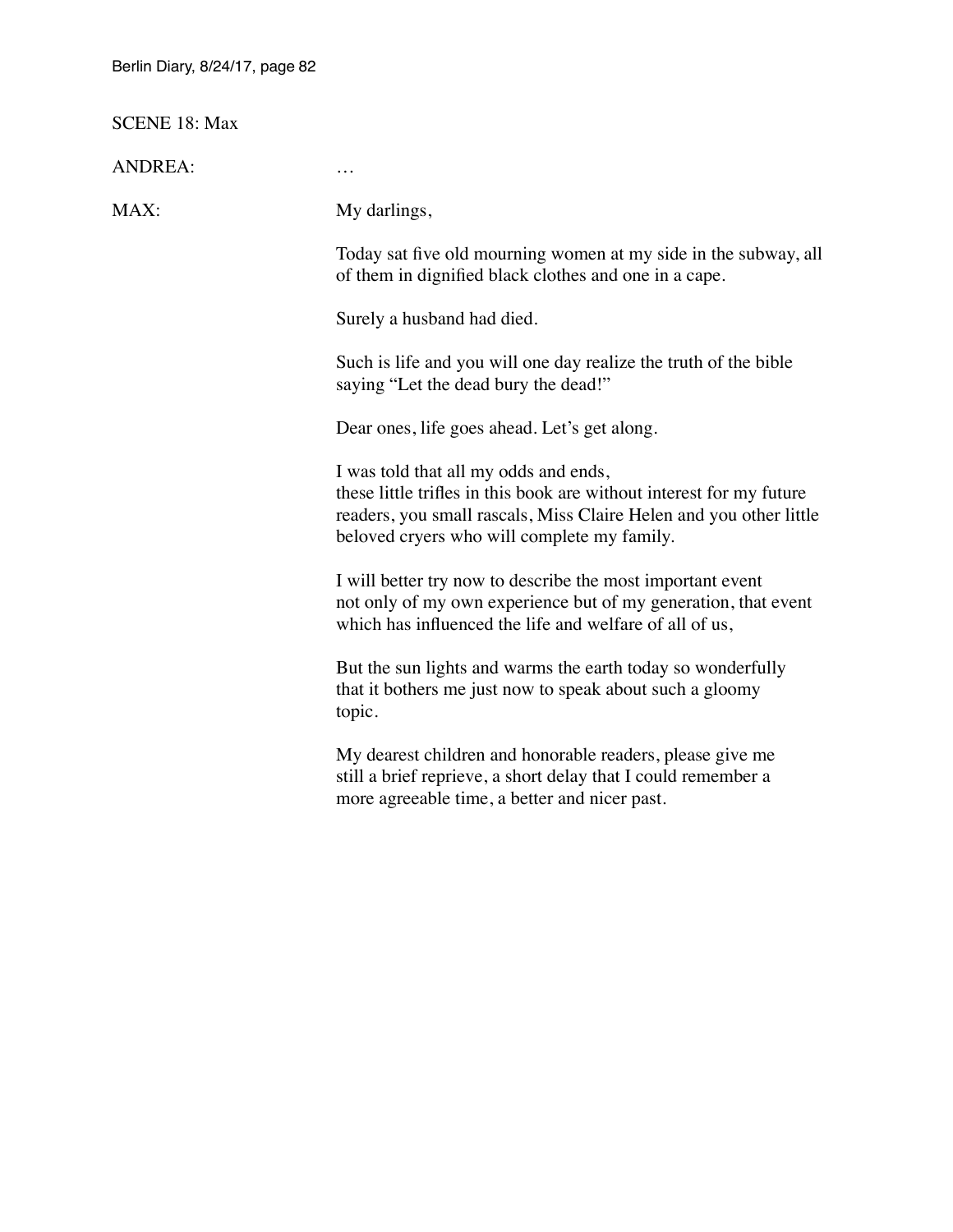SCENE 18: Max

ANDREA: …

MAX: My darlings,

Today sat five old mourning women at my side in the subway, all of them in dignified black clothes and one in a cape.

Surely a husband had died.

Such is life and you will one day realize the truth of the bible saying "Let the dead bury the dead!"

Dear ones, life goes ahead. Let's get along.

I was told that all my odds and ends,
these little trifles in this book are without interest for my future readers, you small rascals, Miss Claire Helen and you other little beloved cryers who will complete my family.

I will better try now to describe the most important event
not only of my own experience but of my generation, that event which has influenced the life and welfare of all of us,

But the sun lights and warms the earth today so wonderfully
that it bothers me just now to speak about such a gloomy topic.

My dearest children and honorable readers, please give me
still a brief reprieve, a short delay that I could remember a
more agreeable time, a better and nicer past.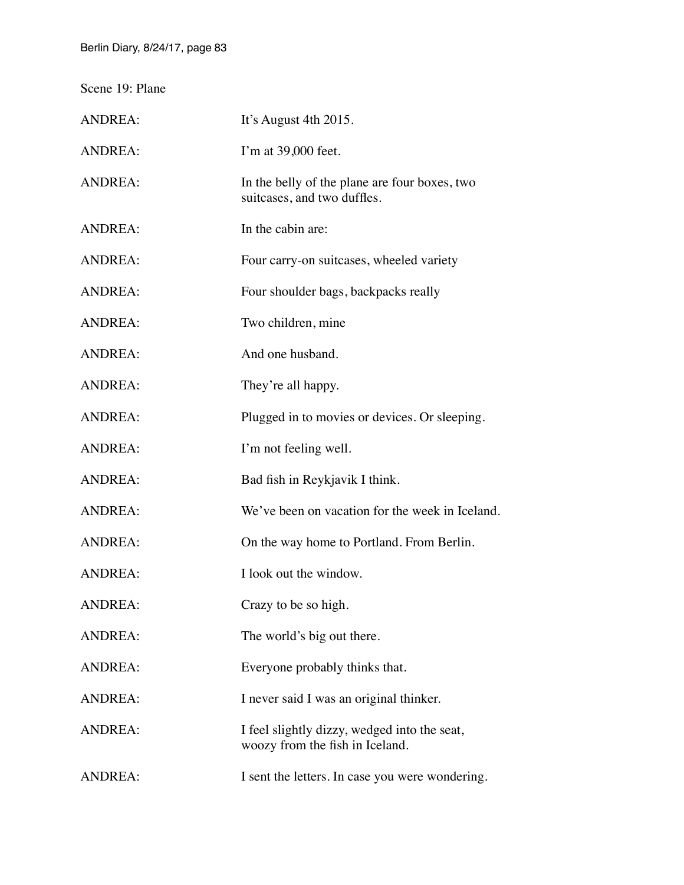Scene 19: Plane

| | |
|---|---|
| ANDREA: | It's August 4th 2015. |
| ANDREA: | I'm at 39,000 feet. |
| ANDREA: | In the belly of the plane are four boxes, two suitcases, and two duffles. |
| ANDREA: | In the cabin are: |
| ANDREA: | Four carry-on suitcases, wheeled variety |
| ANDREA: | Four shoulder bags, backpacks really |
| ANDREA: | Two children, mine |
| ANDREA: | And one husband. |
| ANDREA: | They're all happy. |
| ANDREA: | Plugged in to movies or devices. Or sleeping. |
| ANDREA: | I'm not feeling well. |
| ANDREA: | Bad fish in Reykjavik I think. |
| ANDREA: | We've been on vacation for the week in Iceland. |
| ANDREA: | On the way home to Portland. From Berlin. |
| ANDREA: | I look out the window. |
| ANDREA: | Crazy to be so high. |
| ANDREA: | The world's big out there. |
| ANDREA: | Everyone probably thinks that. |
| ANDREA: | I never said I was an original thinker. |
| ANDREA: | I feel slightly dizzy, wedged into the seat, woozy from the fish in Iceland. |
| ANDREA: | I sent the letters. In case you were wondering. |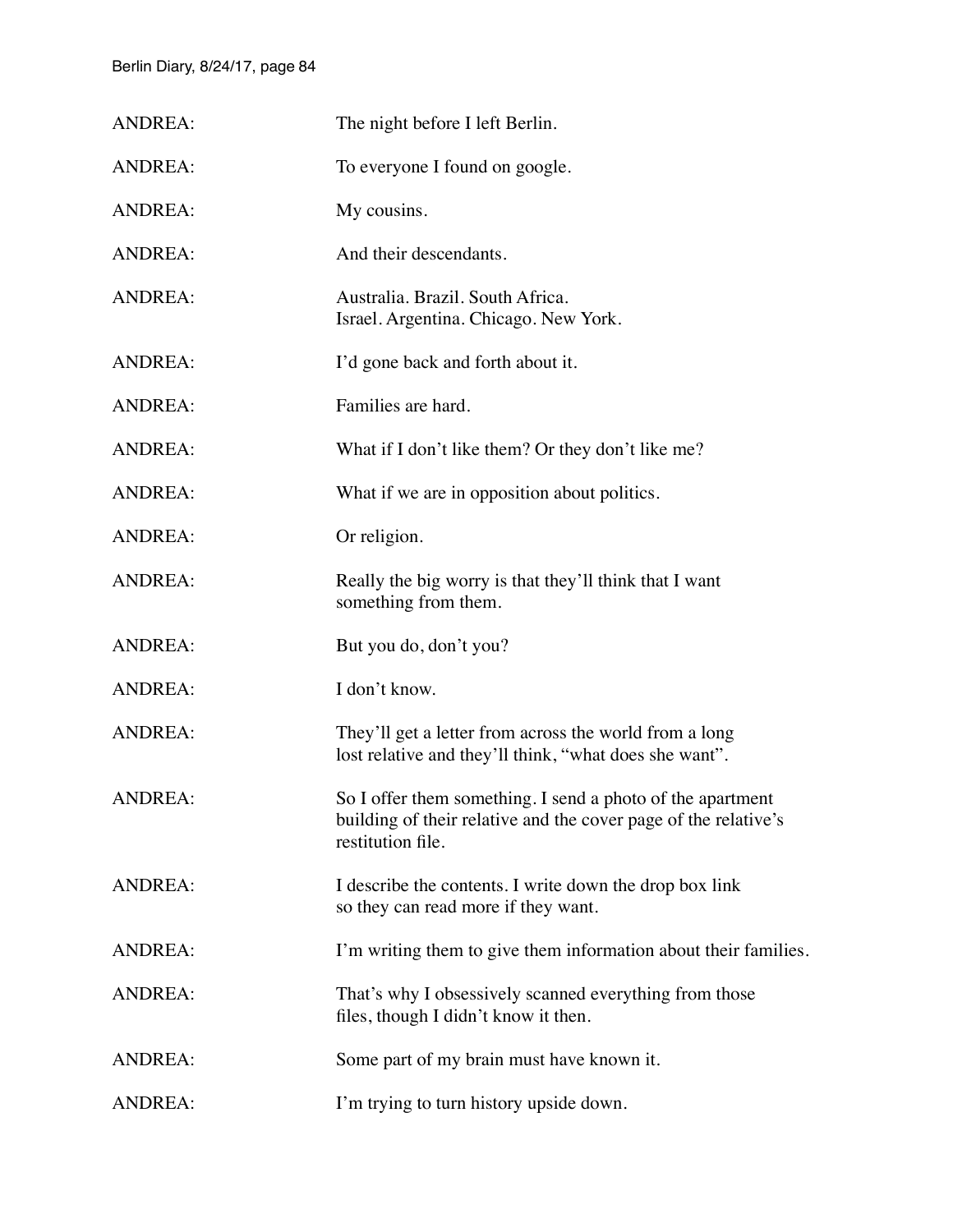ANDREA: The night before I left Berlin.

ANDREA: To everyone I found on google.

ANDREA: My cousins.

ANDREA: And their descendants.

ANDREA: Australia. Brazil. South Africa.
Israel. Argentina. Chicago. New York.

ANDREA: I'd gone back and forth about it.

ANDREA: Families are hard.

ANDREA: What if I don't like them? Or they don't like me?

ANDREA: What if we are in opposition about politics.

ANDREA: Or religion.

ANDREA: Really the big worry is that they'll think that I want something from them.

ANDREA: But you do, don't you?

ANDREA: I don't know.

ANDREA: They'll get a letter from across the world from a long lost relative and they'll think, "what does she want".

ANDREA: So I offer them something. I send a photo of the apartment building of their relative and the cover page of the relative's restitution file.

ANDREA: I describe the contents. I write down the drop box link so they can read more if they want.

ANDREA: I'm writing them to give them information about their families.

ANDREA: That's why I obsessively scanned everything from those files, though I didn't know it then.

ANDREA: Some part of my brain must have known it.

ANDREA: I'm trying to turn history upside down.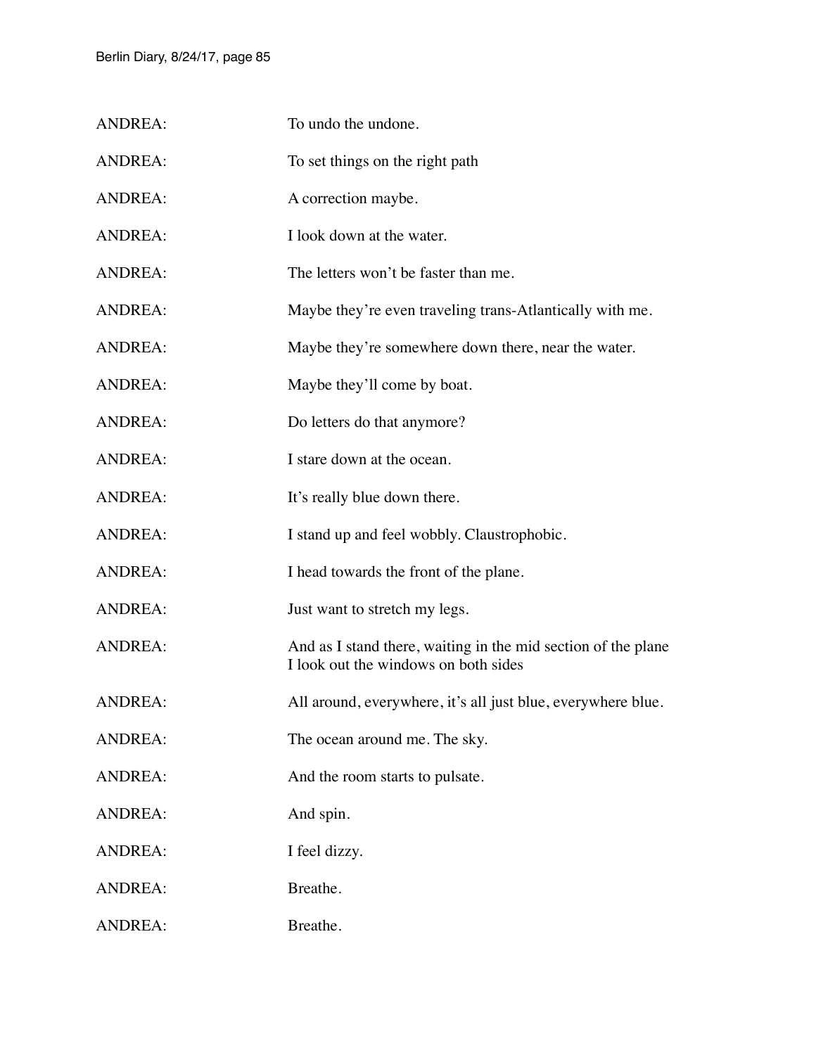ANDREA: To undo the undone.

ANDREA: To set things on the right path

ANDREA: A correction maybe.

ANDREA: I look down at the water.

ANDREA: The letters won't be faster than me.

ANDREA: Maybe they're even traveling trans-Atlantically with me.

ANDREA: Maybe they're somewhere down there, near the water.

ANDREA: Maybe they'll come by boat.

ANDREA: Do letters do that anymore?

ANDREA: I stare down at the ocean.

ANDREA: It's really blue down there.

ANDREA: I stand up and feel wobbly. Claustrophobic.

ANDREA: I head towards the front of the plane.

ANDREA: Just want to stretch my legs.

ANDREA: And as I stand there, waiting in the mid section of the plane I look out the windows on both sides

ANDREA: All around, everywhere, it's all just blue, everywhere blue.

ANDREA: The ocean around me. The sky.

ANDREA: And the room starts to pulsate.

ANDREA: And spin.

ANDREA: I feel dizzy.

ANDREA: Breathe.

ANDREA: Breathe.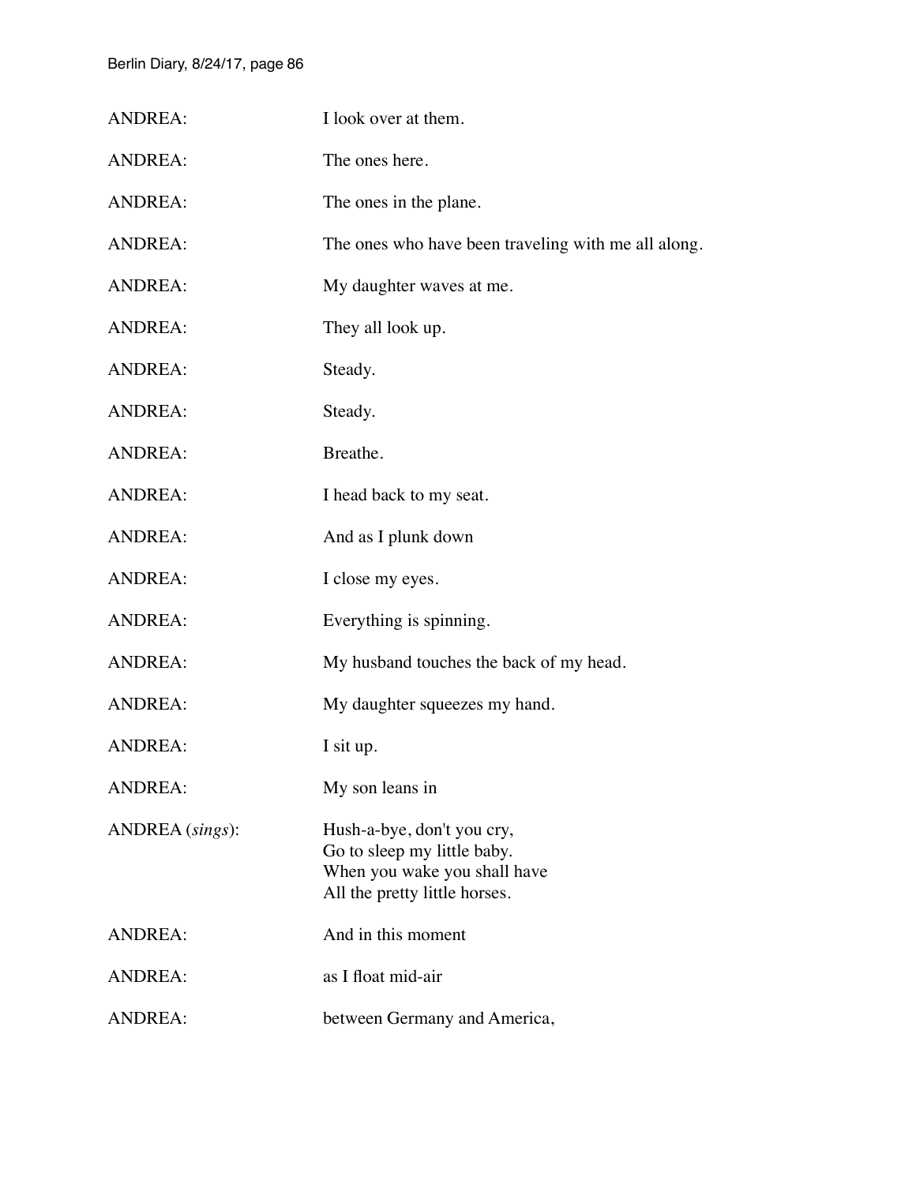ANDREA: I look over at them.

ANDREA: The ones here.

ANDREA: The ones in the plane.

ANDREA: The ones who have been traveling with me all along.

ANDREA: My daughter waves at me.

ANDREA: They all look up.

ANDREA: Steady.

ANDREA: Steady.

ANDREA: Breathe.

ANDREA: I head back to my seat.

ANDREA: And as I plunk down

ANDREA: I close my eyes.

ANDREA: Everything is spinning.

ANDREA: My husband touches the back of my head.

ANDREA: My daughter squeezes my hand.

ANDREA: I sit up.

ANDREA: My son leans in

ANDREA (*sings*): Hush-a-bye, don't you cry,
Go to sleep my little baby.
When you wake you shall have
All the pretty little horses.

ANDREA: And in this moment

ANDREA: as I float mid-air

ANDREA: between Germany and America,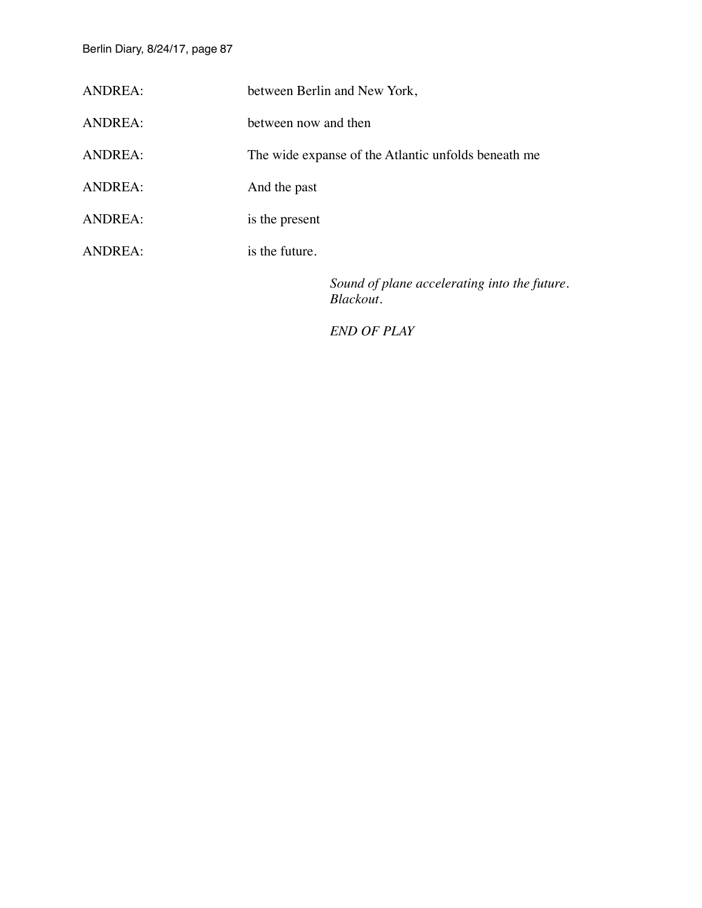ANDREA: between Berlin and New York,

ANDREA: between now and then

ANDREA: The wide expanse of the Atlantic unfolds beneath me

ANDREA: And the past

ANDREA: is the present

ANDREA: is the future.

*Sound of plane accelerating into the future.*
*Blackout.*

*END OF PLAY*